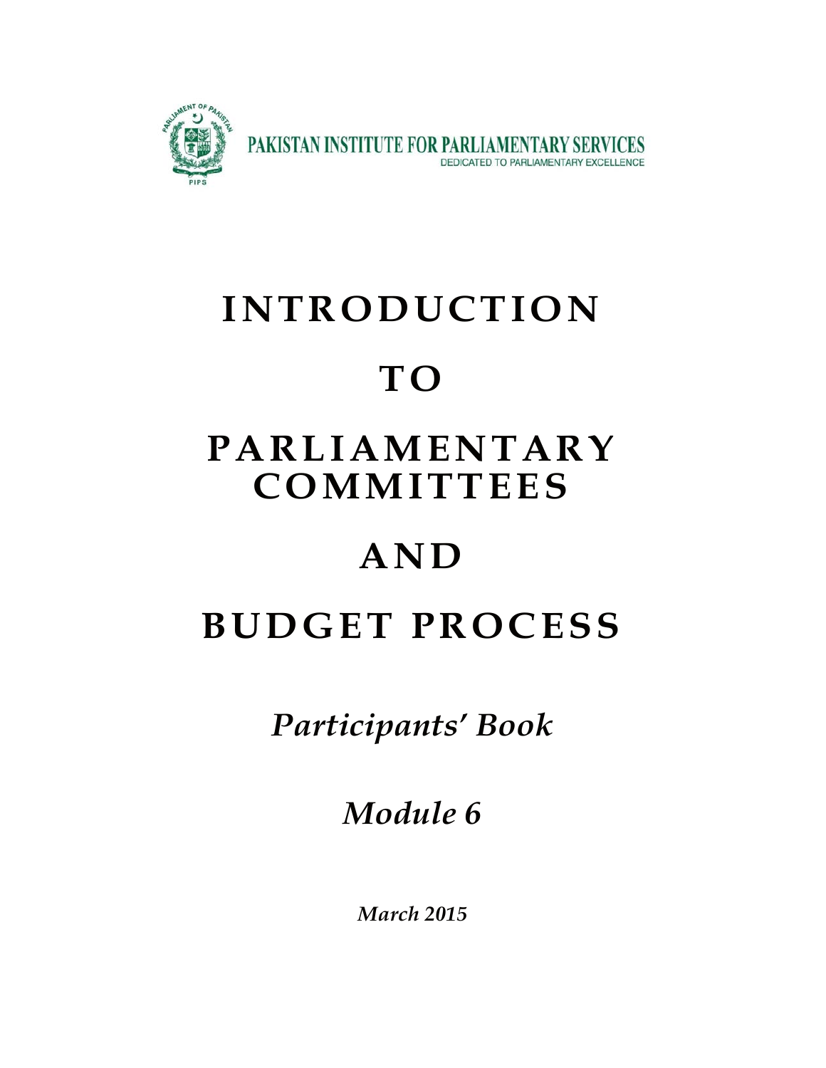PAKISTAN INSTITUTE FOR PARLIAMENTARY SERVICES

DEDICATED TO PARLIAMENTARY EXCELLENCE

# INTRODUCTION TO PARLIAMENTARY COMMITTEES AND BUDGET PROCESS

*Participants' Book*

*Module 6*

***March 2015***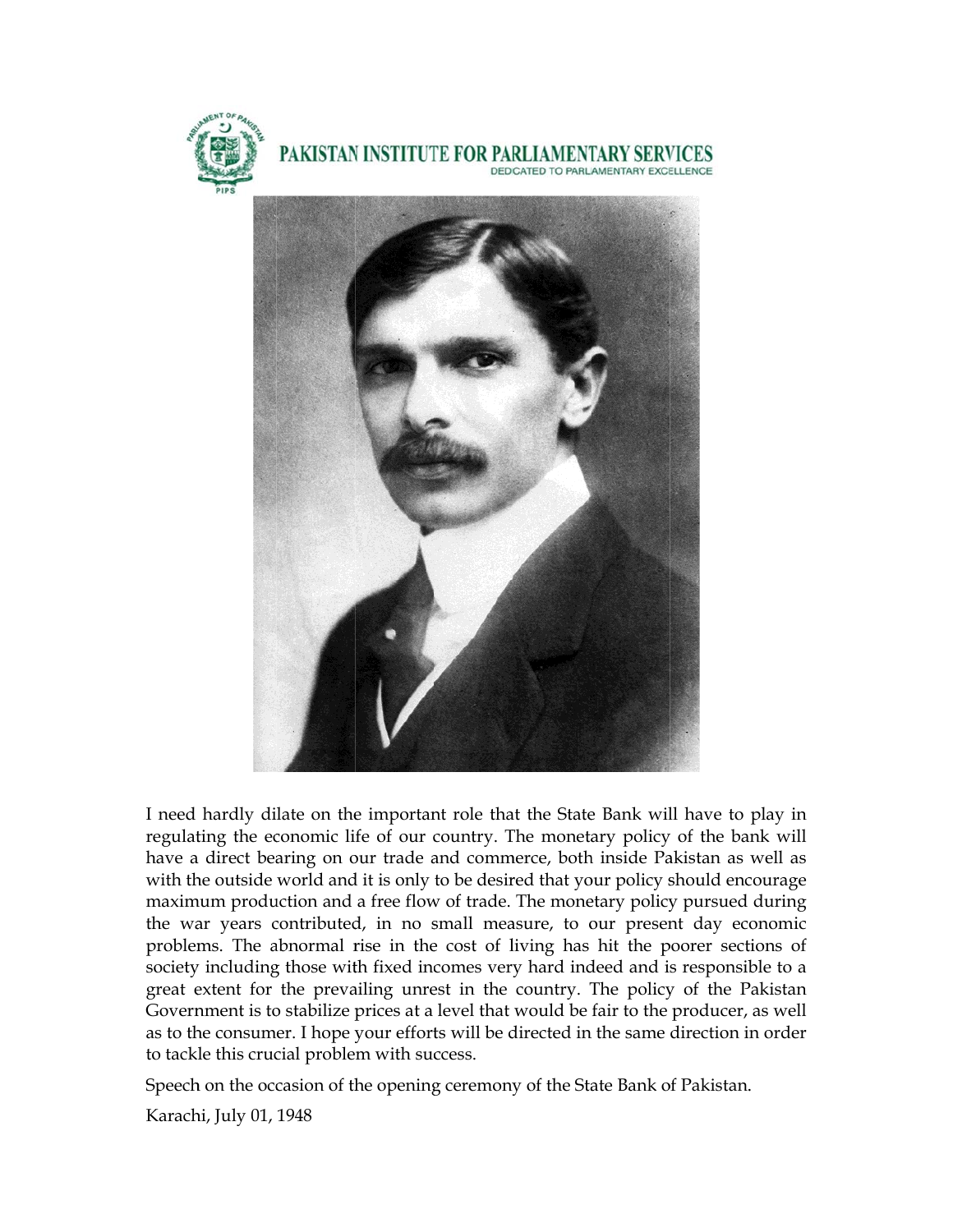I need hardly dilate on the important role that the State Bank will have to play in regulating the economic life of our country. The monetary policy of the bank will have a direct bearing on our trade and commerce, both inside Pakistan as well as with the outside world and it is only to be desired that your policy should encourage maximum production and a free flow of trade. The monetary policy pursued during the war years contributed, in no small measure, to our present day economic problems. The abnormal rise in the cost of living has hit the poorer sections of society including those with fixed incomes very hard indeed and is responsible to a great extent for the prevailing unrest in the country. The policy of the Pakistan Government is to stabilize prices at a level that would be fair to the producer, as well as to the consumer. I hope your efforts will be directed in the same direction in order to tackle this crucial problem with success.

Speech on the occasion of the opening ceremony of the State Bank of Pakistan.

Karachi, July 01, 1948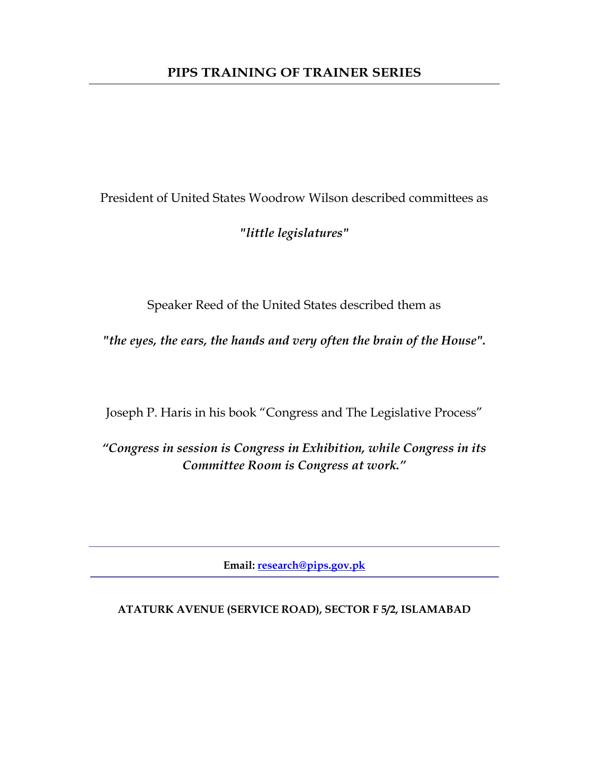President of United States Woodrow Wilson described committees as

***"little legislatures"***

Speaker Reed of the United States described them as

***"the eyes, the ears, the hands and very often the brain of the House".***

Joseph P. Haris in his book "Congress and The Legislative Process"

***"Congress in session is Congress in Exhibition, while Congress in its Committee Room is Congress at work."***

**Email: research@pips.gov.pk**

**ATATURK AVENUE (SERVICE ROAD), SECTOR F 5/2, ISLAMABAD**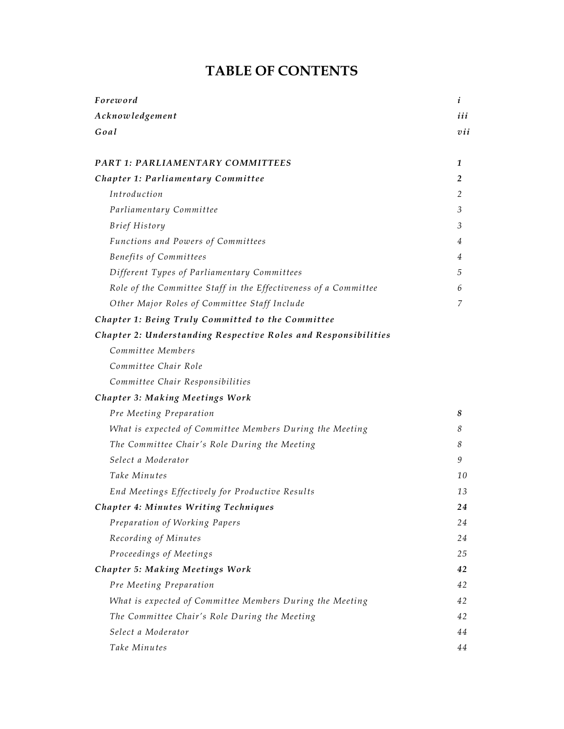# TABLE OF CONTENTS

| | |
|---|---|
| *Foreword* | *i* |
| *Acknowledgement* | *iii* |
| *Goal* | *vii* |
| | |
| ***PART 1: PARLIAMENTARY COMMITTEES*** | ***1*** |
| ***Chapter 1: Parliamentary Committee*** | ***2*** |
| *Introduction* | *2* |
| *Parliamentary Committee* | *3* |
| *Brief History* | *3* |
| *Functions and Powers of Committees* | *4* |
| *Benefits of Committees* | *4* |
| *Different Types of Parliamentary Committees* | *5* |
| *Role of the Committee Staff in the Effectiveness of a Committee* | *6* |
| *Other Major Roles of Committee Staff Include* | *7* |
| ***Chapter 1: Being Truly Committed to the Committee*** | |
| ***Chapter 2: Understanding Respective Roles and Responsibilities*** | |
| *Committee Members* | |
| *Committee Chair Role* | |
| *Committee Chair Responsibilities* | |
| ***Chapter 3: Making Meetings Work*** | |
| *Pre Meeting Preparation* | ***8*** |
| *What is expected of Committee Members During the Meeting* | *8* |
| *The Committee Chair's Role During the Meeting* | *8* |
| *Select a Moderator* | *9* |
| *Take Minutes* | *10* |
| *End Meetings Effectively for Productive Results* | *13* |
| ***Chapter 4: Minutes Writing Techniques*** | ***24*** |
| *Preparation of Working Papers* | *24* |
| *Recording of Minutes* | *24* |
| *Proceedings of Meetings* | *25* |
| ***Chapter 5: Making Meetings Work*** | ***42*** |
| *Pre Meeting Preparation* | *42* |
| *What is expected of Committee Members During the Meeting* | *42* |
| *The Committee Chair's Role During the Meeting* | *42* |
| *Select a Moderator* | *44* |
| *Take Minutes* | *44* |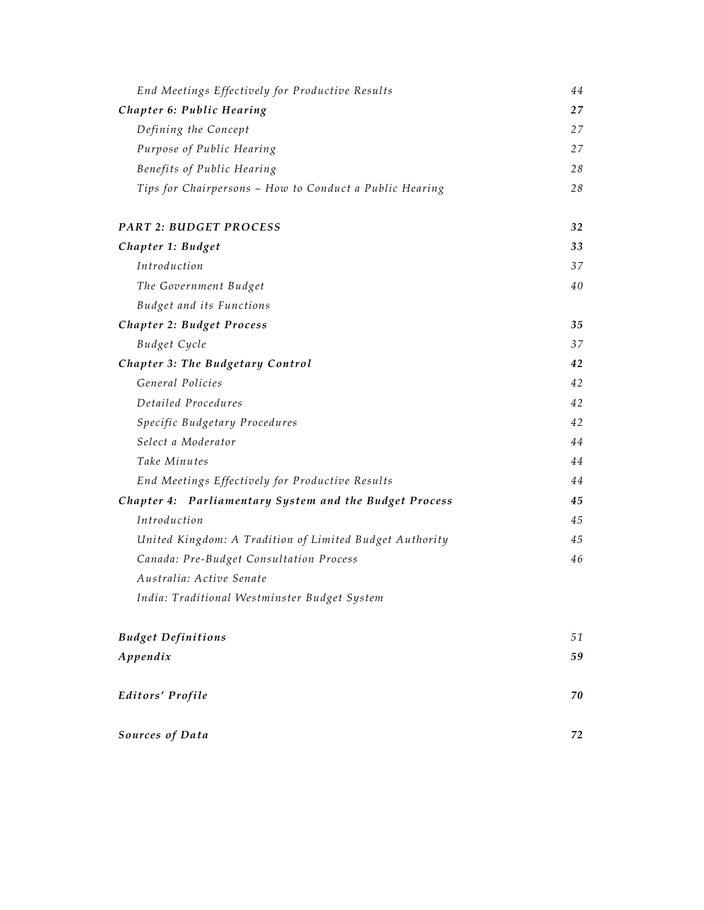| | |
|---|---|
| *End Meetings Effectively for Productive Results* | *44* |
| ***Chapter 6: Public Hearing*** | ***27*** |
| *Defining the Concept* | *27* |
| *Purpose of Public Hearing* | *27* |
| *Benefits of Public Hearing* | *28* |
| *Tips for Chairpersons – How to Conduct a Public Hearing* | *28* |
| | |
| ***PART 2: BUDGET PROCESS*** | ***32*** |
| ***Chapter 1: Budget*** | ***33*** |
| *Introduction* | *37* |
| *The Government Budget* | *40* |
| *Budget and its Functions* | |
| ***Chapter 2: Budget Process*** | ***35*** |
| *Budget Cycle* | *37* |
| ***Chapter 3: The Budgetary Control*** | ***42*** |
| *General Policies* | *42* |
| *Detailed Procedures* | *42* |
| *Specific Budgetary Procedures* | *42* |
| *Select a Moderator* | *44* |
| *Take Minutes* | *44* |
| *End Meetings Effectively for Productive Results* | *44* |
| ***Chapter 4: Parliamentary System and the Budget Process*** | ***45*** |
| *Introduction* | *45* |
| *United Kingdom: A Tradition of Limited Budget Authority* | *45* |
| *Canada: Pre-Budget Consultation Process* | *46* |
| *Australia: Active Senate* | |
| *India: Traditional Westminster Budget System* | |
| | |
| ***Budget Definitions*** | *51* |
| ***Appendix*** | ***59*** |
| | |
| ***Editors' Profile*** | ***70*** |
| | |
| ***Sources of Data*** | ***72*** |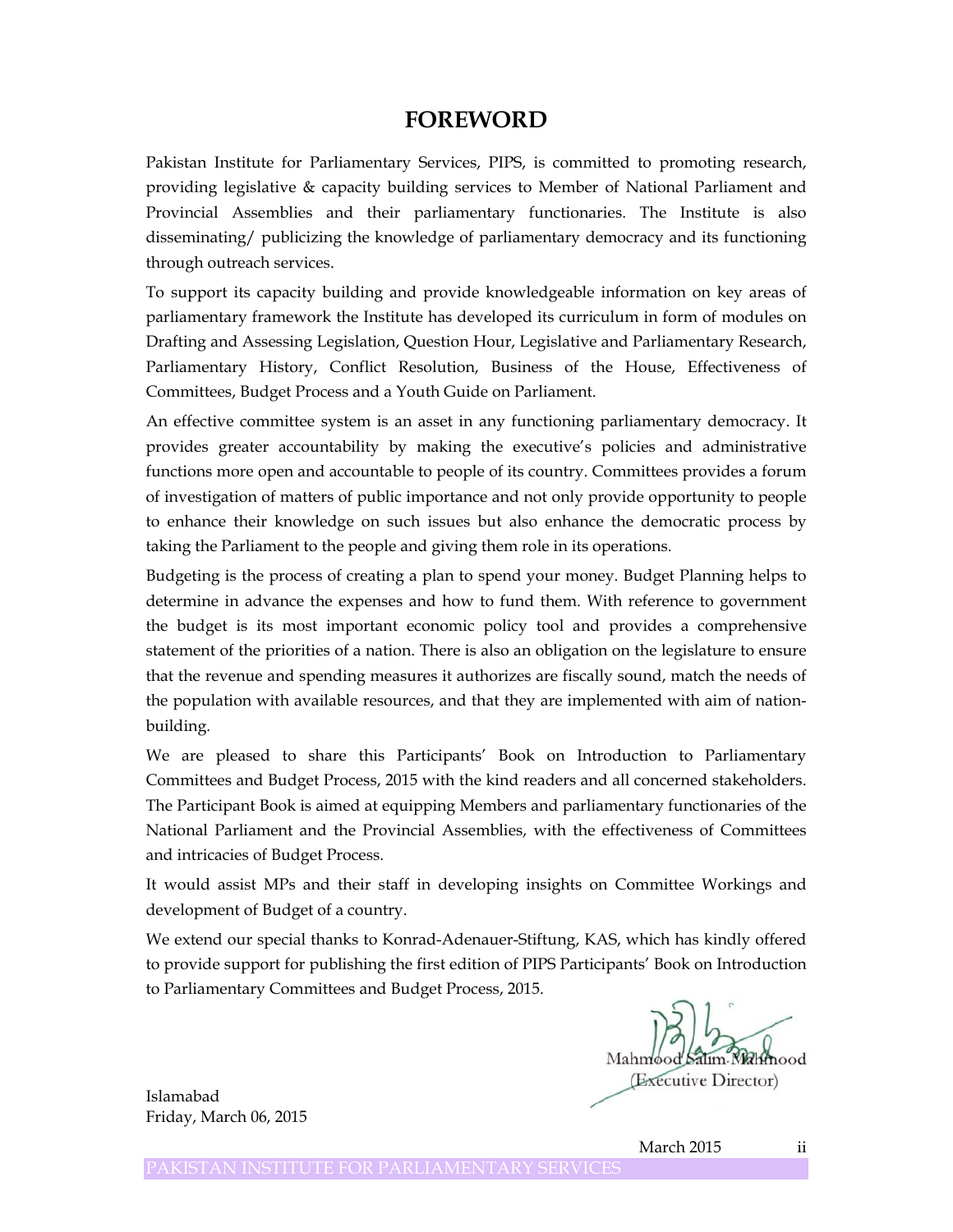# FOREWORD

Pakistan Institute for Parliamentary Services, PIPS, is committed to promoting research, providing legislative & capacity building services to Member of National Parliament and Provincial Assemblies and their parliamentary functionaries. The Institute is also disseminating/ publicizing the knowledge of parliamentary democracy and its functioning through outreach services.

To support its capacity building and provide knowledgeable information on key areas of parliamentary framework the Institute has developed its curriculum in form of modules on Drafting and Assessing Legislation, Question Hour, Legislative and Parliamentary Research, Parliamentary History, Conflict Resolution, Business of the House, Effectiveness of Committees, Budget Process and a Youth Guide on Parliament.

An effective committee system is an asset in any functioning parliamentary democracy. It provides greater accountability by making the executive's policies and administrative functions more open and accountable to people of its country. Committees provides a forum of investigation of matters of public importance and not only provide opportunity to people to enhance their knowledge on such issues but also enhance the democratic process by taking the Parliament to the people and giving them role in its operations.

Budgeting is the process of creating a plan to spend your money. Budget Planning helps to determine in advance the expenses and how to fund them. With reference to government the budget is its most important economic policy tool and provides a comprehensive statement of the priorities of a nation. There is also an obligation on the legislature to ensure that the revenue and spending measures it authorizes are fiscally sound, match the needs of the population with available resources, and that they are implemented with aim of nation-building.

We are pleased to share this Participants' Book on Introduction to Parliamentary Committees and Budget Process, 2015 with the kind readers and all concerned stakeholders. The Participant Book is aimed at equipping Members and parliamentary functionaries of the National Parliament and the Provincial Assemblies, with the effectiveness of Committees and intricacies of Budget Process.

It would assist MPs and their staff in developing insights on Committee Workings and development of Budget of a country.

We extend our special thanks to Konrad-Adenauer-Stiftung, KAS, which has kindly offered to provide support for publishing the first edition of PIPS Participants' Book on Introduction to Parliamentary Committees and Budget Process, 2015.

Mahmood Salim Mahmood
(Executive Director)

Islamabad
Friday, March 06, 2015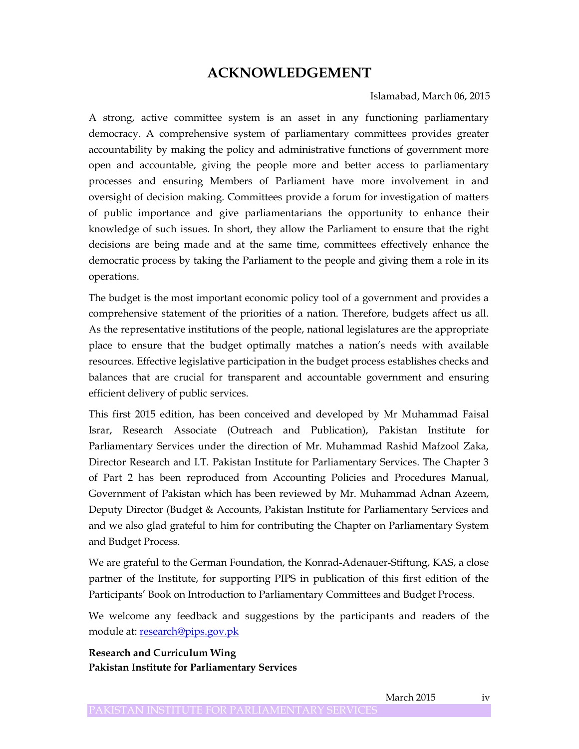# ACKNOWLEDGEMENT

Islamabad, March 06, 2015

A strong, active committee system is an asset in any functioning parliamentary democracy. A comprehensive system of parliamentary committees provides greater accountability by making the policy and administrative functions of government more open and accountable, giving the people more and better access to parliamentary processes and ensuring Members of Parliament have more involvement in and oversight of decision making. Committees provide a forum for investigation of matters of public importance and give parliamentarians the opportunity to enhance their knowledge of such issues. In short, they allow the Parliament to ensure that the right decisions are being made and at the same time, committees effectively enhance the democratic process by taking the Parliament to the people and giving them a role in its operations.

The budget is the most important economic policy tool of a government and provides a comprehensive statement of the priorities of a nation. Therefore, budgets affect us all. As the representative institutions of the people, national legislatures are the appropriate place to ensure that the budget optimally matches a nation's needs with available resources. Effective legislative participation in the budget process establishes checks and balances that are crucial for transparent and accountable government and ensuring efficient delivery of public services.

This first 2015 edition, has been conceived and developed by Mr Muhammad Faisal Israr, Research Associate (Outreach and Publication), Pakistan Institute for Parliamentary Services under the direction of Mr. Muhammad Rashid Mafzool Zaka, Director Research and I.T. Pakistan Institute for Parliamentary Services. The Chapter 3 of Part 2 has been reproduced from Accounting Policies and Procedures Manual, Government of Pakistan which has been reviewed by Mr. Muhammad Adnan Azeem, Deputy Director (Budget & Accounts, Pakistan Institute for Parliamentary Services and and we also glad grateful to him for contributing the Chapter on Parliamentary System and Budget Process.

We are grateful to the German Foundation, the Konrad-Adenauer-Stiftung, KAS, a close partner of the Institute, for supporting PIPS in publication of this first edition of the Participants' Book on Introduction to Parliamentary Committees and Budget Process.

We welcome any feedback and suggestions by the participants and readers of the module at: research@pips.gov.pk

**Research and Curriculum Wing**
**Pakistan Institute for Parliamentary Services**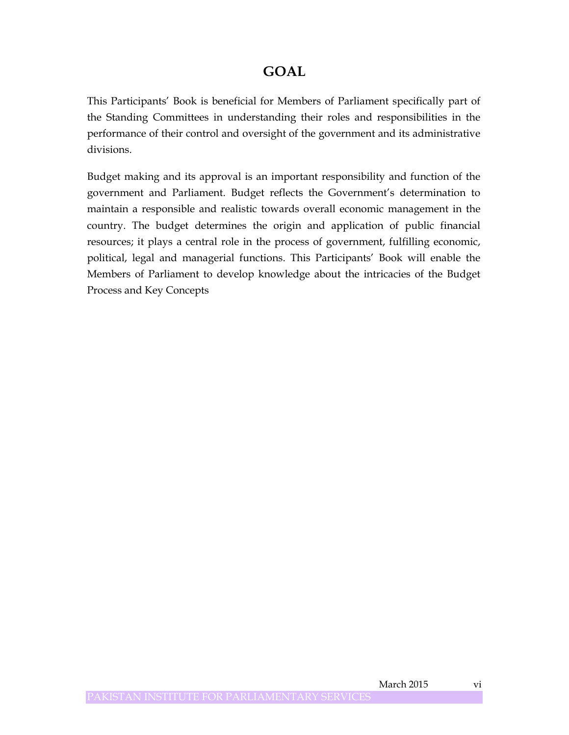# GOAL

This Participants' Book is beneficial for Members of Parliament specifically part of the Standing Committees in understanding their roles and responsibilities in the performance of their control and oversight of the government and its administrative divisions.

Budget making and its approval is an important responsibility and function of the government and Parliament. Budget reflects the Government's determination to maintain a responsible and realistic towards overall economic management in the country. The budget determines the origin and application of public financial resources; it plays a central role in the process of government, fulfilling economic, political, legal and managerial functions. This Participants' Book will enable the Members of Parliament to develop knowledge about the intricacies of the Budget Process and Key Concepts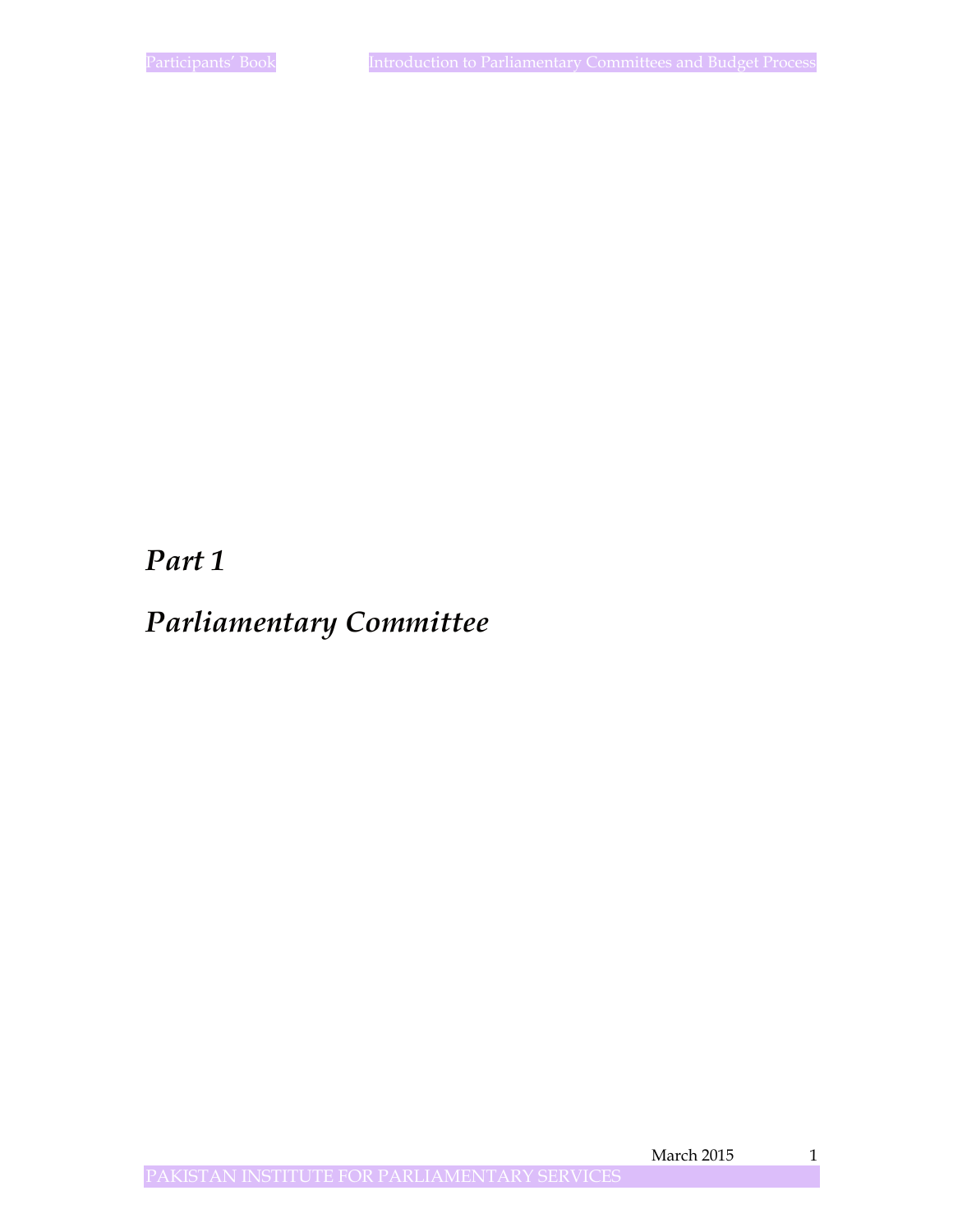# *Part 1*

# *Parliamentary Committee*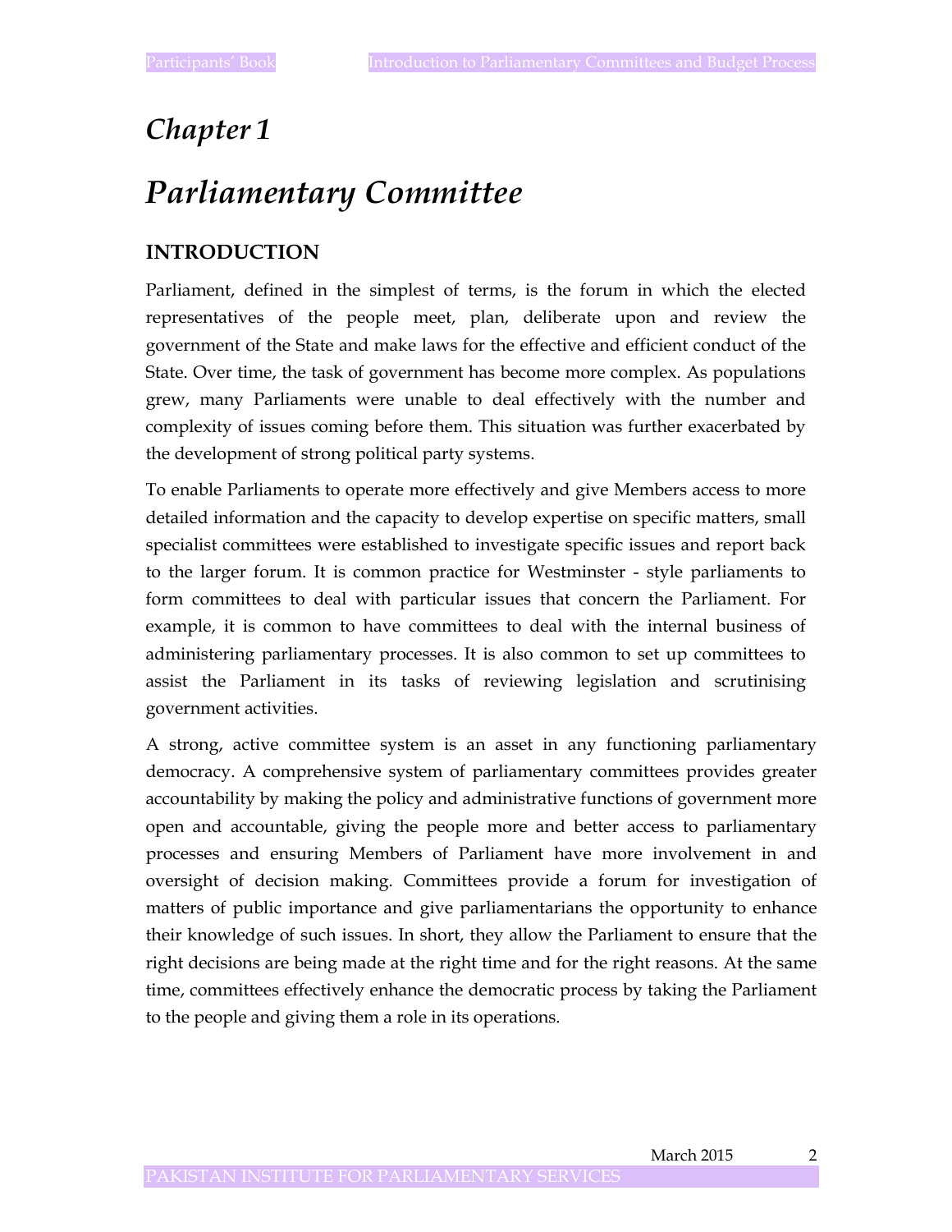# *Chapter 1*

# *Parliamentary Committee*

## INTRODUCTION

Parliament, defined in the simplest of terms, is the forum in which the elected representatives of the people meet, plan, deliberate upon and review the government of the State and make laws for the effective and efficient conduct of the State. Over time, the task of government has become more complex. As populations grew, many Parliaments were unable to deal effectively with the number and complexity of issues coming before them. This situation was further exacerbated by the development of strong political party systems.

To enable Parliaments to operate more effectively and give Members access to more detailed information and the capacity to develop expertise on specific matters, small specialist committees were established to investigate specific issues and report back to the larger forum. It is common practice for Westminster - style parliaments to form committees to deal with particular issues that concern the Parliament. For example, it is common to have committees to deal with the internal business of administering parliamentary processes. It is also common to set up committees to assist the Parliament in its tasks of reviewing legislation and scrutinising government activities.

A strong, active committee system is an asset in any functioning parliamentary democracy. A comprehensive system of parliamentary committees provides greater accountability by making the policy and administrative functions of government more open and accountable, giving the people more and better access to parliamentary processes and ensuring Members of Parliament have more involvement in and oversight of decision making. Committees provide a forum for investigation of matters of public importance and give parliamentarians the opportunity to enhance their knowledge of such issues. In short, they allow the Parliament to ensure that the right decisions are being made at the right time and for the right reasons. At the same time, committees effectively enhance the democratic process by taking the Parliament to the people and giving them a role in its operations.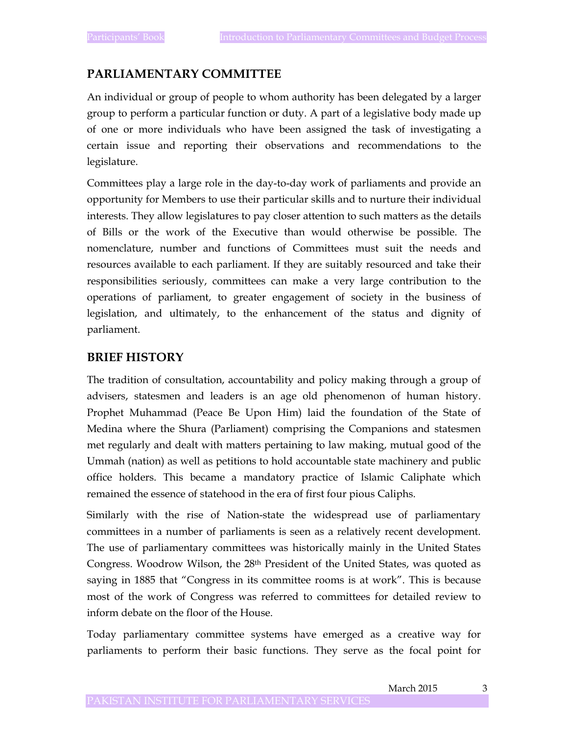## PARLIAMENTARY COMMITTEE

An individual or group of people to whom authority has been delegated by a larger group to perform a particular function or duty. A part of a legislative body made up of one or more individuals who have been assigned the task of investigating a certain issue and reporting their observations and recommendations to the legislature.

Committees play a large role in the day-to-day work of parliaments and provide an opportunity for Members to use their particular skills and to nurture their individual interests. They allow legislatures to pay closer attention to such matters as the details of Bills or the work of the Executive than would otherwise be possible. The nomenclature, number and functions of Committees must suit the needs and resources available to each parliament. If they are suitably resourced and take their responsibilities seriously, committees can make a very large contribution to the operations of parliament, to greater engagement of society in the business of legislation, and ultimately, to the enhancement of the status and dignity of parliament.

## BRIEF HISTORY

The tradition of consultation, accountability and policy making through a group of advisers, statesmen and leaders is an age old phenomenon of human history. Prophet Muhammad (Peace Be Upon Him) laid the foundation of the State of Medina where the Shura (Parliament) comprising the Companions and statesmen met regularly and dealt with matters pertaining to law making, mutual good of the Ummah (nation) as well as petitions to hold accountable state machinery and public office holders. This became a mandatory practice of Islamic Caliphate which remained the essence of statehood in the era of first four pious Caliphs.

Similarly with the rise of Nation-state the widespread use of parliamentary committees in a number of parliaments is seen as a relatively recent development. The use of parliamentary committees was historically mainly in the United States Congress. Woodrow Wilson, the 28th President of the United States, was quoted as saying in 1885 that "Congress in its committee rooms is at work". This is because most of the work of Congress was referred to committees for detailed review to inform debate on the floor of the House.

Today parliamentary committee systems have emerged as a creative way for parliaments to perform their basic functions. They serve as the focal point for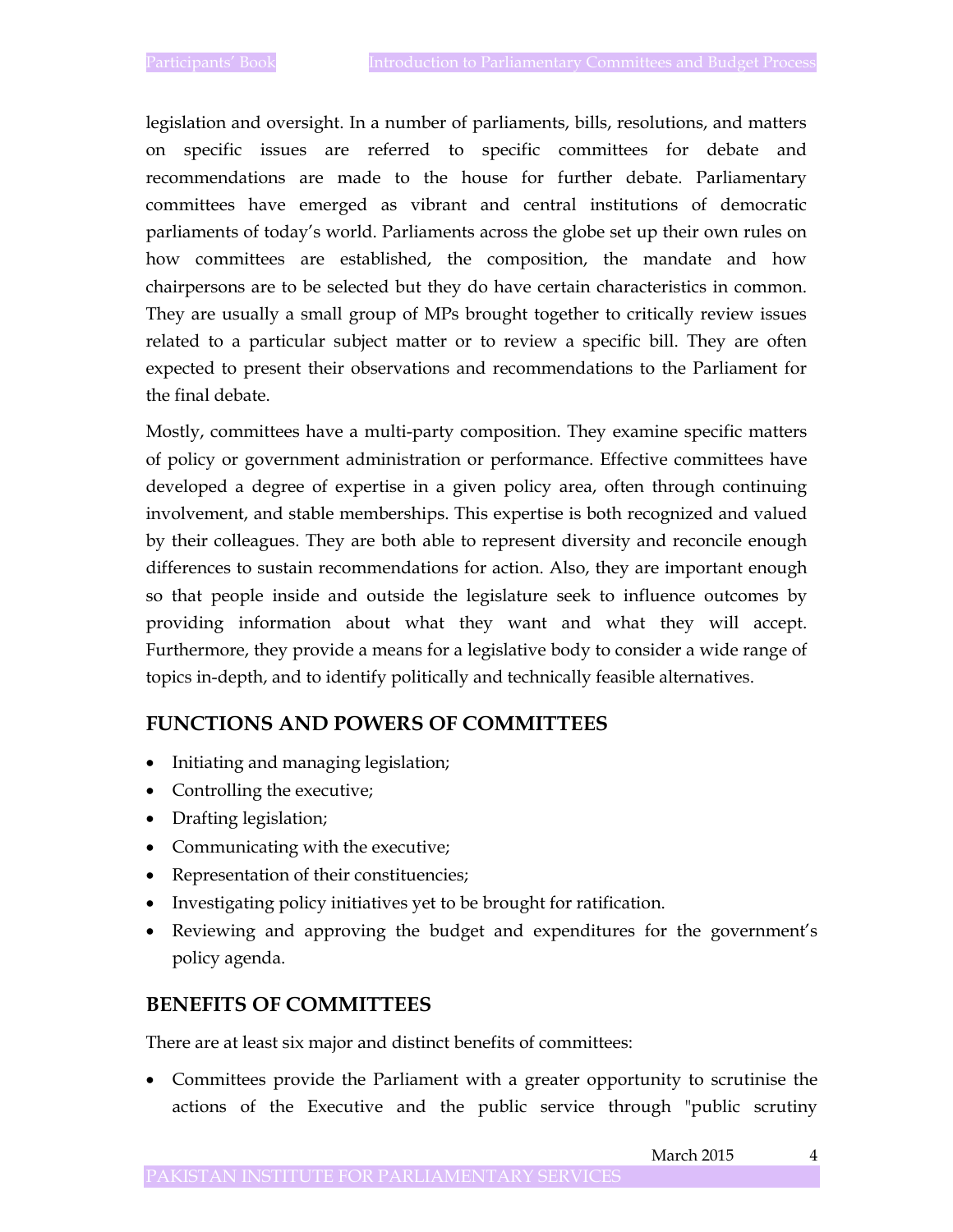legislation and oversight. In a number of parliaments, bills, resolutions, and matters on specific issues are referred to specific committees for debate and recommendations are made to the house for further debate. Parliamentary committees have emerged as vibrant and central institutions of democratic parliaments of today's world. Parliaments across the globe set up their own rules on how committees are established, the composition, the mandate and how chairpersons are to be selected but they do have certain characteristics in common. They are usually a small group of MPs brought together to critically review issues related to a particular subject matter or to review a specific bill. They are often expected to present their observations and recommendations to the Parliament for the final debate.

Mostly, committees have a multi-party composition. They examine specific matters of policy or government administration or performance. Effective committees have developed a degree of expertise in a given policy area, often through continuing involvement, and stable memberships. This expertise is both recognized and valued by their colleagues. They are both able to represent diversity and reconcile enough differences to sustain recommendations for action. Also, they are important enough so that people inside and outside the legislature seek to influence outcomes by providing information about what they want and what they will accept. Furthermore, they provide a means for a legislative body to consider a wide range of topics in-depth, and to identify politically and technically feasible alternatives.

## FUNCTIONS AND POWERS OF COMMITTEES

- Initiating and managing legislation;
- Controlling the executive;
- Drafting legislation;
- Communicating with the executive;
- Representation of their constituencies;
- Investigating policy initiatives yet to be brought for ratification.
- Reviewing and approving the budget and expenditures for the government's policy agenda.

## BENEFITS OF COMMITTEES

There are at least six major and distinct benefits of committees:

- Committees provide the Parliament with a greater opportunity to scrutinise the actions of the Executive and the public service through "public scrutiny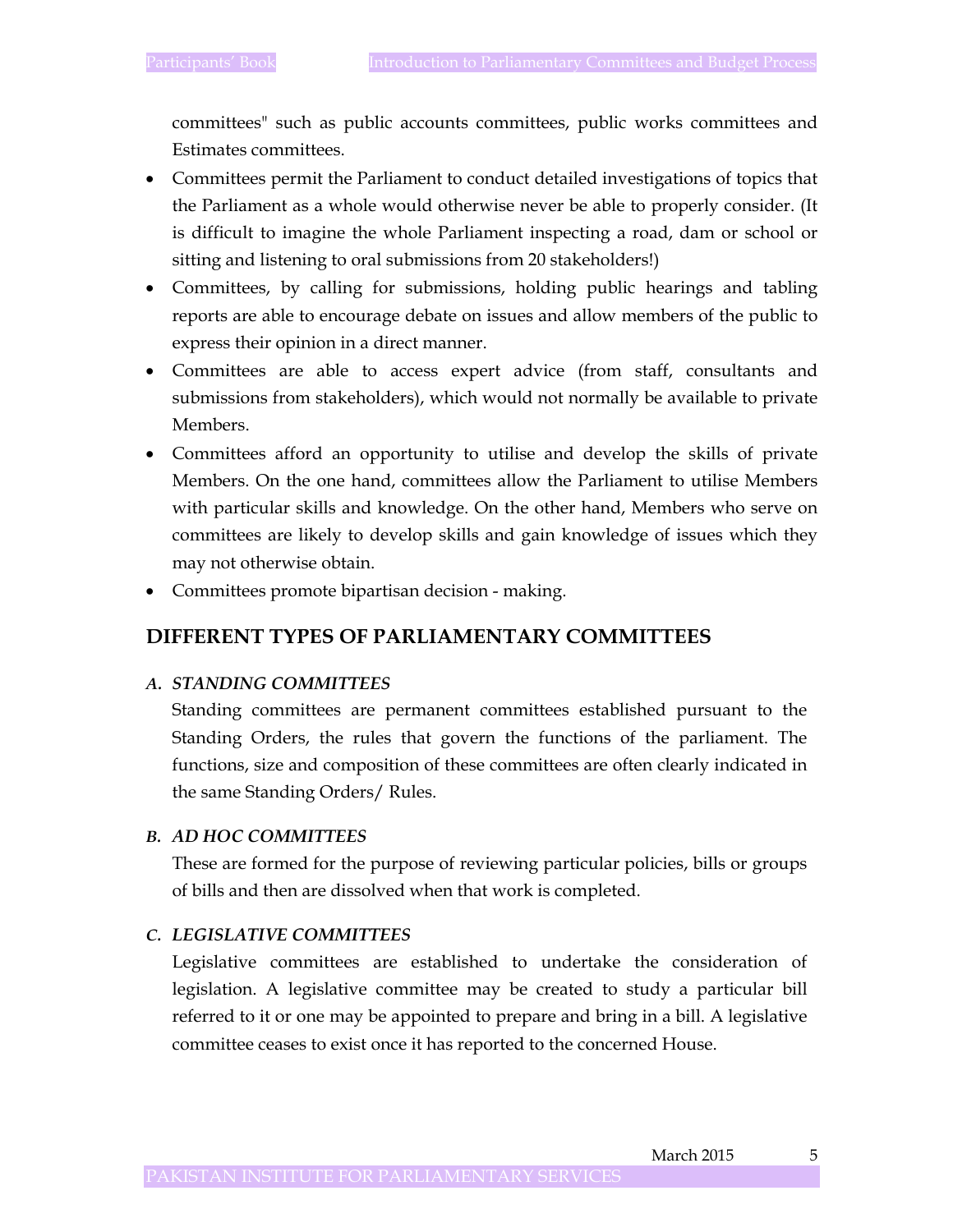committees" such as public accounts committees, public works committees and Estimates committees.

- Committees permit the Parliament to conduct detailed investigations of topics that the Parliament as a whole would otherwise never be able to properly consider. (It is difficult to imagine the whole Parliament inspecting a road, dam or school or sitting and listening to oral submissions from 20 stakeholders!)
- Committees, by calling for submissions, holding public hearings and tabling reports are able to encourage debate on issues and allow members of the public to express their opinion in a direct manner.
- Committees are able to access expert advice (from staff, consultants and submissions from stakeholders), which would not normally be available to private Members.
- Committees afford an opportunity to utilise and develop the skills of private Members. On the one hand, committees allow the Parliament to utilise Members with particular skills and knowledge. On the other hand, Members who serve on committees are likely to develop skills and gain knowledge of issues which they may not otherwise obtain.
- Committees promote bipartisan decision - making.

## DIFFERENT TYPES OF PARLIAMENTARY COMMITTEES

### *A. STANDING COMMITTEES*

Standing committees are permanent committees established pursuant to the Standing Orders, the rules that govern the functions of the parliament. The functions, size and composition of these committees are often clearly indicated in the same Standing Orders/ Rules.

### *B. AD HOC COMMITTEES*

These are formed for the purpose of reviewing particular policies, bills or groups of bills and then are dissolved when that work is completed.

### *C. LEGISLATIVE COMMITTEES*

Legislative committees are established to undertake the consideration of legislation. A legislative committee may be created to study a particular bill referred to it or one may be appointed to prepare and bring in a bill. A legislative committee ceases to exist once it has reported to the concerned House.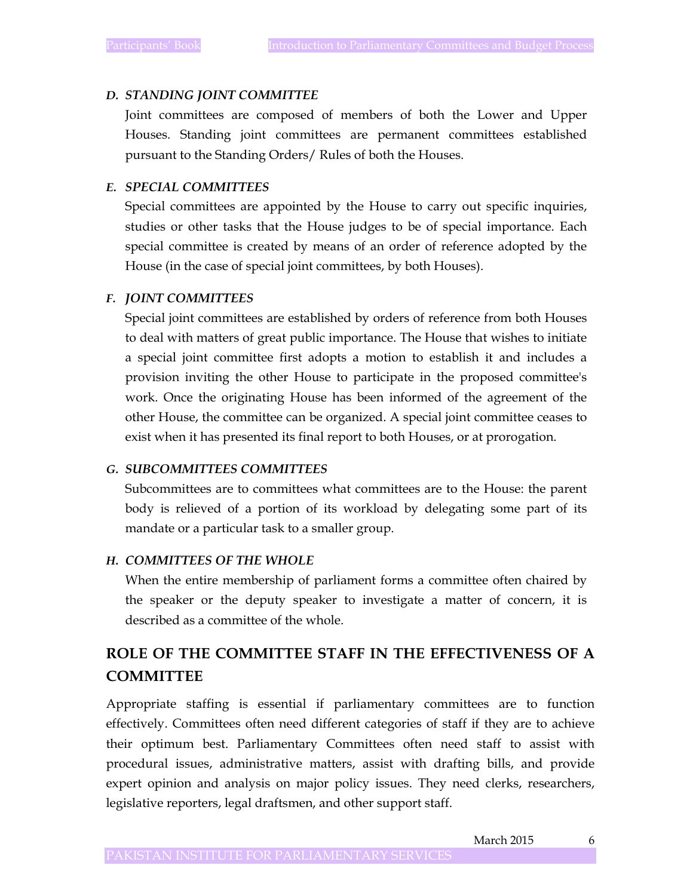### *D. STANDING JOINT COMMITTEE*

Joint committees are composed of members of both the Lower and Upper Houses. Standing joint committees are permanent committees established pursuant to the Standing Orders/ Rules of both the Houses.

### *E. SPECIAL COMMITTEES*

Special committees are appointed by the House to carry out specific inquiries, studies or other tasks that the House judges to be of special importance. Each special committee is created by means of an order of reference adopted by the House (in the case of special joint committees, by both Houses).

### *F. JOINT COMMITTEES*

Special joint committees are established by orders of reference from both Houses to deal with matters of great public importance. The House that wishes to initiate a special joint committee first adopts a motion to establish it and includes a provision inviting the other House to participate in the proposed committee's work. Once the originating House has been informed of the agreement of the other House, the committee can be organized. A special joint committee ceases to exist when it has presented its final report to both Houses, or at prorogation.

### *G. SUBCOMMITTEES COMMITTEES*

Subcommittees are to committees what committees are to the House: the parent body is relieved of a portion of its workload by delegating some part of its mandate or a particular task to a smaller group.

### *H. COMMITTEES OF THE WHOLE*

When the entire membership of parliament forms a committee often chaired by the speaker or the deputy speaker to investigate a matter of concern, it is described as a committee of the whole.

## ROLE OF THE COMMITTEE STAFF IN THE EFFECTIVENESS OF A COMMITTEE

Appropriate staffing is essential if parliamentary committees are to function effectively. Committees often need different categories of staff if they are to achieve their optimum best. Parliamentary Committees often need staff to assist with procedural issues, administrative matters, assist with drafting bills, and provide expert opinion and analysis on major policy issues. They need clerks, researchers, legislative reporters, legal draftsmen, and other support staff.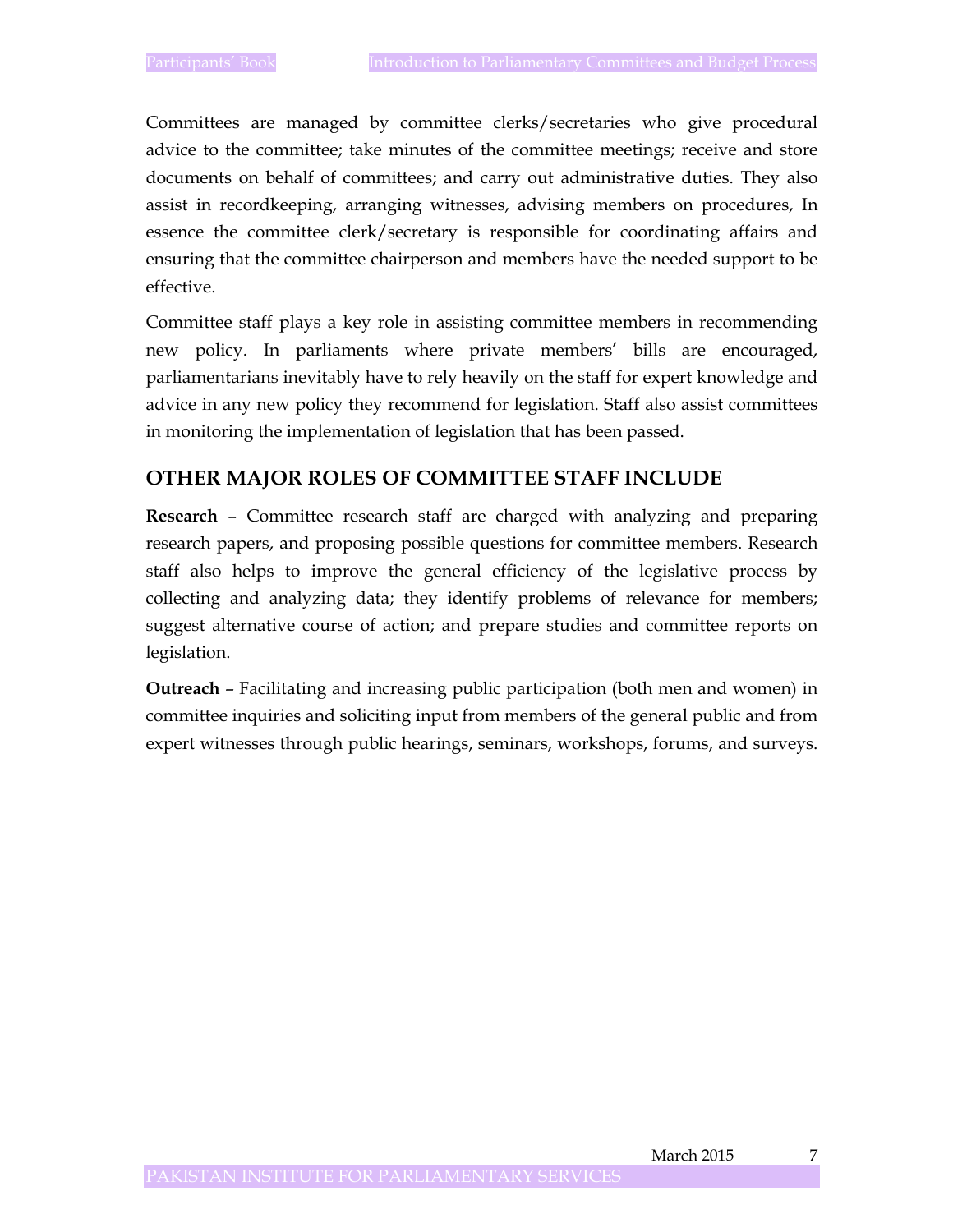Committees are managed by committee clerks/secretaries who give procedural advice to the committee; take minutes of the committee meetings; receive and store documents on behalf of committees; and carry out administrative duties. They also assist in recordkeeping, arranging witnesses, advising members on procedures, In essence the committee clerk/secretary is responsible for coordinating affairs and ensuring that the committee chairperson and members have the needed support to be effective.

Committee staff plays a key role in assisting committee members in recommending new policy. In parliaments where private members' bills are encouraged, parliamentarians inevitably have to rely heavily on the staff for expert knowledge and advice in any new policy they recommend for legislation. Staff also assist committees in monitoring the implementation of legislation that has been passed.

## OTHER MAJOR ROLES OF COMMITTEE STAFF INCLUDE

**Research** – Committee research staff are charged with analyzing and preparing research papers, and proposing possible questions for committee members. Research staff also helps to improve the general efficiency of the legislative process by collecting and analyzing data; they identify problems of relevance for members; suggest alternative course of action; and prepare studies and committee reports on legislation.

**Outreach** – Facilitating and increasing public participation (both men and women) in committee inquiries and soliciting input from members of the general public and from expert witnesses through public hearings, seminars, workshops, forums, and surveys.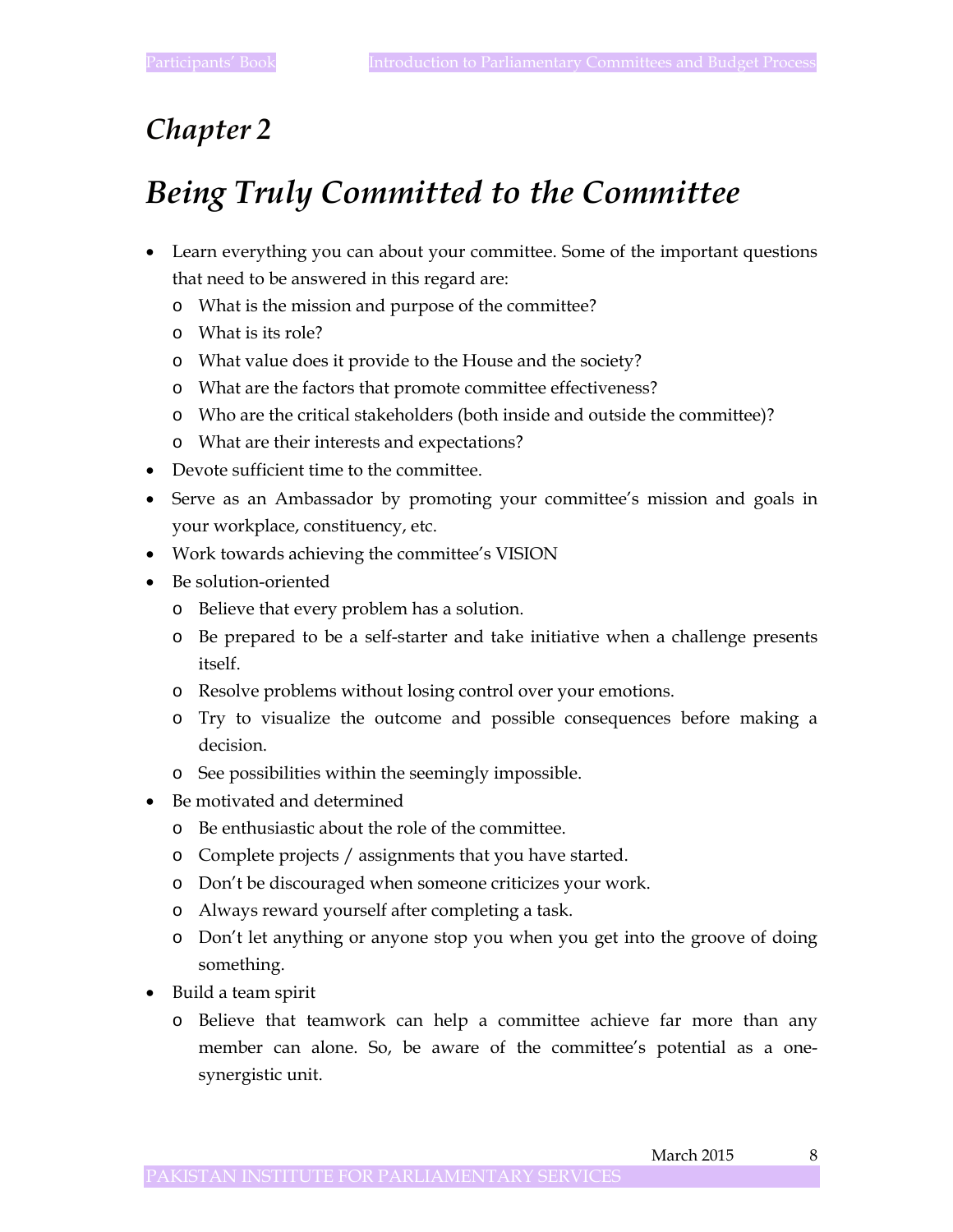# *Chapter 2*

# *Being Truly Committed to the Committee*

- Learn everything you can about your committee. Some of the important questions that need to be answered in this regard are:
  - What is the mission and purpose of the committee?
  - What is its role?
  - What value does it provide to the House and the society?
  - What are the factors that promote committee effectiveness?
  - Who are the critical stakeholders (both inside and outside the committee)?
  - What are their interests and expectations?
- Devote sufficient time to the committee.
- Serve as an Ambassador by promoting your committee's mission and goals in your workplace, constituency, etc.
- Work towards achieving the committee's VISION
- Be solution-oriented
  - Believe that every problem has a solution.
  - Be prepared to be a self-starter and take initiative when a challenge presents itself.
  - Resolve problems without losing control over your emotions.
  - Try to visualize the outcome and possible consequences before making a decision.
  - See possibilities within the seemingly impossible.
- Be motivated and determined
  - Be enthusiastic about the role of the committee.
  - Complete projects / assignments that you have started.
  - Don't be discouraged when someone criticizes your work.
  - Always reward yourself after completing a task.
  - Don't let anything or anyone stop you when you get into the groove of doing something.
- Build a team spirit
  - Believe that teamwork can help a committee achieve far more than any member can alone. So, be aware of the committee's potential as a one-synergistic unit.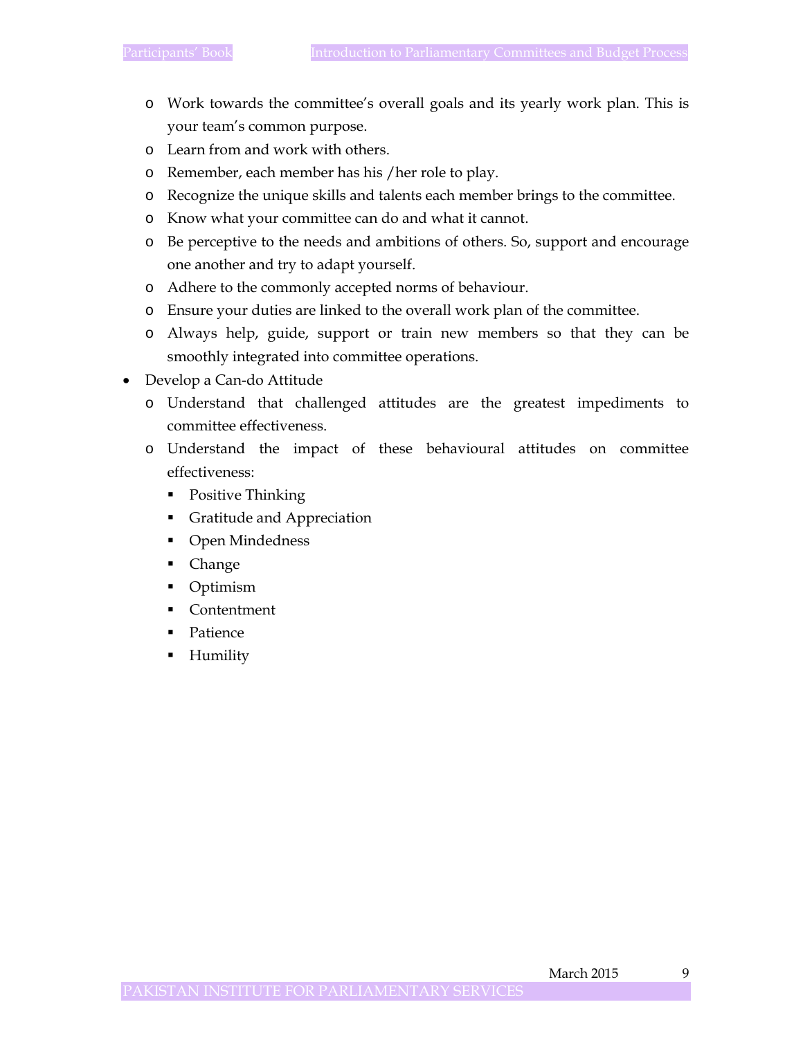- Work towards the committee's overall goals and its yearly work plan. This is your team's common purpose.
   - Learn from and work with others.
   - Remember, each member has his /her role to play.
   - Recognize the unique skills and talents each member brings to the committee.
   - Know what your committee can do and what it cannot.
   - Be perceptive to the needs and ambitions of others. So, support and encourage one another and try to adapt yourself.
   - Adhere to the commonly accepted norms of behaviour.
   - Ensure your duties are linked to the overall work plan of the committee.
   - Always help, guide, support or train new members so that they can be smoothly integrated into committee operations.
- Develop a Can-do Attitude
   - Understand that challenged attitudes are the greatest impediments to committee effectiveness.
   - Understand the impact of these behavioural attitudes on committee effectiveness:
      - Positive Thinking
      - Gratitude and Appreciation
      - Open Mindedness
      - Change
      - Optimism
      - Contentment
      - Patience
      - Humility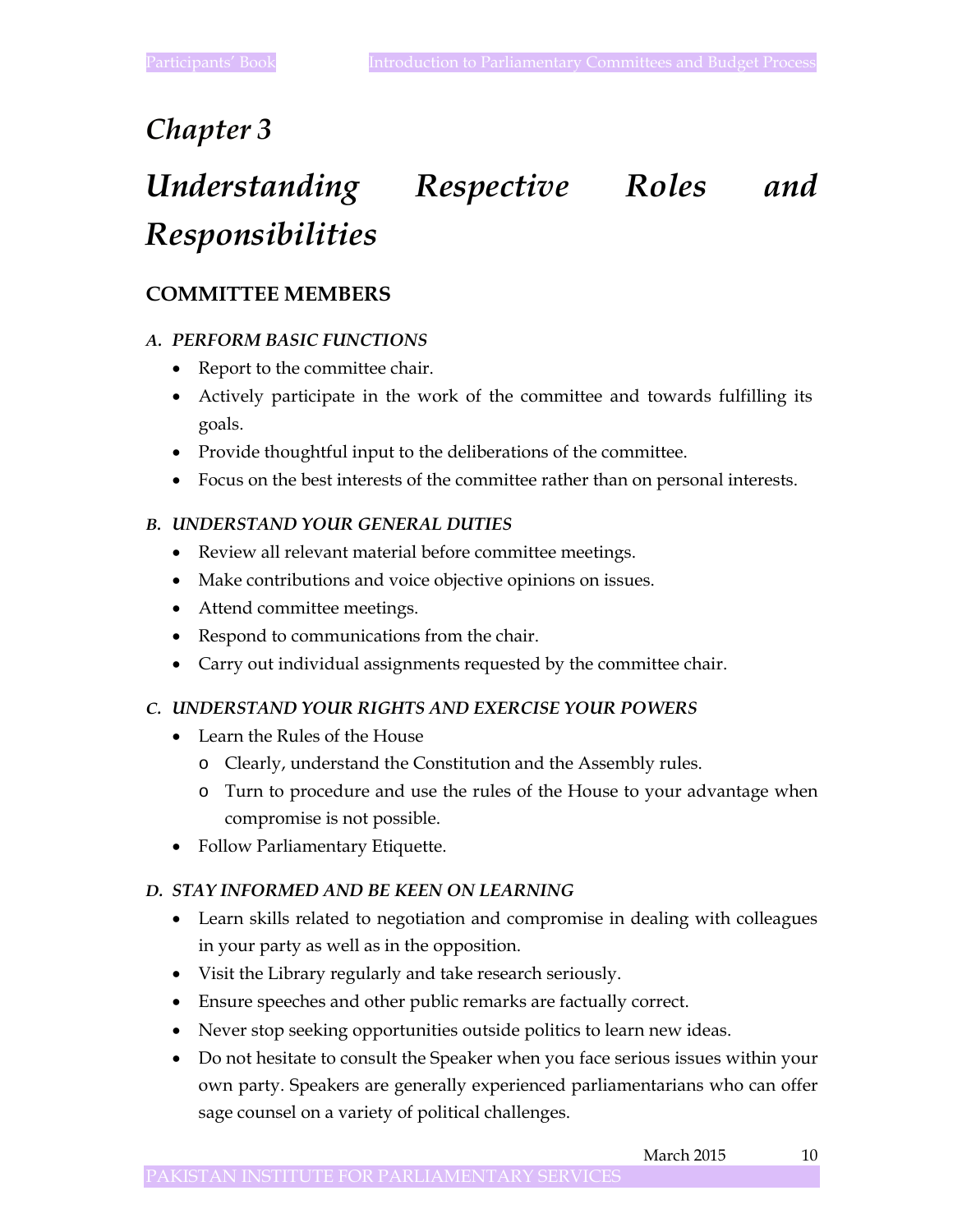# *Chapter 3*

# *Understanding Respective Roles and Responsibilities*

## COMMITTEE MEMBERS

### *A. PERFORM BASIC FUNCTIONS*

- Report to the committee chair.
- Actively participate in the work of the committee and towards fulfilling its goals.
- Provide thoughtful input to the deliberations of the committee.
- Focus on the best interests of the committee rather than on personal interests.

### *B. UNDERSTAND YOUR GENERAL DUTIES*

- Review all relevant material before committee meetings.
- Make contributions and voice objective opinions on issues.
- Attend committee meetings.
- Respond to communications from the chair.
- Carry out individual assignments requested by the committee chair.

### *C. UNDERSTAND YOUR RIGHTS AND EXERCISE YOUR POWERS*

- Learn the Rules of the House
  - Clearly, understand the Constitution and the Assembly rules.
  - Turn to procedure and use the rules of the House to your advantage when compromise is not possible.
- Follow Parliamentary Etiquette.

### *D. STAY INFORMED AND BE KEEN ON LEARNING*

- Learn skills related to negotiation and compromise in dealing with colleagues in your party as well as in the opposition.
- Visit the Library regularly and take research seriously.
- Ensure speeches and other public remarks are factually correct.
- Never stop seeking opportunities outside politics to learn new ideas.
- Do not hesitate to consult the Speaker when you face serious issues within your own party. Speakers are generally experienced parliamentarians who can offer sage counsel on a variety of political challenges.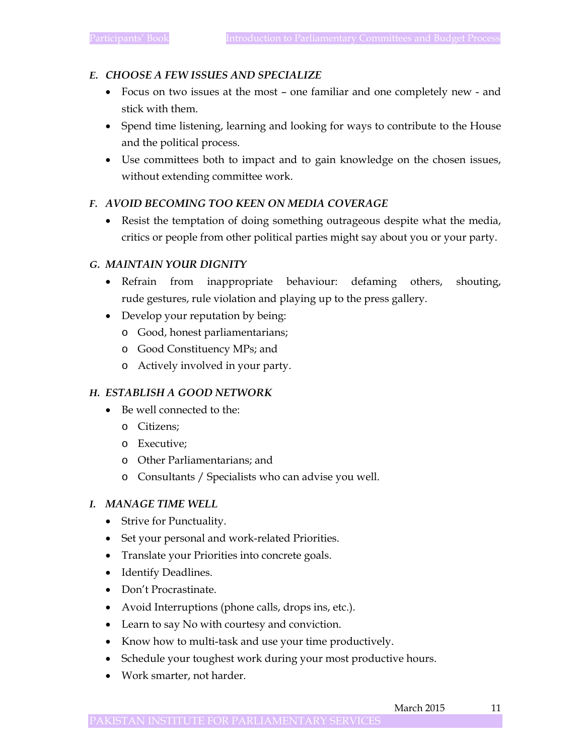### *E. CHOOSE A FEW ISSUES AND SPECIALIZE*

- Focus on two issues at the most – one familiar and one completely new - and stick with them.
- Spend time listening, learning and looking for ways to contribute to the House and the political process.
- Use committees both to impact and to gain knowledge on the chosen issues, without extending committee work.

### *F. AVOID BECOMING TOO KEEN ON MEDIA COVERAGE*

- Resist the temptation of doing something outrageous despite what the media, critics or people from other political parties might say about you or your party.

### *G. MAINTAIN YOUR DIGNITY*

- Refrain from inappropriate behaviour: defaming others, shouting, rude gestures, rule violation and playing up to the press gallery.
- Develop your reputation by being:
  - Good, honest parliamentarians;
  - Good Constituency MPs; and
  - Actively involved in your party.

### *H. ESTABLISH A GOOD NETWORK*

- Be well connected to the:
  - Citizens;
  - Executive;
  - Other Parliamentarians; and
  - Consultants / Specialists who can advise you well.

### *I. MANAGE TIME WELL*

- Strive for Punctuality.
- Set your personal and work-related Priorities.
- Translate your Priorities into concrete goals.
- Identify Deadlines.
- Don't Procrastinate.
- Avoid Interruptions (phone calls, drops ins, etc.).
- Learn to say No with courtesy and conviction.
- Know how to multi-task and use your time productively.
- Schedule your toughest work during your most productive hours.
- Work smarter, not harder.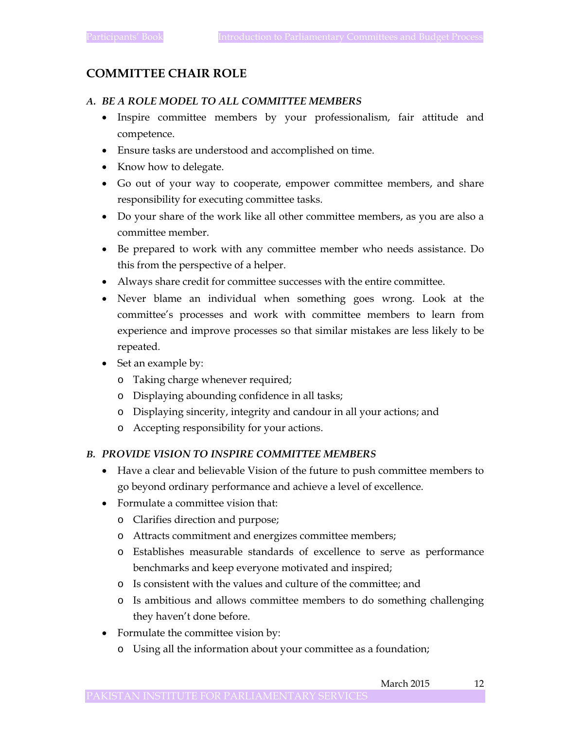## COMMITTEE CHAIR ROLE

### *A. BE A ROLE MODEL TO ALL COMMITTEE MEMBERS*

- Inspire committee members by your professionalism, fair attitude and competence.
- Ensure tasks are understood and accomplished on time.
- Know how to delegate.
- Go out of your way to cooperate, empower committee members, and share responsibility for executing committee tasks.
- Do your share of the work like all other committee members, as you are also a committee member.
- Be prepared to work with any committee member who needs assistance. Do this from the perspective of a helper.
- Always share credit for committee successes with the entire committee.
- Never blame an individual when something goes wrong. Look at the committee's processes and work with committee members to learn from experience and improve processes so that similar mistakes are less likely to be repeated.
- Set an example by:
    - Taking charge whenever required;
    - Displaying abounding confidence in all tasks;
    - Displaying sincerity, integrity and candour in all your actions; and
    - Accepting responsibility for your actions.

### *B. PROVIDE VISION TO INSPIRE COMMITTEE MEMBERS*

- Have a clear and believable Vision of the future to push committee members to go beyond ordinary performance and achieve a level of excellence.
- Formulate a committee vision that:
    - Clarifies direction and purpose;
    - Attracts commitment and energizes committee members;
    - Establishes measurable standards of excellence to serve as performance benchmarks and keep everyone motivated and inspired;
    - Is consistent with the values and culture of the committee; and
    - Is ambitious and allows committee members to do something challenging they haven't done before.
- Formulate the committee vision by:
    - Using all the information about your committee as a foundation;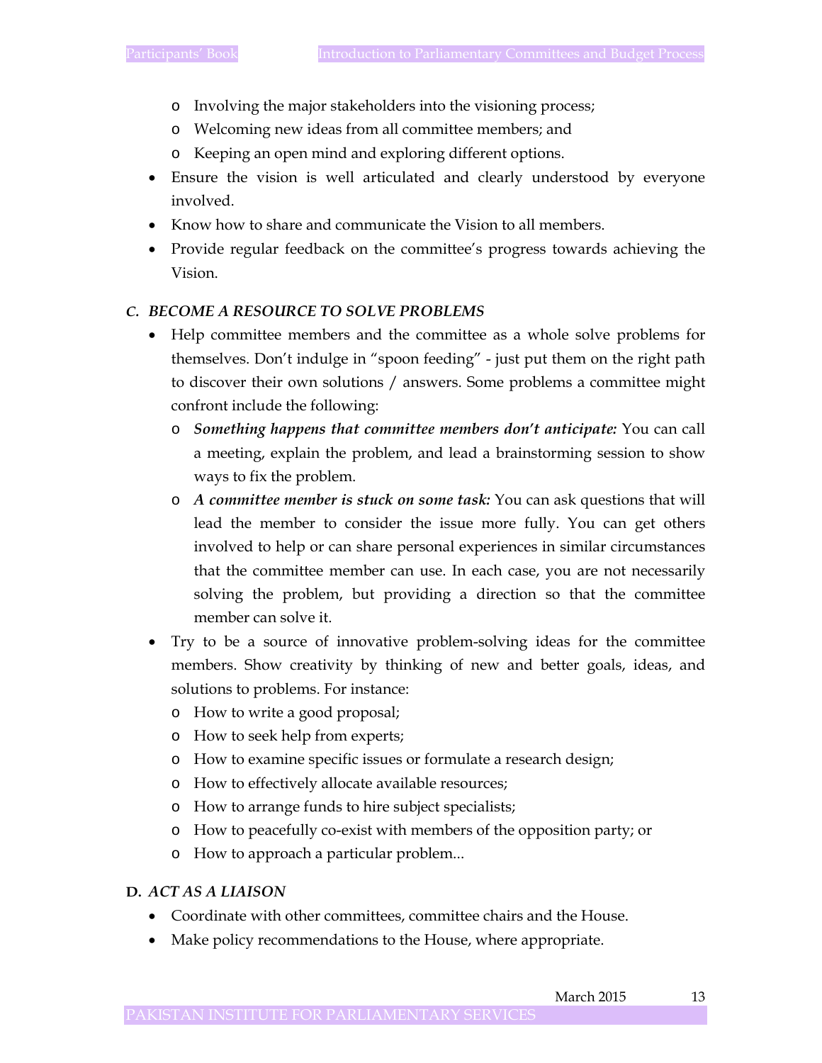- Involving the major stakeholders into the visioning process;
  - Welcoming new ideas from all committee members; and
  - Keeping an open mind and exploring different options.
- Ensure the vision is well articulated and clearly understood by everyone involved.
- Know how to share and communicate the Vision to all members.
- Provide regular feedback on the committee's progress towards achieving the Vision.

### C. *BECOME A RESOURCE TO SOLVE PROBLEMS*

- Help committee members and the committee as a whole solve problems for themselves. Don't indulge in "spoon feeding" - just put them on the right path to discover their own solutions / answers. Some problems a committee might confront include the following:
  - ***Something happens that committee members don't anticipate:*** You can call a meeting, explain the problem, and lead a brainstorming session to show ways to fix the problem.
  - ***A committee member is stuck on some task:*** You can ask questions that will lead the member to consider the issue more fully. You can get others involved to help or can share personal experiences in similar circumstances that the committee member can use. In each case, you are not necessarily solving the problem, but providing a direction so that the committee member can solve it.
- Try to be a source of innovative problem-solving ideas for the committee members. Show creativity by thinking of new and better goals, ideas, and solutions to problems. For instance:
  - How to write a good proposal;
  - How to seek help from experts;
  - How to examine specific issues or formulate a research design;
  - How to effectively allocate available resources;
  - How to arrange funds to hire subject specialists;
  - How to peacefully co-exist with members of the opposition party; or
  - How to approach a particular problem...

### D. *ACT AS A LIAISON*

- Coordinate with other committees, committee chairs and the House.
- Make policy recommendations to the House, where appropriate.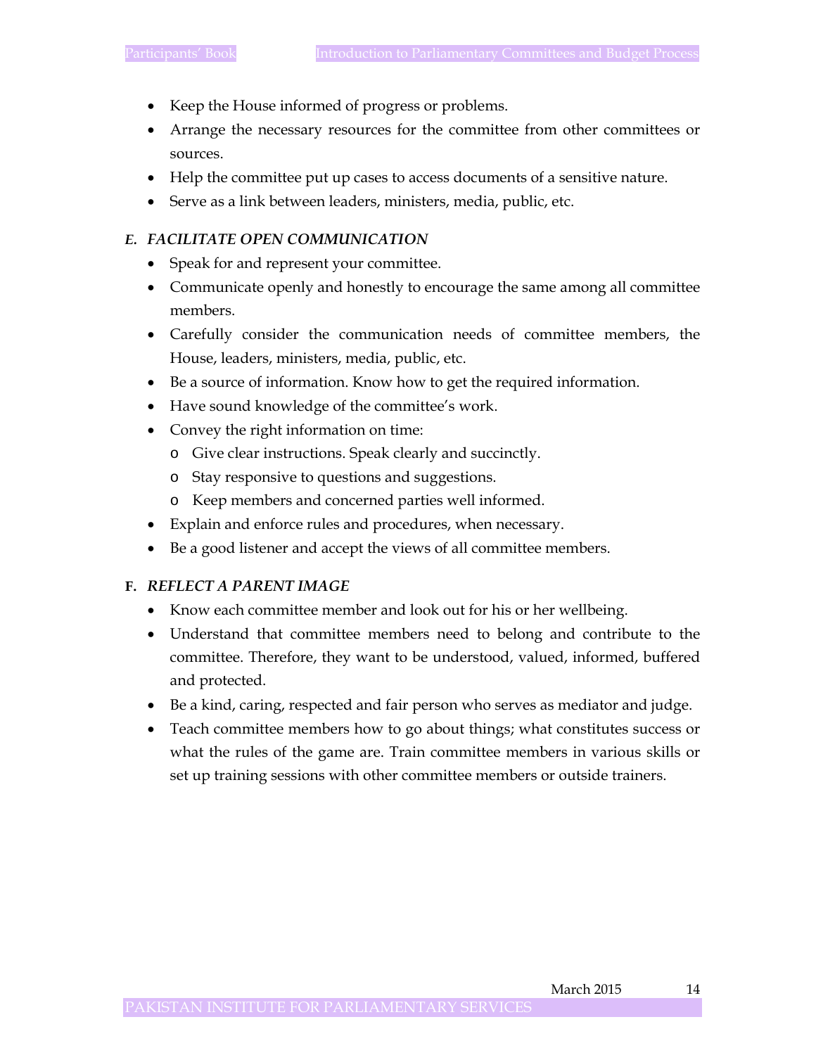- Keep the House informed of progress or problems.
- Arrange the necessary resources for the committee from other committees or sources.
- Help the committee put up cases to access documents of a sensitive nature.
- Serve as a link between leaders, ministers, media, public, etc.

***E. FACILITATE OPEN COMMUNICATION***

- Speak for and represent your committee.
- Communicate openly and honestly to encourage the same among all committee members.
- Carefully consider the communication needs of committee members, the House, leaders, ministers, media, public, etc.
- Be a source of information. Know how to get the required information.
- Have sound knowledge of the committee's work.
- Convey the right information on time:
  - Give clear instructions. Speak clearly and succinctly.
  - Stay responsive to questions and suggestions.
  - Keep members and concerned parties well informed.
- Explain and enforce rules and procedures, when necessary.
- Be a good listener and accept the views of all committee members.

**F.** ***REFLECT A PARENT IMAGE***

- Know each committee member and look out for his or her wellbeing.
- Understand that committee members need to belong and contribute to the committee. Therefore, they want to be understood, valued, informed, buffered and protected.
- Be a kind, caring, respected and fair person who serves as mediator and judge.
- Teach committee members how to go about things; what constitutes success or what the rules of the game are. Train committee members in various skills or set up training sessions with other committee members or outside trainers.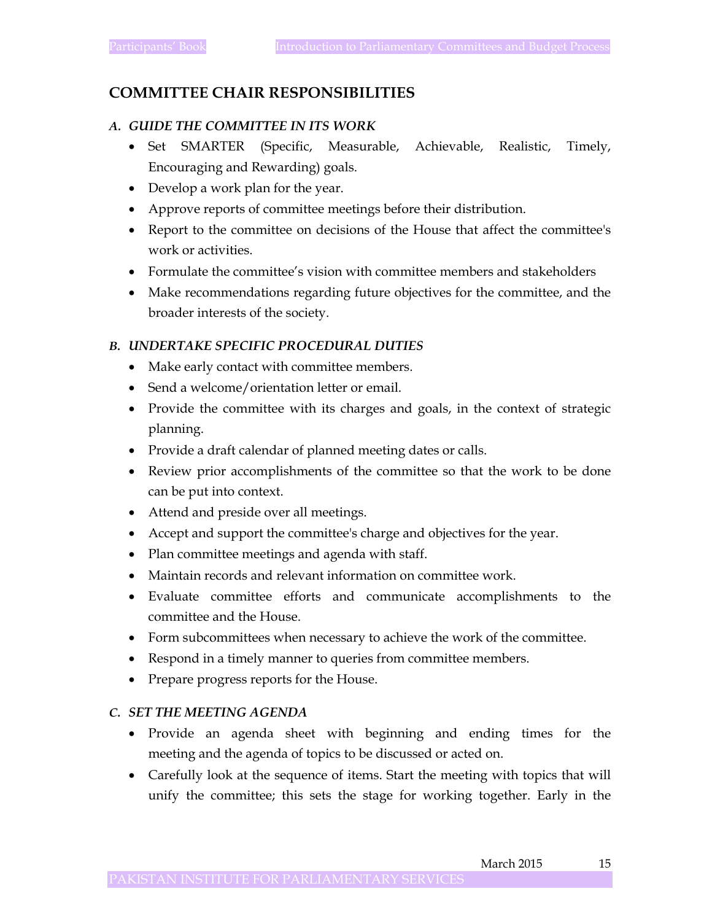## COMMITTEE CHAIR RESPONSIBILITIES

### *A. GUIDE THE COMMITTEE IN ITS WORK*

- Set SMARTER (Specific, Measurable, Achievable, Realistic, Timely, Encouraging and Rewarding) goals.
- Develop a work plan for the year.
- Approve reports of committee meetings before their distribution.
- Report to the committee on decisions of the House that affect the committee's work or activities.
- Formulate the committee's vision with committee members and stakeholders
- Make recommendations regarding future objectives for the committee, and the broader interests of the society.

### *B. UNDERTAKE SPECIFIC PROCEDURAL DUTIES*

- Make early contact with committee members.
- Send a welcome/orientation letter or email.
- Provide the committee with its charges and goals, in the context of strategic planning.
- Provide a draft calendar of planned meeting dates or calls.
- Review prior accomplishments of the committee so that the work to be done can be put into context.
- Attend and preside over all meetings.
- Accept and support the committee's charge and objectives for the year.
- Plan committee meetings and agenda with staff.
- Maintain records and relevant information on committee work.
- Evaluate committee efforts and communicate accomplishments to the committee and the House.
- Form subcommittees when necessary to achieve the work of the committee.
- Respond in a timely manner to queries from committee members.
- Prepare progress reports for the House.

### *C. SET THE MEETING AGENDA*

- Provide an agenda sheet with beginning and ending times for the meeting and the agenda of topics to be discussed or acted on.
- Carefully look at the sequence of items. Start the meeting with topics that will unify the committee; this sets the stage for working together. Early in the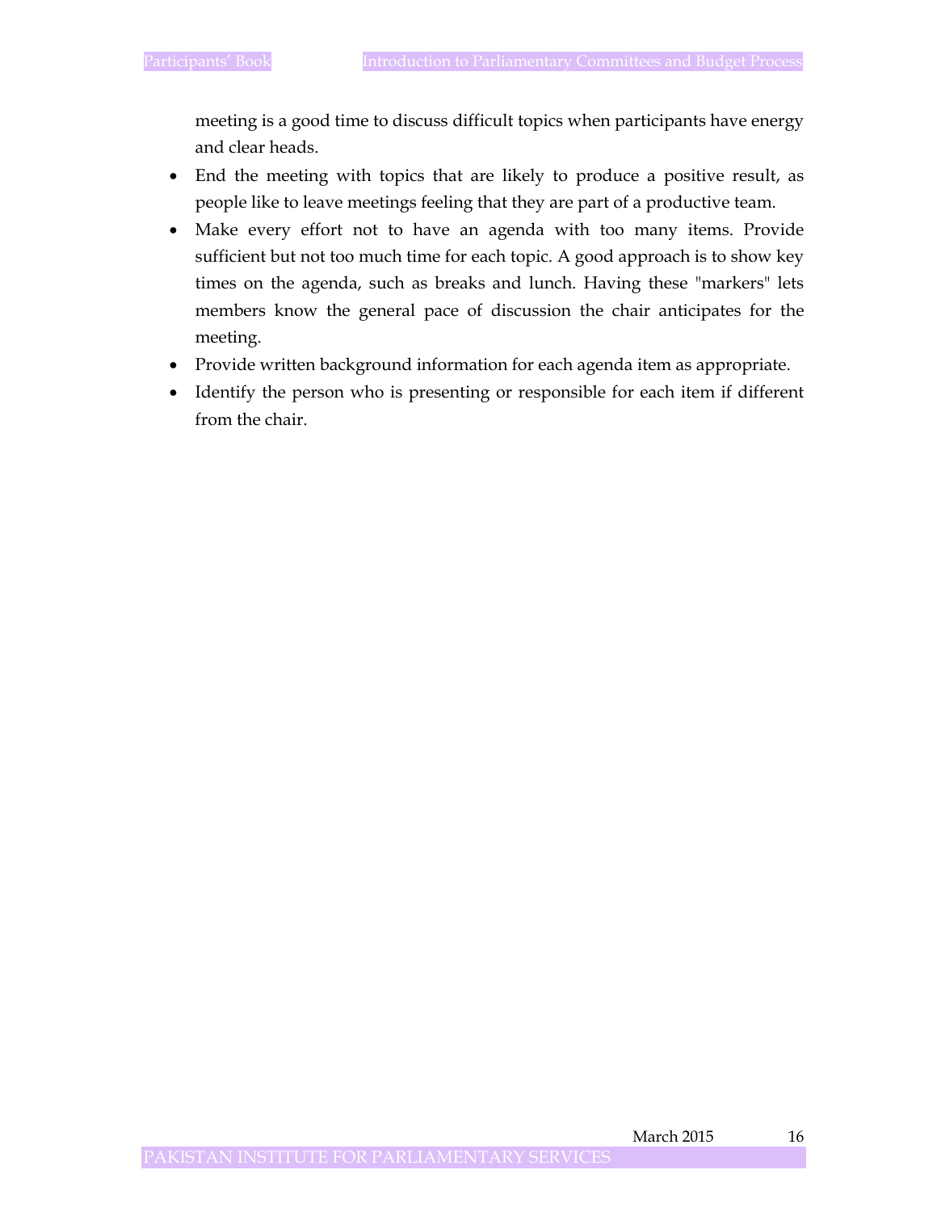meeting is a good time to discuss difficult topics when participants have energy and clear heads.

- End the meeting with topics that are likely to produce a positive result, as people like to leave meetings feeling that they are part of a productive team.
- Make every effort not to have an agenda with too many items. Provide sufficient but not too much time for each topic. A good approach is to show key times on the agenda, such as breaks and lunch. Having these "markers" lets members know the general pace of discussion the chair anticipates for the meeting.
- Provide written background information for each agenda item as appropriate.
- Identify the person who is presenting or responsible for each item if different from the chair.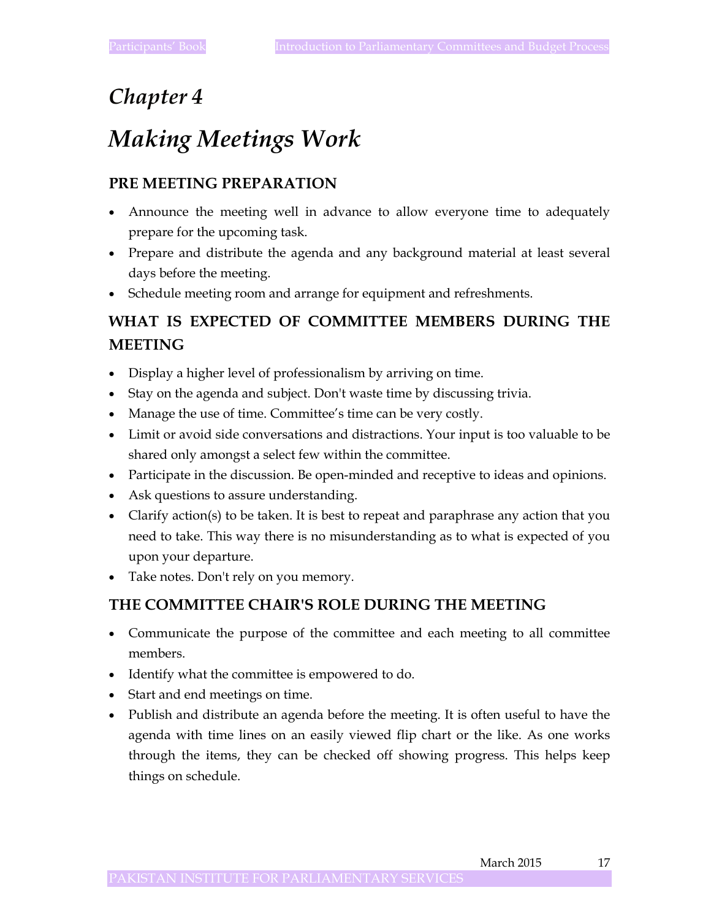# *Chapter 4*

# *Making Meetings Work*

## PRE MEETING PREPARATION

- Announce the meeting well in advance to allow everyone time to adequately prepare for the upcoming task.
- Prepare and distribute the agenda and any background material at least several days before the meeting.
- Schedule meeting room and arrange for equipment and refreshments.

## WHAT IS EXPECTED OF COMMITTEE MEMBERS DURING THE MEETING

- Display a higher level of professionalism by arriving on time.
- Stay on the agenda and subject. Don't waste time by discussing trivia.
- Manage the use of time. Committee's time can be very costly.
- Limit or avoid side conversations and distractions. Your input is too valuable to be shared only amongst a select few within the committee.
- Participate in the discussion. Be open-minded and receptive to ideas and opinions.
- Ask questions to assure understanding.
- Clarify action(s) to be taken. It is best to repeat and paraphrase any action that you need to take. This way there is no misunderstanding as to what is expected of you upon your departure.
- Take notes. Don't rely on you memory.

## THE COMMITTEE CHAIR'S ROLE DURING THE MEETING

- Communicate the purpose of the committee and each meeting to all committee members.
- Identify what the committee is empowered to do.
- Start and end meetings on time.
- Publish and distribute an agenda before the meeting. It is often useful to have the agenda with time lines on an easily viewed flip chart or the like. As one works through the items, they can be checked off showing progress. This helps keep things on schedule.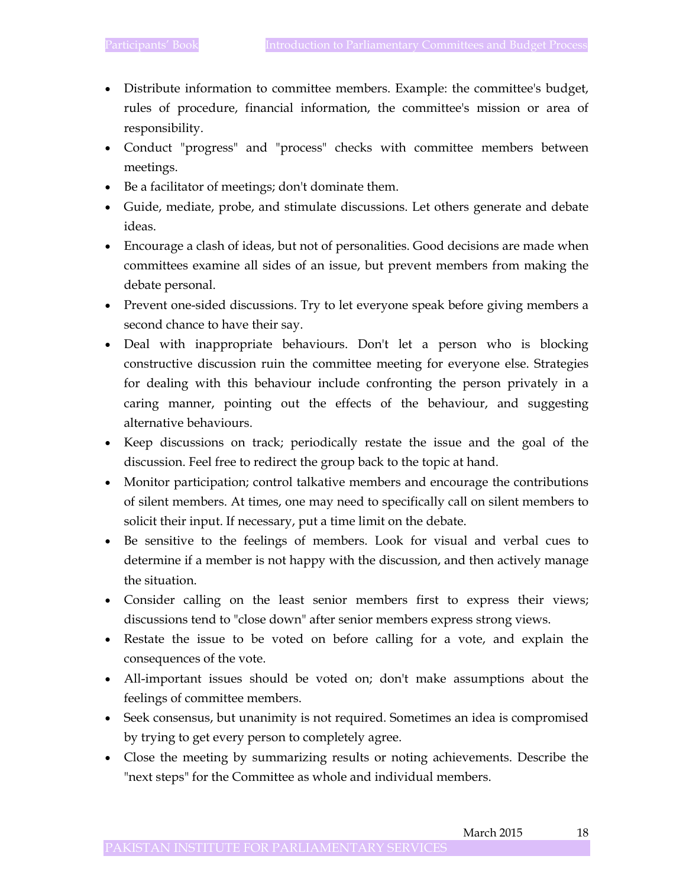- Distribute information to committee members. Example: the committee's budget, rules of procedure, financial information, the committee's mission or area of responsibility.
- Conduct "progress" and "process" checks with committee members between meetings.
- Be a facilitator of meetings; don't dominate them.
- Guide, mediate, probe, and stimulate discussions. Let others generate and debate ideas.
- Encourage a clash of ideas, but not of personalities. Good decisions are made when committees examine all sides of an issue, but prevent members from making the debate personal.
- Prevent one-sided discussions. Try to let everyone speak before giving members a second chance to have their say.
- Deal with inappropriate behaviours. Don't let a person who is blocking constructive discussion ruin the committee meeting for everyone else. Strategies for dealing with this behaviour include confronting the person privately in a caring manner, pointing out the effects of the behaviour, and suggesting alternative behaviours.
- Keep discussions on track; periodically restate the issue and the goal of the discussion. Feel free to redirect the group back to the topic at hand.
- Monitor participation; control talkative members and encourage the contributions of silent members. At times, one may need to specifically call on silent members to solicit their input. If necessary, put a time limit on the debate.
- Be sensitive to the feelings of members. Look for visual and verbal cues to determine if a member is not happy with the discussion, and then actively manage the situation.
- Consider calling on the least senior members first to express their views; discussions tend to "close down" after senior members express strong views.
- Restate the issue to be voted on before calling for a vote, and explain the consequences of the vote.
- All-important issues should be voted on; don't make assumptions about the feelings of committee members.
- Seek consensus, but unanimity is not required. Sometimes an idea is compromised by trying to get every person to completely agree.
- Close the meeting by summarizing results or noting achievements. Describe the "next steps" for the Committee as whole and individual members.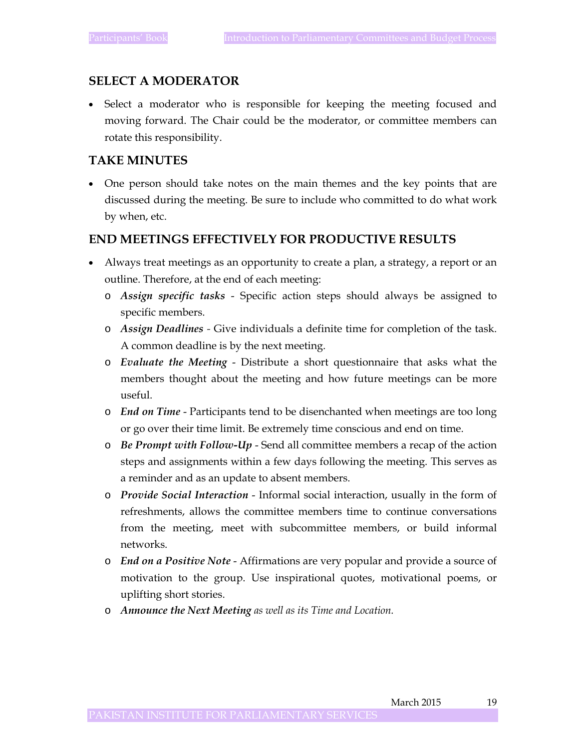## SELECT A MODERATOR

- Select a moderator who is responsible for keeping the meeting focused and moving forward. The Chair could be the moderator, or committee members can rotate this responsibility.

## TAKE MINUTES

- One person should take notes on the main themes and the key points that are discussed during the meeting. Be sure to include who committed to do what work by when, etc.

## END MEETINGS EFFECTIVELY FOR PRODUCTIVE RESULTS

- Always treat meetings as an opportunity to create a plan, a strategy, a report or an outline. Therefore, at the end of each meeting:
  - ***Assign specific tasks*** - Specific action steps should always be assigned to specific members.
  - ***Assign Deadlines*** - Give individuals a definite time for completion of the task. A common deadline is by the next meeting.
  - ***Evaluate the Meeting*** - Distribute a short questionnaire that asks what the members thought about the meeting and how future meetings can be more useful.
  - ***End on Time*** - Participants tend to be disenchanted when meetings are too long or go over their time limit. Be extremely time conscious and end on time.
  - ***Be Prompt with Follow-Up*** - Send all committee members a recap of the action steps and assignments within a few days following the meeting. This serves as a reminder and as an update to absent members.
  - ***Provide Social Interaction*** - Informal social interaction, usually in the form of refreshments, allows the committee members time to continue conversations from the meeting, meet with subcommittee members, or build informal networks.
  - ***End on a Positive Note*** - Affirmations are very popular and provide a source of motivation to the group. Use inspirational quotes, motivational poems, or uplifting short stories.
  - ***Announce the Next Meeting*** *as well as its Time and Location.*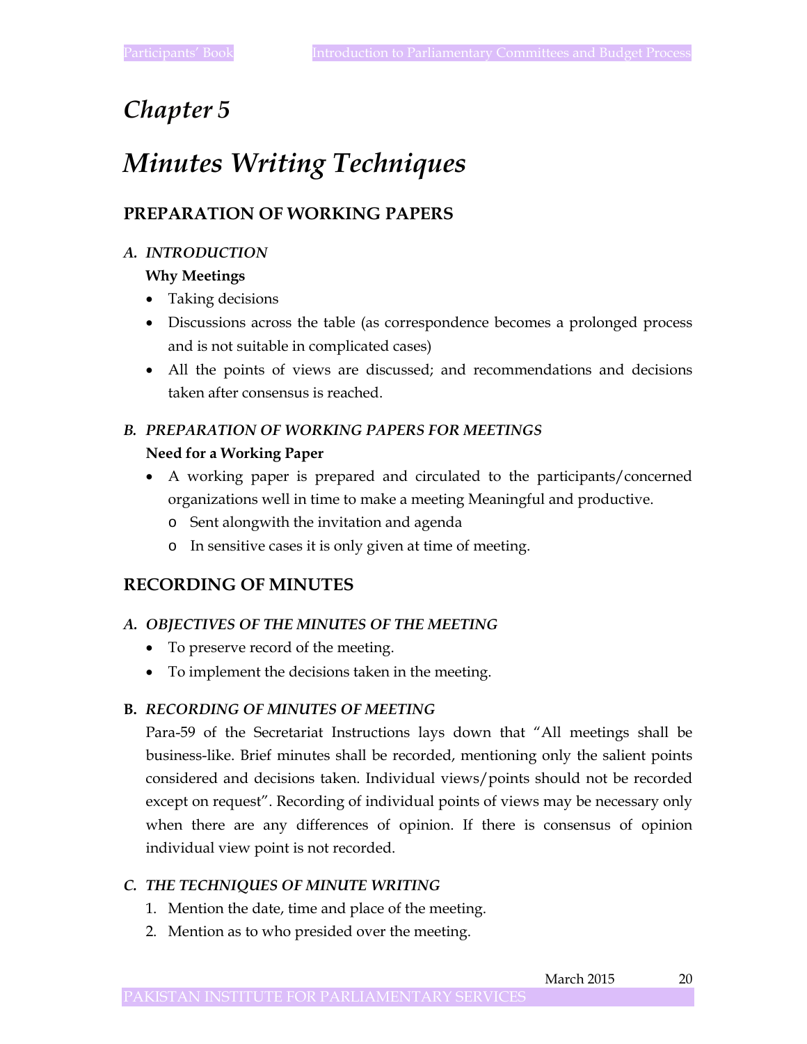# Chapter 5

# Minutes Writing Techniques

## PREPARATION OF WORKING PAPERS

### A. INTRODUCTION

**Why Meetings**

- Taking decisions
- Discussions across the table (as correspondence becomes a prolonged process and is not suitable in complicated cases)
- All the points of views are discussed; and recommendations and decisions taken after consensus is reached.

### B. PREPARATION OF WORKING PAPERS FOR MEETINGS

**Need for a Working Paper**

- A working paper is prepared and circulated to the participants/concerned organizations well in time to make a meeting Meaningful and productive.
  - Sent alongwith the invitation and agenda
  - In sensitive cases it is only given at time of meeting.

## RECORDING OF MINUTES

### A. OBJECTIVES OF THE MINUTES OF THE MEETING

- To preserve record of the meeting.
- To implement the decisions taken in the meeting.

### B. RECORDING OF MINUTES OF MEETING

Para-59 of the Secretariat Instructions lays down that "All meetings shall be business-like. Brief minutes shall be recorded, mentioning only the salient points considered and decisions taken. Individual views/points should not be recorded except on request". Recording of individual points of views may be necessary only when there are any differences of opinion. If there is consensus of opinion individual view point is not recorded.

### C. THE TECHNIQUES OF MINUTE WRITING

1. Mention the date, time and place of the meeting.
2. Mention as to who presided over the meeting.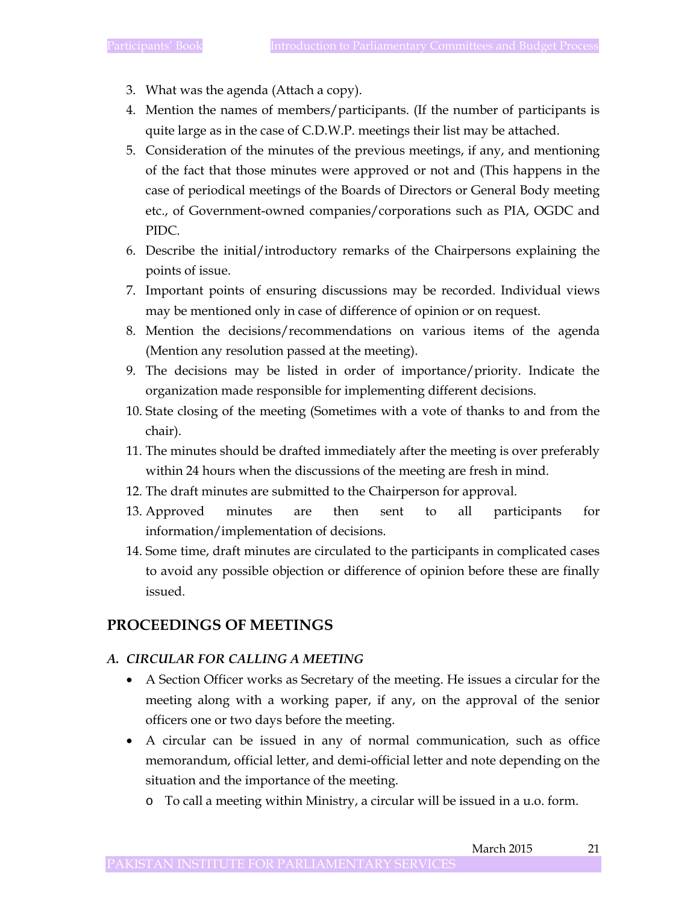3. What was the agenda (Attach a copy).
4. Mention the names of members/participants. (If the number of participants is quite large as in the case of C.D.W.P. meetings their list may be attached.
5. Consideration of the minutes of the previous meetings, if any, and mentioning of the fact that those minutes were approved or not and (This happens in the case of periodical meetings of the Boards of Directors or General Body meeting etc., of Government-owned companies/corporations such as PIA, OGDC and PIDC.
6. Describe the initial/introductory remarks of the Chairpersons explaining the points of issue.
7. Important points of ensuring discussions may be recorded. Individual views may be mentioned only in case of difference of opinion or on request.
8. Mention the decisions/recommendations on various items of the agenda (Mention any resolution passed at the meeting).
9. The decisions may be listed in order of importance/priority. Indicate the organization made responsible for implementing different decisions.
10. State closing of the meeting (Sometimes with a vote of thanks to and from the chair).
11. The minutes should be drafted immediately after the meeting is over preferably within 24 hours when the discussions of the meeting are fresh in mind.
12. The draft minutes are submitted to the Chairperson for approval.
13. Approved minutes are then sent to all participants for information/implementation of decisions.
14. Some time, draft minutes are circulated to the participants in complicated cases to avoid any possible objection or difference of opinion before these are finally issued.

## PROCEEDINGS OF MEETINGS

### *A. CIRCULAR FOR CALLING A MEETING*

- A Section Officer works as Secretary of the meeting. He issues a circular for the meeting along with a working paper, if any, on the approval of the senior officers one or two days before the meeting.
- A circular can be issued in any of normal communication, such as office memorandum, official letter, and demi-official letter and note depending on the situation and the importance of the meeting.
  - o To call a meeting within Ministry, a circular will be issued in a u.o. form.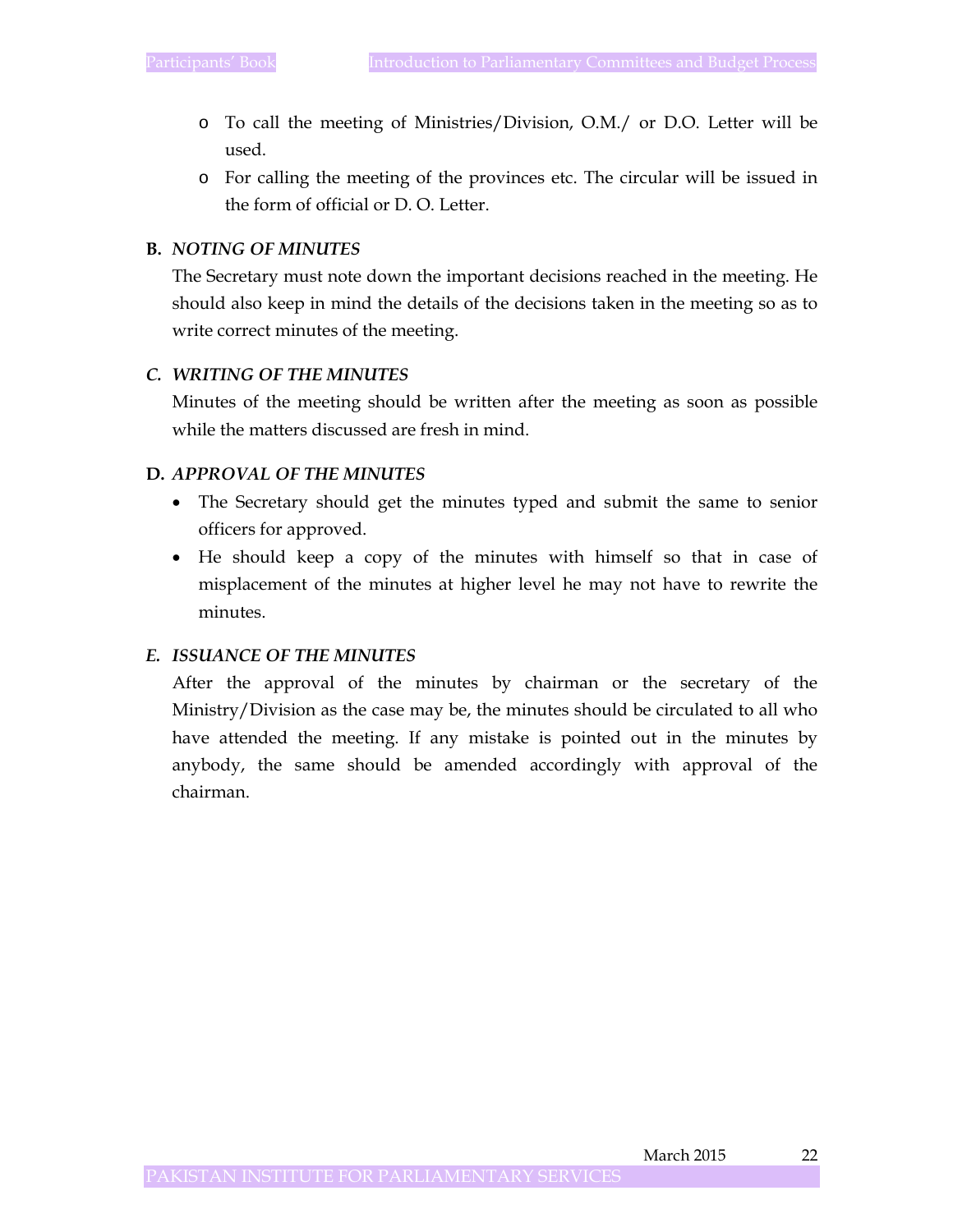- To call the meeting of Ministries/Division, O.M./ or D.O. Letter will be used.
- For calling the meeting of the provinces etc. The circular will be issued in the form of official or D. O. Letter.

**B. *NOTING OF MINUTES***

The Secretary must note down the important decisions reached in the meeting. He should also keep in mind the details of the decisions taken in the meeting so as to write correct minutes of the meeting.

***C. WRITING OF THE MINUTES***

Minutes of the meeting should be written after the meeting as soon as possible while the matters discussed are fresh in mind.

**D. *APPROVAL OF THE MINUTES***

- The Secretary should get the minutes typed and submit the same to senior officers for approved.
- He should keep a copy of the minutes with himself so that in case of misplacement of the minutes at higher level he may not have to rewrite the minutes.

***E. ISSUANCE OF THE MINUTES***

After the approval of the minutes by chairman or the secretary of the Ministry/Division as the case may be, the minutes should be circulated to all who have attended the meeting. If any mistake is pointed out in the minutes by anybody, the same should be amended accordingly with approval of the chairman.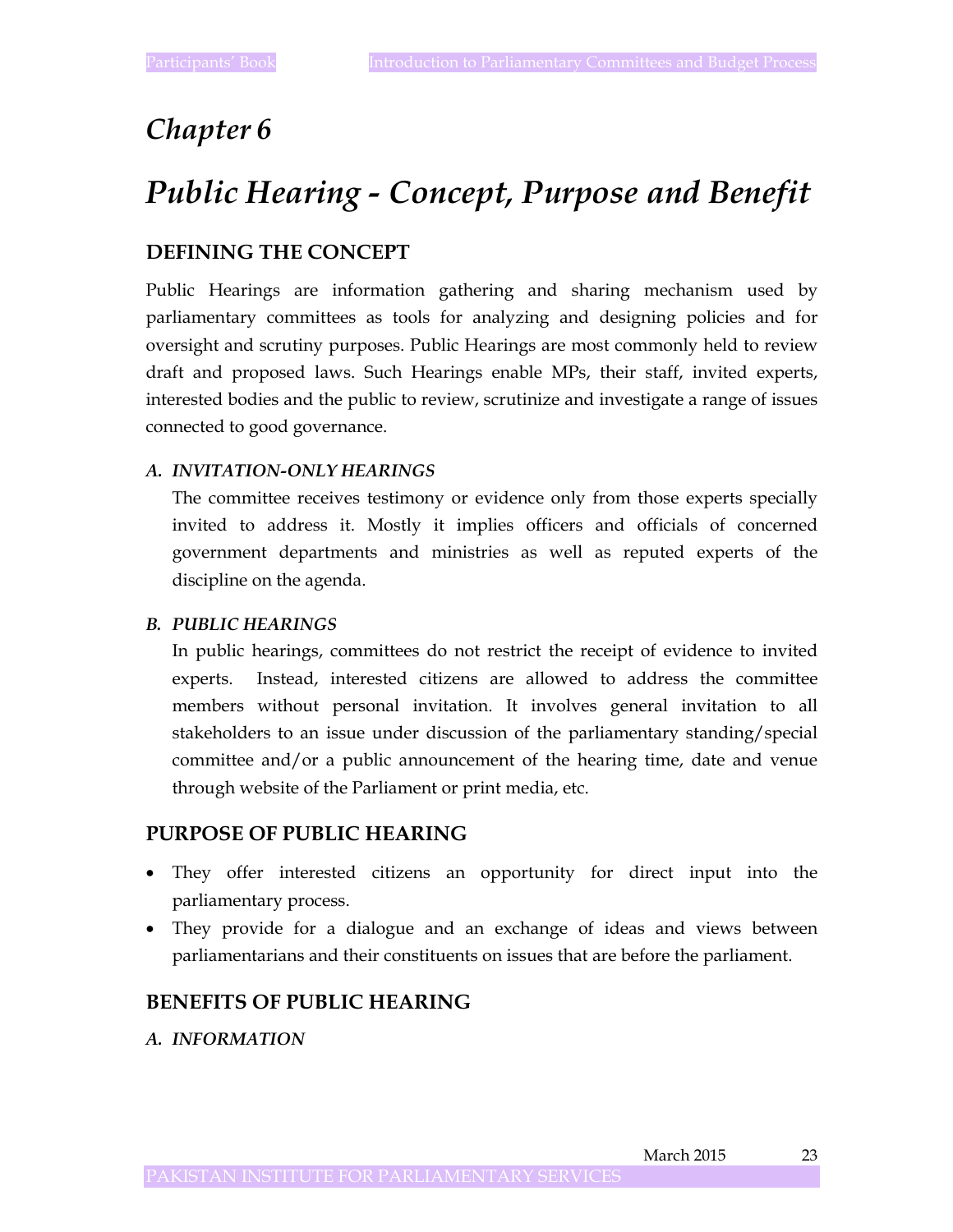# Chapter 6

# Public Hearing - Concept, Purpose and Benefit

## DEFINING THE CONCEPT

Public Hearings are information gathering and sharing mechanism used by parliamentary committees as tools for analyzing and designing policies and for oversight and scrutiny purposes. Public Hearings are most commonly held to review draft and proposed laws. Such Hearings enable MPs, their staff, invited experts, interested bodies and the public to review, scrutinize and investigate a range of issues connected to good governance.

### A. *INVITATION-ONLY HEARINGS*

The committee receives testimony or evidence only from those experts specially invited to address it. Mostly it implies officers and officials of concerned government departments and ministries as well as reputed experts of the discipline on the agenda.

### B. *PUBLIC HEARINGS*

In public hearings, committees do not restrict the receipt of evidence to invited experts. Instead, interested citizens are allowed to address the committee members without personal invitation. It involves general invitation to all stakeholders to an issue under discussion of the parliamentary standing/special committee and/or a public announcement of the hearing time, date and venue through website of the Parliament or print media, etc.

## PURPOSE OF PUBLIC HEARING

- They offer interested citizens an opportunity for direct input into the parliamentary process.
- They provide for a dialogue and an exchange of ideas and views between parliamentarians and their constituents on issues that are before the parliament.

## BENEFITS OF PUBLIC HEARING

### A. *INFORMATION*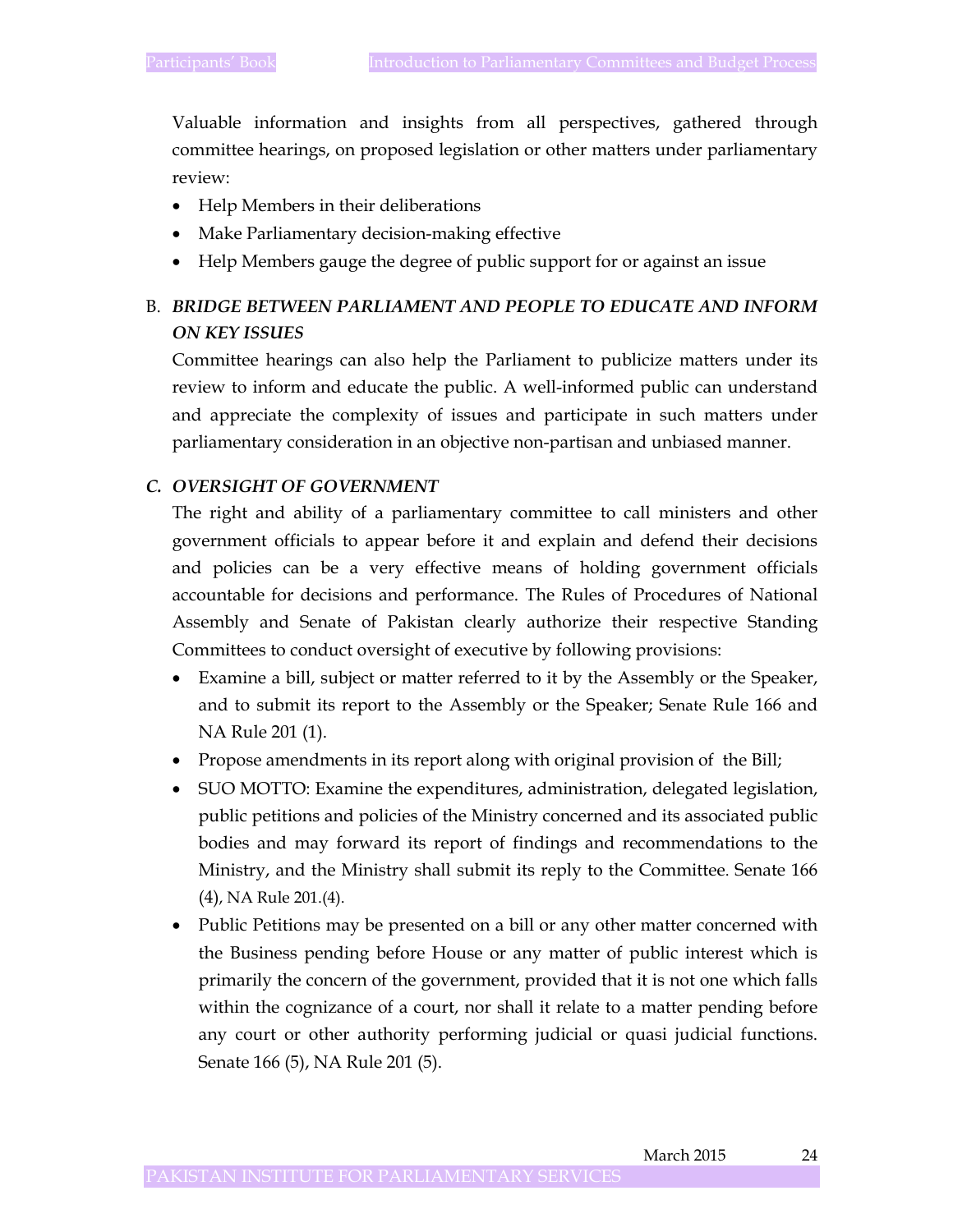Valuable information and insights from all perspectives, gathered through committee hearings, on proposed legislation or other matters under parliamentary review:

- Help Members in their deliberations
- Make Parliamentary decision-making effective
- Help Members gauge the degree of public support for or against an issue

### B. *BRIDGE BETWEEN PARLIAMENT AND PEOPLE TO EDUCATE AND INFORM ON KEY ISSUES*

Committee hearings can also help the Parliament to publicize matters under its review to inform and educate the public. A well-informed public can understand and appreciate the complexity of issues and participate in such matters under parliamentary consideration in an objective non-partisan and unbiased manner.

### *C. OVERSIGHT OF GOVERNMENT*

The right and ability of a parliamentary committee to call ministers and other government officials to appear before it and explain and defend their decisions and policies can be a very effective means of holding government officials accountable for decisions and performance. The Rules of Procedures of National Assembly and Senate of Pakistan clearly authorize their respective Standing Committees to conduct oversight of executive by following provisions:

- Examine a bill, subject or matter referred to it by the Assembly or the Speaker, and to submit its report to the Assembly or the Speaker; Senate Rule 166 and NA Rule 201 (1).
- Propose amendments in its report along with original provision of the Bill;
- SUO MOTTO: Examine the expenditures, administration, delegated legislation, public petitions and policies of the Ministry concerned and its associated public bodies and may forward its report of findings and recommendations to the Ministry, and the Ministry shall submit its reply to the Committee. Senate 166 (4), NA Rule 201.(4).
- Public Petitions may be presented on a bill or any other matter concerned with the Business pending before House or any matter of public interest which is primarily the concern of the government, provided that it is not one which falls within the cognizance of a court, nor shall it relate to a matter pending before any court or other authority performing judicial or quasi judicial functions. Senate 166 (5), NA Rule 201 (5).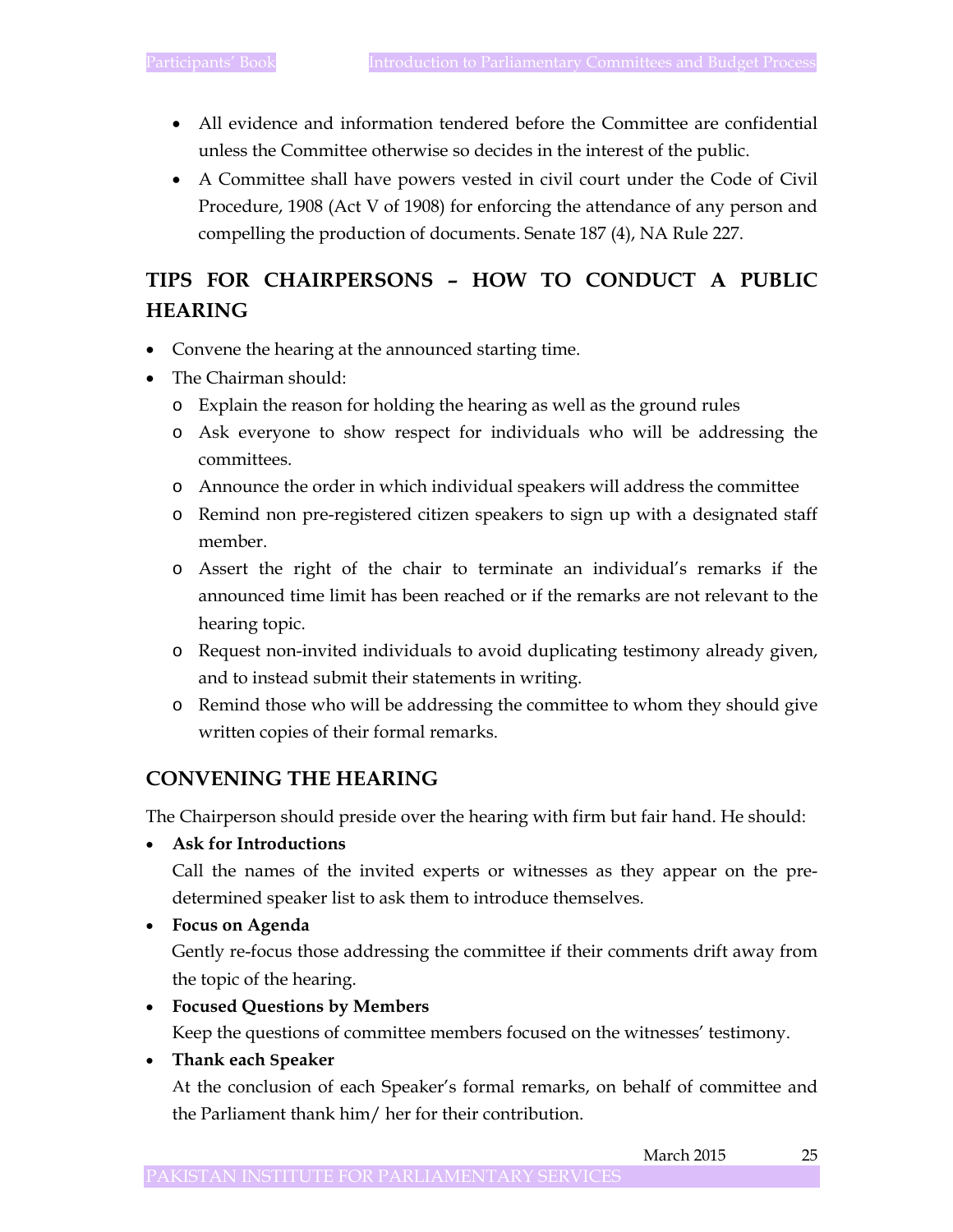- All evidence and information tendered before the Committee are confidential unless the Committee otherwise so decides in the interest of the public.
- A Committee shall have powers vested in civil court under the Code of Civil Procedure, 1908 (Act V of 1908) for enforcing the attendance of any person and compelling the production of documents. Senate 187 (4), NA Rule 227.

## TIPS FOR CHAIRPERSONS – HOW TO CONDUCT A PUBLIC HEARING

- Convene the hearing at the announced starting time.
- The Chairman should:
  - Explain the reason for holding the hearing as well as the ground rules
  - Ask everyone to show respect for individuals who will be addressing the committees.
  - Announce the order in which individual speakers will address the committee
  - Remind non pre-registered citizen speakers to sign up with a designated staff member.
  - Assert the right of the chair to terminate an individual's remarks if the announced time limit has been reached or if the remarks are not relevant to the hearing topic.
  - Request non-invited individuals to avoid duplicating testimony already given, and to instead submit their statements in writing.
  - Remind those who will be addressing the committee to whom they should give written copies of their formal remarks.

## CONVENING THE HEARING

The Chairperson should preside over the hearing with firm but fair hand. He should:

- **Ask for Introductions**
  Call the names of the invited experts or witnesses as they appear on the pre-determined speaker list to ask them to introduce themselves.
- **Focus on Agenda**
  Gently re-focus those addressing the committee if their comments drift away from the topic of the hearing.
- **Focused Questions by Members**
  Keep the questions of committee members focused on the witnesses' testimony.
- **Thank each Speaker**
  At the conclusion of each Speaker's formal remarks, on behalf of committee and the Parliament thank him/ her for their contribution.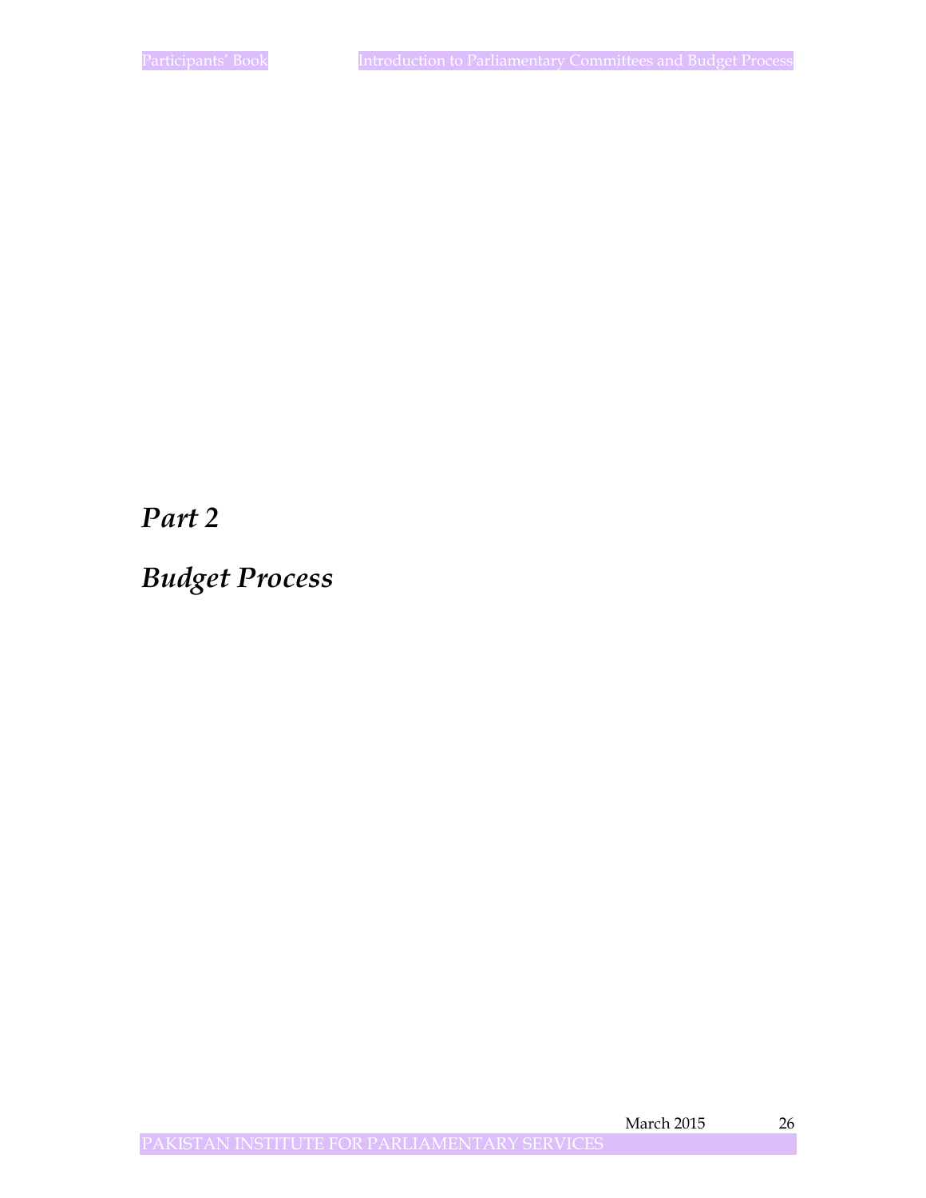# *Part 2*

# *Budget Process*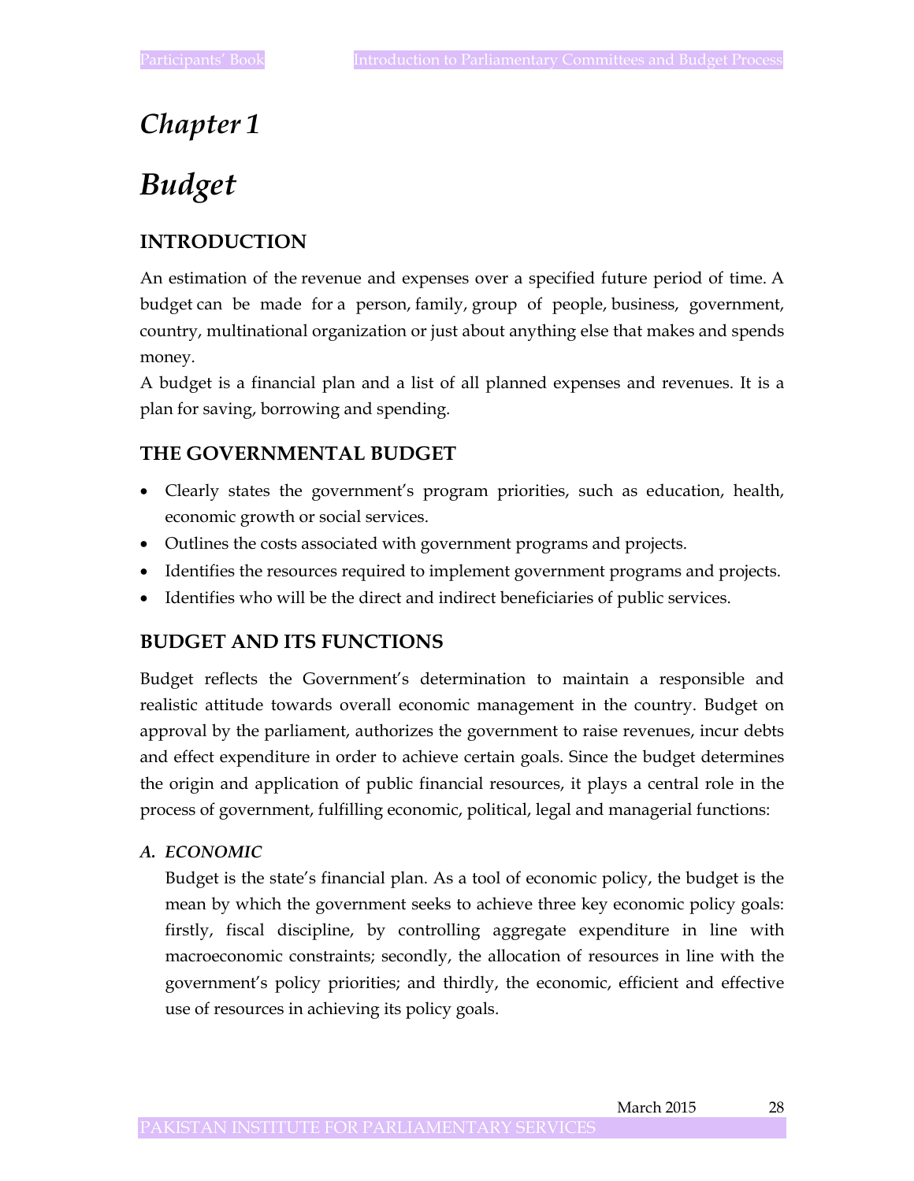# *Chapter 1*

# *Budget*

## INTRODUCTION

An estimation of the revenue and expenses over a specified future period of time. A budget can be made for a person, family, group of people, business, government, country, multinational organization or just about anything else that makes and spends money.

A budget is a financial plan and a list of all planned expenses and revenues. It is a plan for saving, borrowing and spending.

## THE GOVERNMENTAL BUDGET

- Clearly states the government's program priorities, such as education, health, economic growth or social services.
- Outlines the costs associated with government programs and projects.
- Identifies the resources required to implement government programs and projects.
- Identifies who will be the direct and indirect beneficiaries of public services.

## BUDGET AND ITS FUNCTIONS

Budget reflects the Government's determination to maintain a responsible and realistic attitude towards overall economic management in the country. Budget on approval by the parliament, authorizes the government to raise revenues, incur debts and effect expenditure in order to achieve certain goals. Since the budget determines the origin and application of public financial resources, it plays a central role in the process of government, fulfilling economic, political, legal and managerial functions:

***A. ECONOMIC***

Budget is the state's financial plan. As a tool of economic policy, the budget is the mean by which the government seeks to achieve three key economic policy goals: firstly, fiscal discipline, by controlling aggregate expenditure in line with macroeconomic constraints; secondly, the allocation of resources in line with the government's policy priorities; and thirdly, the economic, efficient and effective use of resources in achieving its policy goals.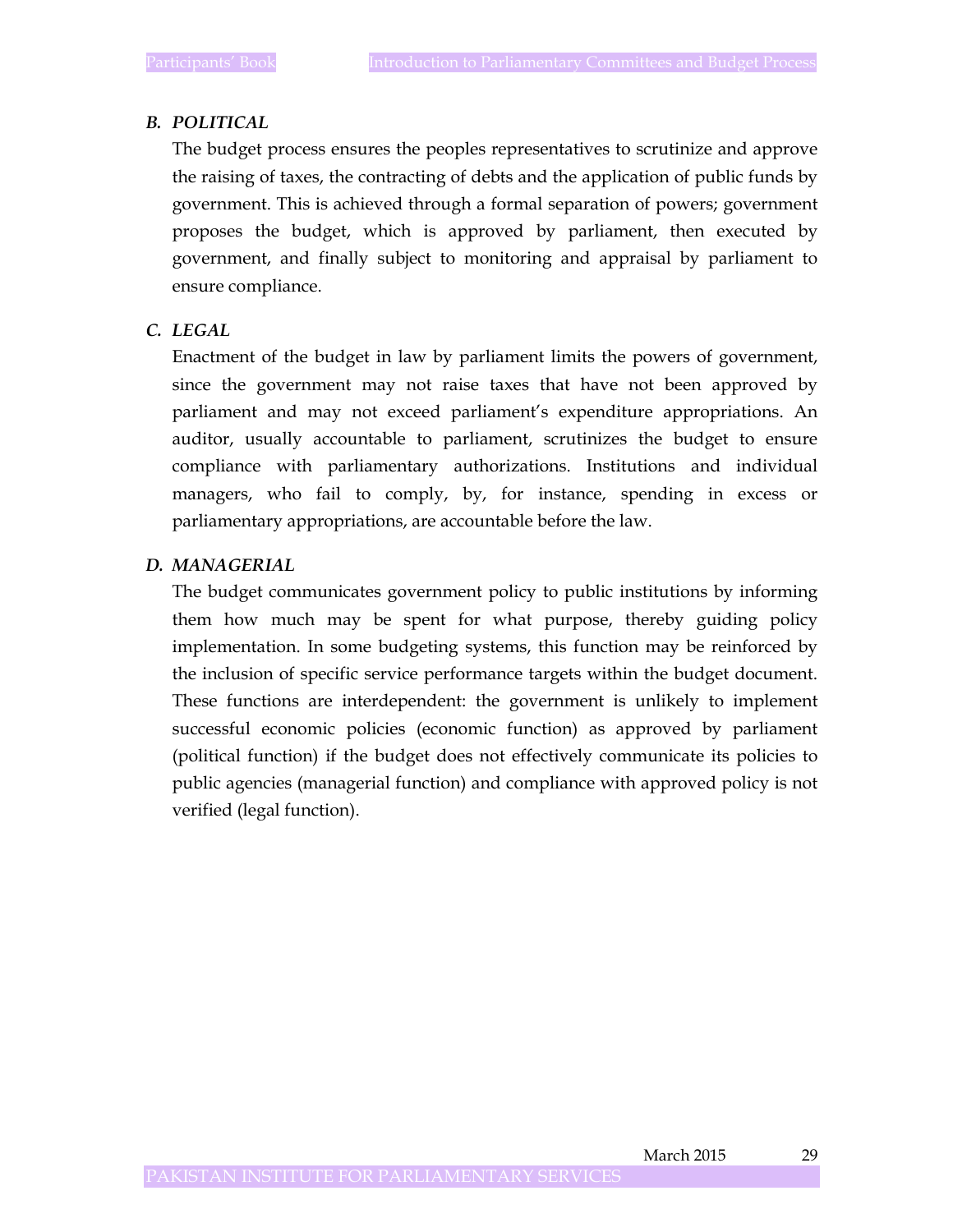### *B. POLITICAL*

The budget process ensures the peoples representatives to scrutinize and approve the raising of taxes, the contracting of debts and the application of public funds by government. This is achieved through a formal separation of powers; government proposes the budget, which is approved by parliament, then executed by government, and finally subject to monitoring and appraisal by parliament to ensure compliance.

### *C. LEGAL*

Enactment of the budget in law by parliament limits the powers of government, since the government may not raise taxes that have not been approved by parliament and may not exceed parliament's expenditure appropriations. An auditor, usually accountable to parliament, scrutinizes the budget to ensure compliance with parliamentary authorizations. Institutions and individual managers, who fail to comply, by, for instance, spending in excess or parliamentary appropriations, are accountable before the law.

### *D. MANAGERIAL*

The budget communicates government policy to public institutions by informing them how much may be spent for what purpose, thereby guiding policy implementation. In some budgeting systems, this function may be reinforced by the inclusion of specific service performance targets within the budget document. These functions are interdependent: the government is unlikely to implement successful economic policies (economic function) as approved by parliament (political function) if the budget does not effectively communicate its policies to public agencies (managerial function) and compliance with approved policy is not verified (legal function).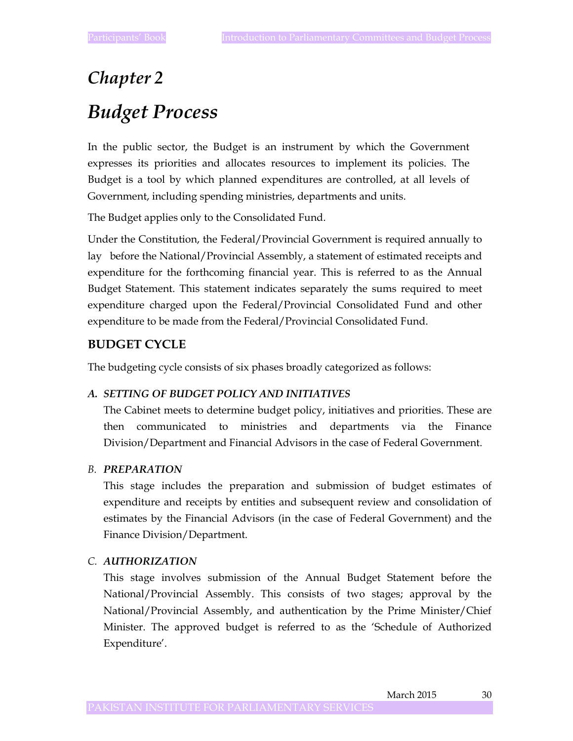# *Chapter 2*

# *Budget Process*

In the public sector, the Budget is an instrument by which the Government expresses its priorities and allocates resources to implement its policies. The Budget is a tool by which planned expenditures are controlled, at all levels of Government, including spending ministries, departments and units.

The Budget applies only to the Consolidated Fund.

Under the Constitution, the Federal/Provincial Government is required annually to lay before the National/Provincial Assembly, a statement of estimated receipts and expenditure for the forthcoming financial year. This is referred to as the Annual Budget Statement. This statement indicates separately the sums required to meet expenditure charged upon the Federal/Provincial Consolidated Fund and other expenditure to be made from the Federal/Provincial Consolidated Fund.

## BUDGET CYCLE

The budgeting cycle consists of six phases broadly categorized as follows:

***A. SETTING OF BUDGET POLICY AND INITIATIVES***

The Cabinet meets to determine budget policy, initiatives and priorities. These are then communicated to ministries and departments via the Finance Division/Department and Financial Advisors in the case of Federal Government.

*B.* ***PREPARATION***

This stage includes the preparation and submission of budget estimates of expenditure and receipts by entities and subsequent review and consolidation of estimates by the Financial Advisors (in the case of Federal Government) and the Finance Division/Department.

*C.* ***AUTHORIZATION***

This stage involves submission of the Annual Budget Statement before the National/Provincial Assembly. This consists of two stages; approval by the National/Provincial Assembly, and authentication by the Prime Minister/Chief Minister. The approved budget is referred to as the 'Schedule of Authorized Expenditure'.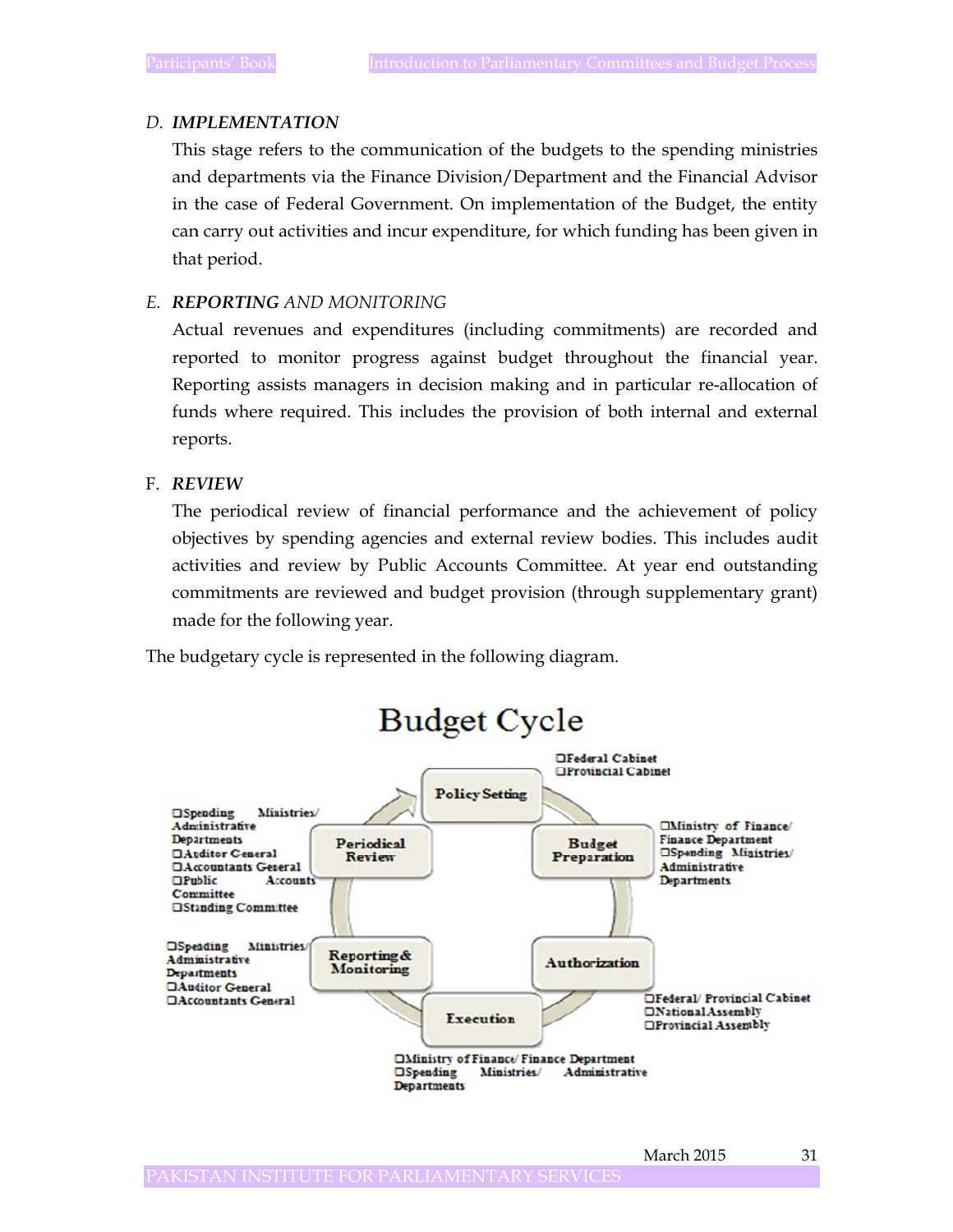D. ***IMPLEMENTATION***

This stage refers to the communication of the budgets to the spending ministries and departments via the Finance Division/Department and the Financial Advisor in the case of Federal Government. On implementation of the Budget, the entity can carry out activities and incur expenditure, for which funding has been given in that period.

E. ***REPORTING*** *AND MONITORING*

Actual revenues and expenditures (including commitments) are recorded and reported to monitor progress against budget throughout the financial year. Reporting assists managers in decision making and in particular re-allocation of funds where required. This includes the provision of both internal and external reports.

F. ***REVIEW***

The periodical review of financial performance and the achievement of policy objectives by spending agencies and external review bodies. This includes audit activities and review by Public Accounts Committee. At year end outstanding commitments are reviewed and budget provision (through supplementary grant) made for the following year.

The budgetary cycle is represented in the following diagram.

**Budget Cycle**

- **Policy Setting**
  - Federal Cabinet
  - Provincial Cabinet
- **Budget Preparation**
  - Ministry of Finance/ Finance Department
  - Spending Ministries/ Administrative Departments
- **Authorization**
  - Federal/ Provincial Cabinet
  - National Assembly
  - Provincial Assembly
- **Execution**
  - Ministry of Finance/ Finance Department
  - Spending Ministries/ Administrative Departments
- **Reporting & Monitoring**
  - Spending Ministries/ Administrative Departments
  - Auditor General
  - Accountants General
- **Periodical Review**
  - Spending Ministries/ Administrative Departments
  - Auditor General
  - Accountants General
  - Public Accounts Committee
  - Standing Committee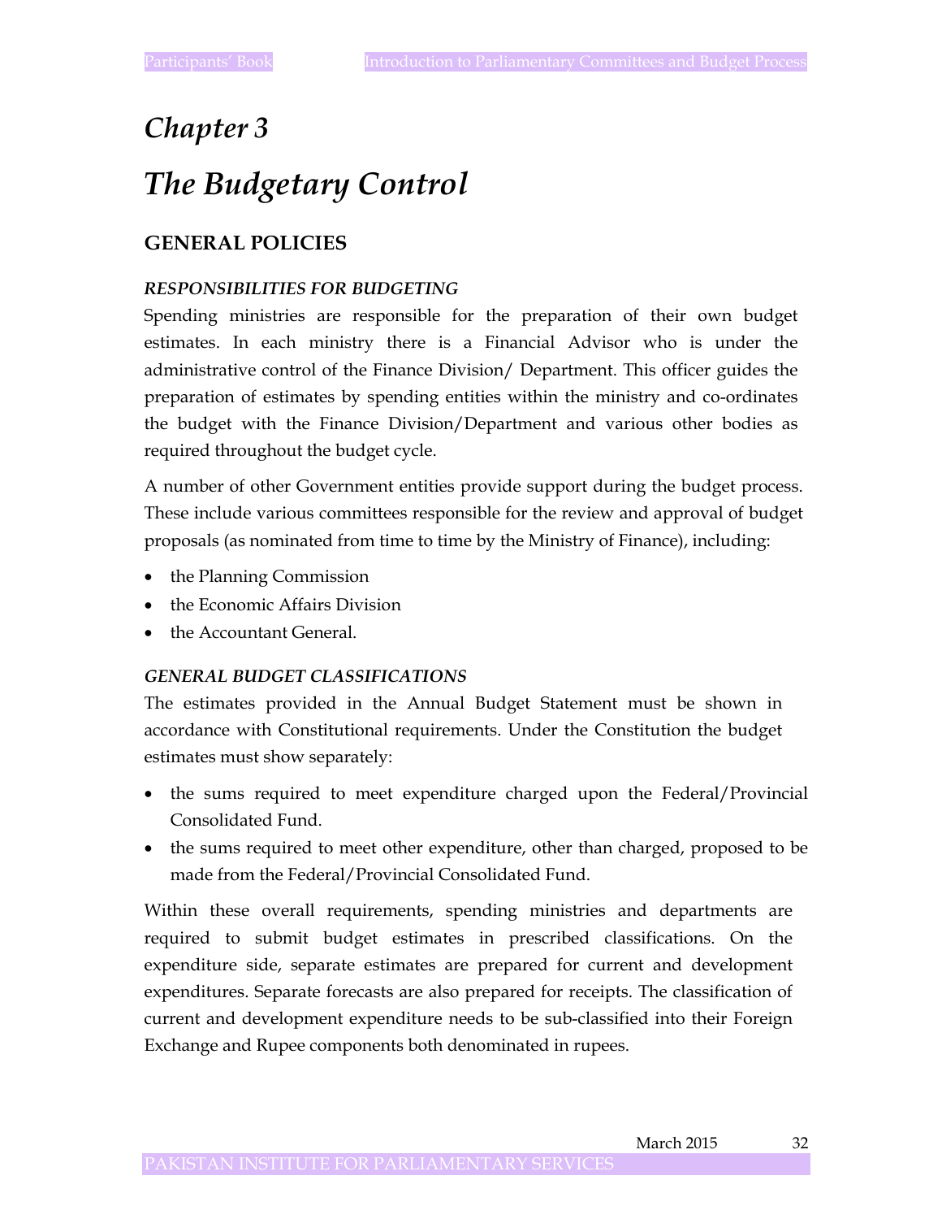# Chapter 3

# The Budgetary Control

## GENERAL POLICIES

### *RESPONSIBILITIES FOR BUDGETING*

Spending ministries are responsible for the preparation of their own budget estimates. In each ministry there is a Financial Advisor who is under the administrative control of the Finance Division/ Department. This officer guides the preparation of estimates by spending entities within the ministry and co-ordinates the budget with the Finance Division/Department and various other bodies as required throughout the budget cycle.

A number of other Government entities provide support during the budget process. These include various committees responsible for the review and approval of budget proposals (as nominated from time to time by the Ministry of Finance), including:

- the Planning Commission
- the Economic Affairs Division
- the Accountant General.

### *GENERAL BUDGET CLASSIFICATIONS*

The estimates provided in the Annual Budget Statement must be shown in accordance with Constitutional requirements. Under the Constitution the budget estimates must show separately:

- the sums required to meet expenditure charged upon the Federal/Provincial Consolidated Fund.
- the sums required to meet other expenditure, other than charged, proposed to be made from the Federal/Provincial Consolidated Fund.

Within these overall requirements, spending ministries and departments are required to submit budget estimates in prescribed classifications. On the expenditure side, separate estimates are prepared for current and development expenditures. Separate forecasts are also prepared for receipts. The classification of current and development expenditure needs to be sub-classified into their Foreign Exchange and Rupee components both denominated in rupees.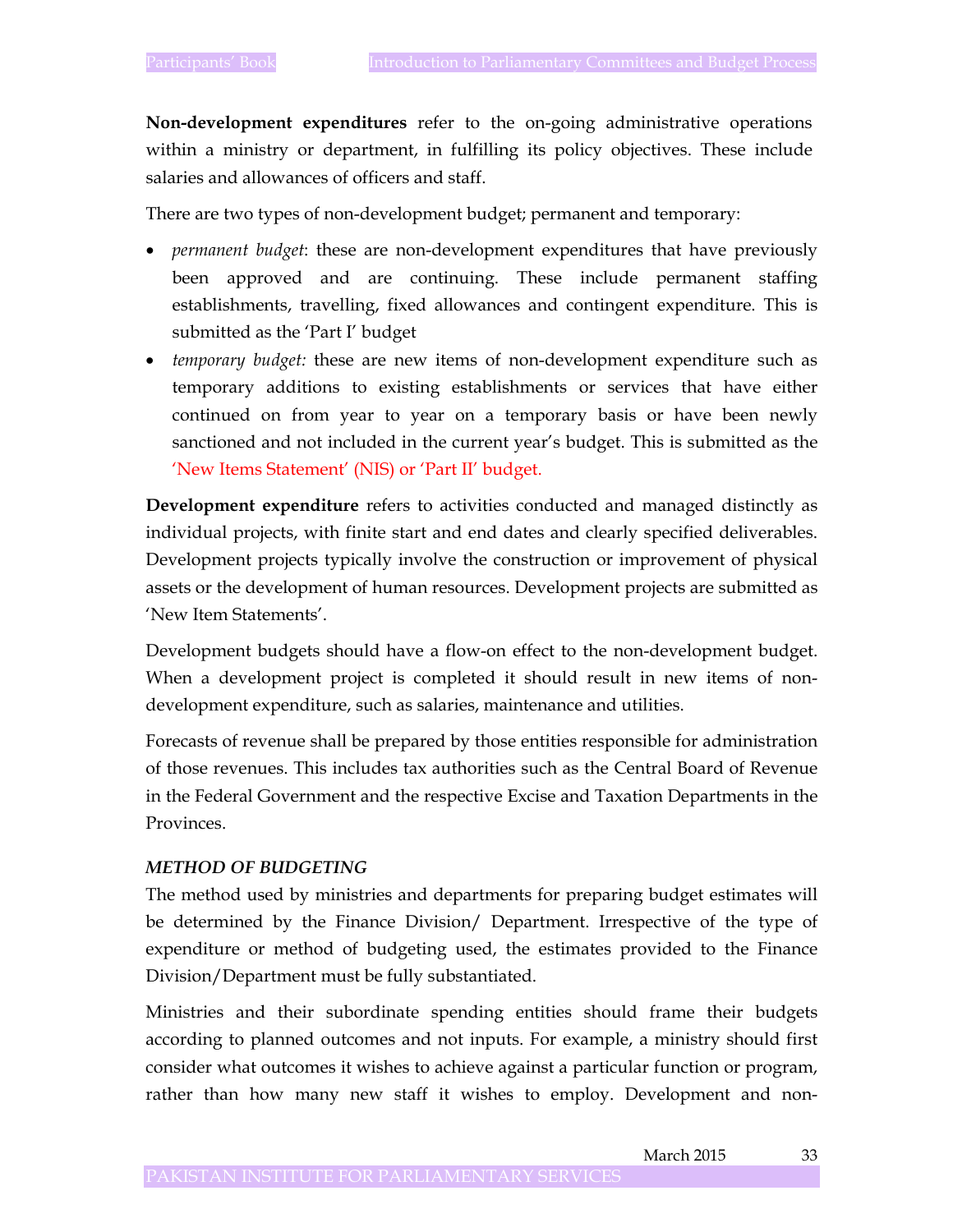**Non-development expenditures** refer to the on-going administrative operations within a ministry or department, in fulfilling its policy objectives. These include salaries and allowances of officers and staff.

There are two types of non-development budget; permanent and temporary:

- *permanent budget*: these are non-development expenditures that have previously been approved and are continuing. These include permanent staffing establishments, travelling, fixed allowances and contingent expenditure. This is submitted as the 'Part I' budget
- *temporary budget:* these are new items of non-development expenditure such as temporary additions to existing establishments or services that have either continued on from year to year on a temporary basis or have been newly sanctioned and not included in the current year's budget. This is submitted as the 'New Items Statement' (NIS) or 'Part II' budget.

**Development expenditure** refers to activities conducted and managed distinctly as individual projects, with finite start and end dates and clearly specified deliverables. Development projects typically involve the construction or improvement of physical assets or the development of human resources. Development projects are submitted as 'New Item Statements'.

Development budgets should have a flow-on effect to the non-development budget. When a development project is completed it should result in new items of non-development expenditure, such as salaries, maintenance and utilities.

Forecasts of revenue shall be prepared by those entities responsible for administration of those revenues. This includes tax authorities such as the Central Board of Revenue in the Federal Government and the respective Excise and Taxation Departments in the Provinces.

***METHOD OF BUDGETING***

The method used by ministries and departments for preparing budget estimates will be determined by the Finance Division/ Department. Irrespective of the type of expenditure or method of budgeting used, the estimates provided to the Finance Division/Department must be fully substantiated.

Ministries and their subordinate spending entities should frame their budgets according to planned outcomes and not inputs. For example, a ministry should first consider what outcomes it wishes to achieve against a particular function or program, rather than how many new staff it wishes to employ. Development and non-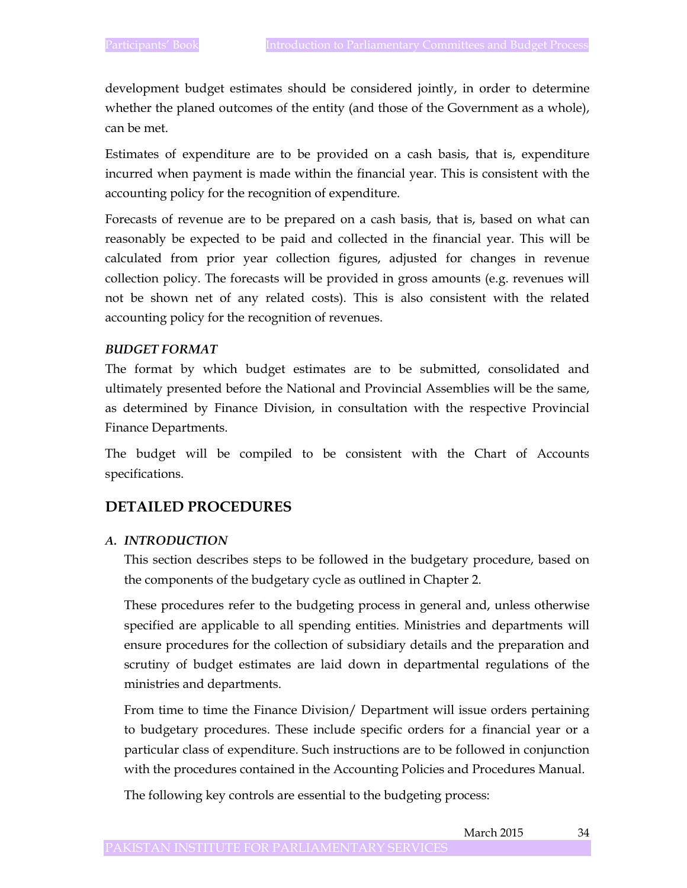development budget estimates should be considered jointly, in order to determine whether the planed outcomes of the entity (and those of the Government as a whole), can be met.

Estimates of expenditure are to be provided on a cash basis, that is, expenditure incurred when payment is made within the financial year. This is consistent with the accounting policy for the recognition of expenditure.

Forecasts of revenue are to be prepared on a cash basis, that is, based on what can reasonably be expected to be paid and collected in the financial year. This will be calculated from prior year collection figures, adjusted for changes in revenue collection policy. The forecasts will be provided in gross amounts (e.g. revenues will not be shown net of any related costs). This is also consistent with the related accounting policy for the recognition of revenues.

***BUDGET FORMAT***

The format by which budget estimates are to be submitted, consolidated and ultimately presented before the National and Provincial Assemblies will be the same, as determined by Finance Division, in consultation with the respective Provincial Finance Departments.

The budget will be compiled to be consistent with the Chart of Accounts specifications.

## DETAILED PROCEDURES

***A. INTRODUCTION***

This section describes steps to be followed in the budgetary procedure, based on the components of the budgetary cycle as outlined in Chapter 2.

These procedures refer to the budgeting process in general and, unless otherwise specified are applicable to all spending entities. Ministries and departments will ensure procedures for the collection of subsidiary details and the preparation and scrutiny of budget estimates are laid down in departmental regulations of the ministries and departments.

From time to time the Finance Division/ Department will issue orders pertaining to budgetary procedures. These include specific orders for a financial year or a particular class of expenditure. Such instructions are to be followed in conjunction with the procedures contained in the Accounting Policies and Procedures Manual.

The following key controls are essential to the budgeting process: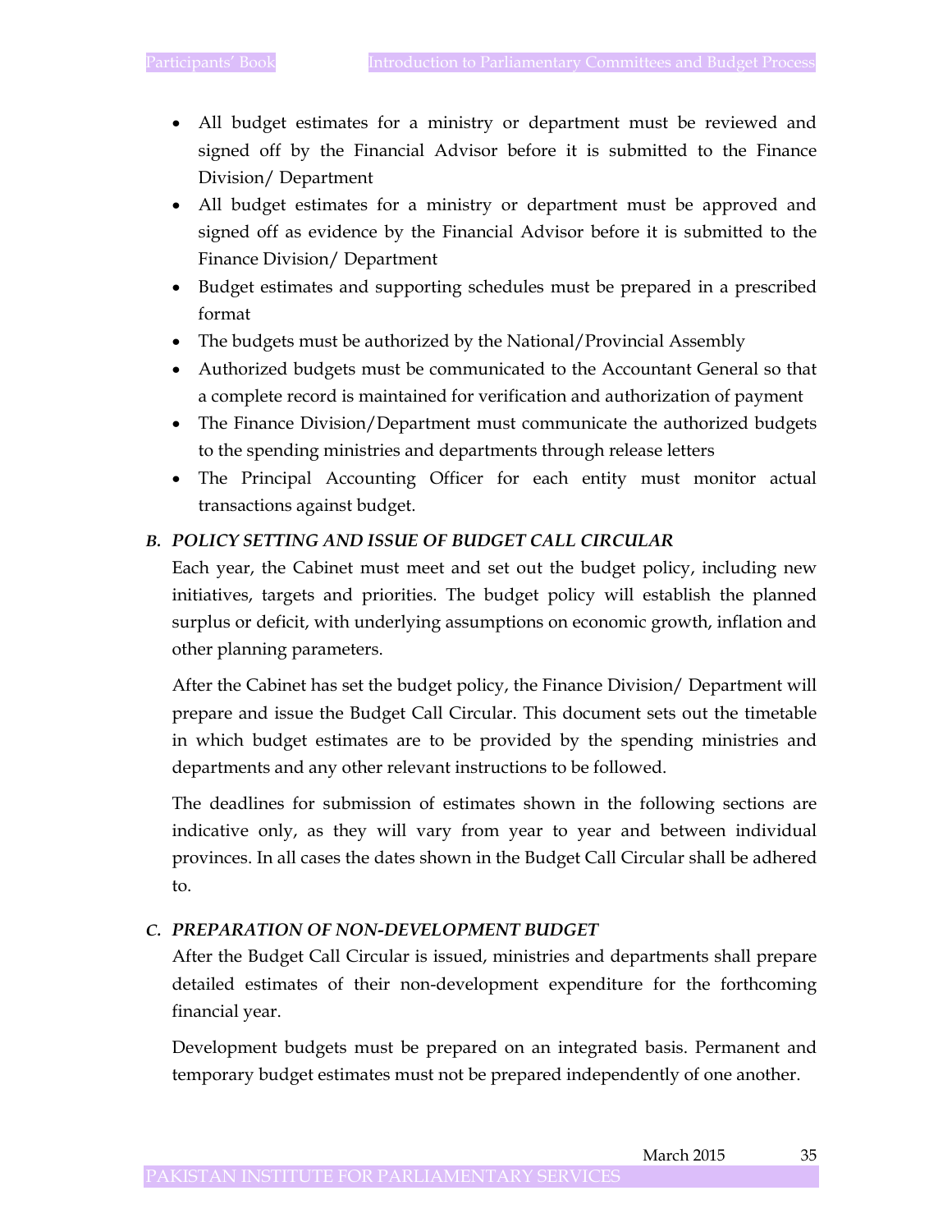- All budget estimates for a ministry or department must be reviewed and signed off by the Financial Advisor before it is submitted to the Finance Division/ Department
- All budget estimates for a ministry or department must be approved and signed off as evidence by the Financial Advisor before it is submitted to the Finance Division/ Department
- Budget estimates and supporting schedules must be prepared in a prescribed format
- The budgets must be authorized by the National/Provincial Assembly
- Authorized budgets must be communicated to the Accountant General so that a complete record is maintained for verification and authorization of payment
- The Finance Division/Department must communicate the authorized budgets to the spending ministries and departments through release letters
- The Principal Accounting Officer for each entity must monitor actual transactions against budget.

### *B. POLICY SETTING AND ISSUE OF BUDGET CALL CIRCULAR*

Each year, the Cabinet must meet and set out the budget policy, including new initiatives, targets and priorities. The budget policy will establish the planned surplus or deficit, with underlying assumptions on economic growth, inflation and other planning parameters.

After the Cabinet has set the budget policy, the Finance Division/ Department will prepare and issue the Budget Call Circular. This document sets out the timetable in which budget estimates are to be provided by the spending ministries and departments and any other relevant instructions to be followed.

The deadlines for submission of estimates shown in the following sections are indicative only, as they will vary from year to year and between individual provinces. In all cases the dates shown in the Budget Call Circular shall be adhered to.

### *C. PREPARATION OF NON-DEVELOPMENT BUDGET*

After the Budget Call Circular is issued, ministries and departments shall prepare detailed estimates of their non-development expenditure for the forthcoming financial year.

Development budgets must be prepared on an integrated basis. Permanent and temporary budget estimates must not be prepared independently of one another.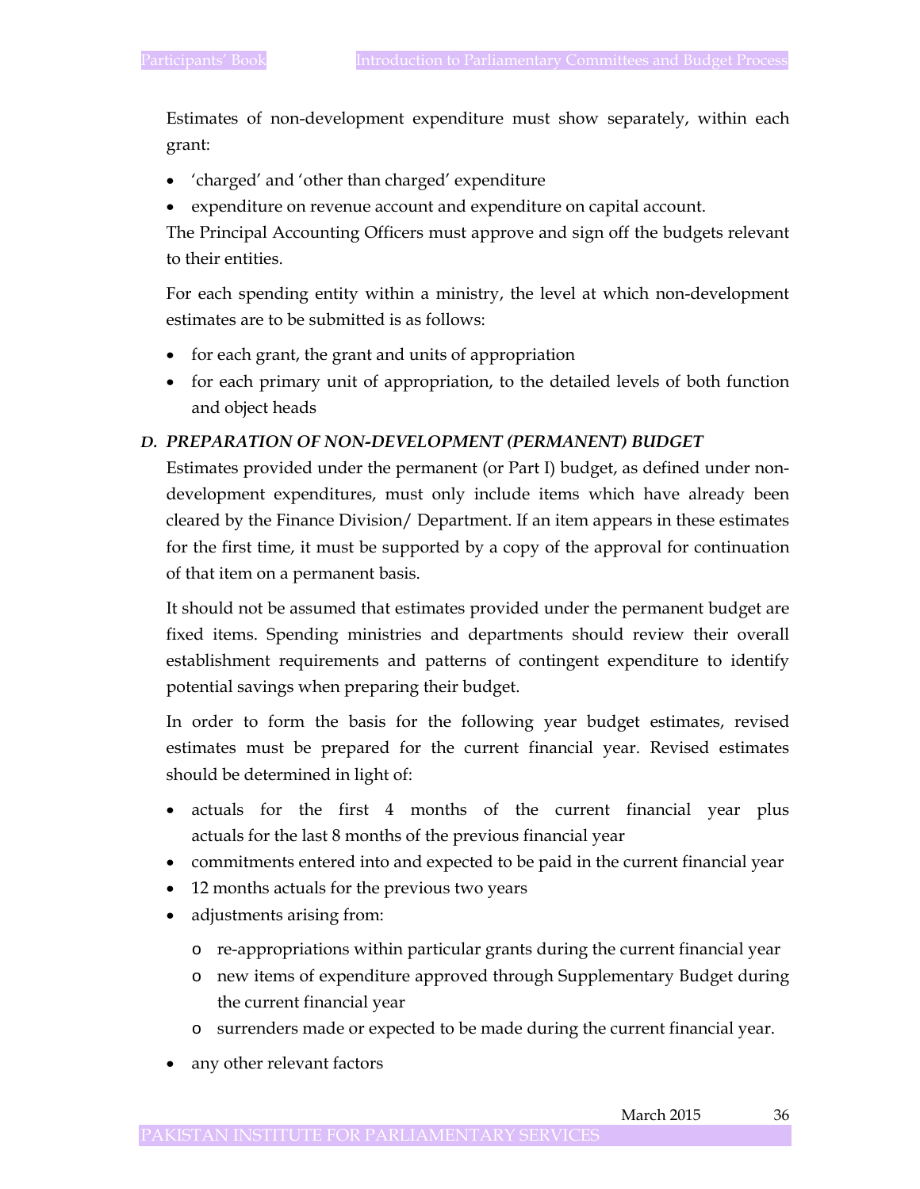Estimates of non-development expenditure must show separately, within each grant:

- 'charged' and 'other than charged' expenditure
- expenditure on revenue account and expenditure on capital account.

The Principal Accounting Officers must approve and sign off the budgets relevant to their entities.

For each spending entity within a ministry, the level at which non-development estimates are to be submitted is as follows:

- for each grant, the grant and units of appropriation
- for each primary unit of appropriation, to the detailed levels of both function and object heads

### *D. PREPARATION OF NON-DEVELOPMENT (PERMANENT) BUDGET*

Estimates provided under the permanent (or Part I) budget, as defined under non-development expenditures, must only include items which have already been cleared by the Finance Division/ Department. If an item appears in these estimates for the first time, it must be supported by a copy of the approval for continuation of that item on a permanent basis.

It should not be assumed that estimates provided under the permanent budget are fixed items. Spending ministries and departments should review their overall establishment requirements and patterns of contingent expenditure to identify potential savings when preparing their budget.

In order to form the basis for the following year budget estimates, revised estimates must be prepared for the current financial year. Revised estimates should be determined in light of:

- actuals for the first 4 months of the current financial year plus actuals for the last 8 months of the previous financial year
- commitments entered into and expected to be paid in the current financial year
- 12 months actuals for the previous two years
- adjustments arising from:
  - re-appropriations within particular grants during the current financial year
  - new items of expenditure approved through Supplementary Budget during the current financial year
  - surrenders made or expected to be made during the current financial year.
- any other relevant factors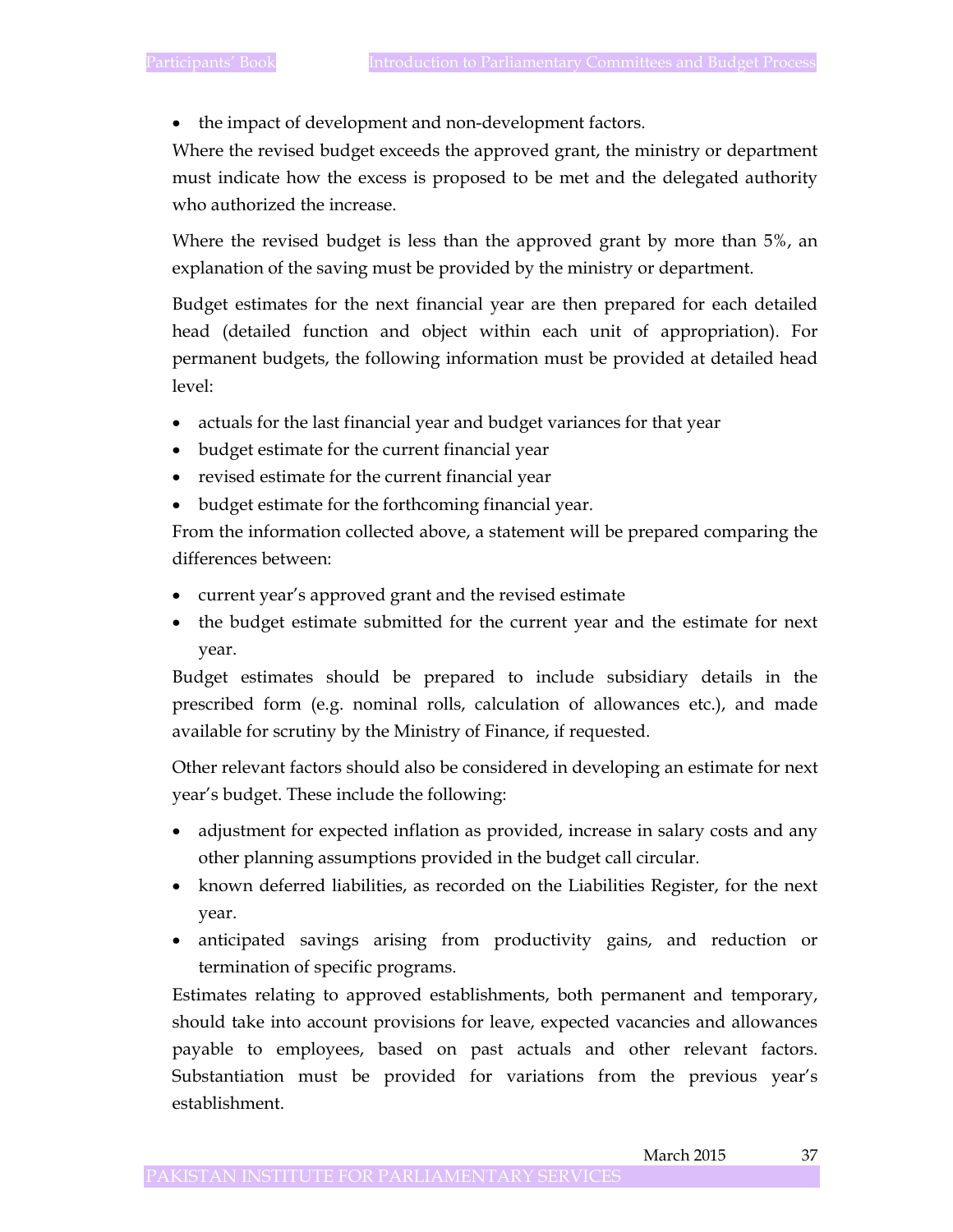- the impact of development and non-development factors.

Where the revised budget exceeds the approved grant, the ministry or department must indicate how the excess is proposed to be met and the delegated authority who authorized the increase.

Where the revised budget is less than the approved grant by more than 5%, an explanation of the saving must be provided by the ministry or department.

Budget estimates for the next financial year are then prepared for each detailed head (detailed function and object within each unit of appropriation). For permanent budgets, the following information must be provided at detailed head level:

- actuals for the last financial year and budget variances for that year
- budget estimate for the current financial year
- revised estimate for the current financial year
- budget estimate for the forthcoming financial year.

From the information collected above, a statement will be prepared comparing the differences between:

- current year's approved grant and the revised estimate
- the budget estimate submitted for the current year and the estimate for next year.

Budget estimates should be prepared to include subsidiary details in the prescribed form (e.g. nominal rolls, calculation of allowances etc.), and made available for scrutiny by the Ministry of Finance, if requested.

Other relevant factors should also be considered in developing an estimate for next year's budget. These include the following:

- adjustment for expected inflation as provided, increase in salary costs and any other planning assumptions provided in the budget call circular.
- known deferred liabilities, as recorded on the Liabilities Register, for the next year.
- anticipated savings arising from productivity gains, and reduction or termination of specific programs.

Estimates relating to approved establishments, both permanent and temporary, should take into account provisions for leave, expected vacancies and allowances payable to employees, based on past actuals and other relevant factors. Substantiation must be provided for variations from the previous year's establishment.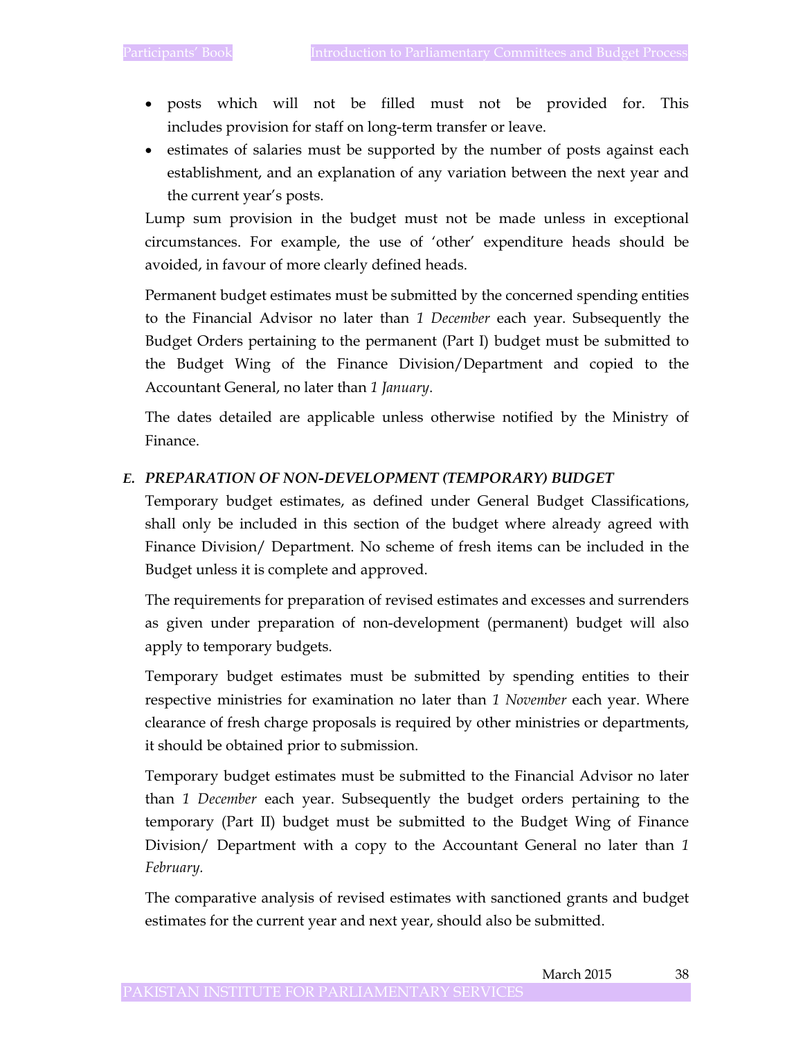- posts which will not be filled must not be provided for. This includes provision for staff on long-term transfer or leave.
- estimates of salaries must be supported by the number of posts against each establishment, and an explanation of any variation between the next year and the current year's posts.

Lump sum provision in the budget must not be made unless in exceptional circumstances. For example, the use of 'other' expenditure heads should be avoided, in favour of more clearly defined heads.

Permanent budget estimates must be submitted by the concerned spending entities to the Financial Advisor no later than *1 December* each year. Subsequently the Budget Orders pertaining to the permanent (Part I) budget must be submitted to the Budget Wing of the Finance Division/Department and copied to the Accountant General, no later than *1 January*.

The dates detailed are applicable unless otherwise notified by the Ministry of Finance.

***E. PREPARATION OF NON-DEVELOPMENT (TEMPORARY) BUDGET***

Temporary budget estimates, as defined under General Budget Classifications, shall only be included in this section of the budget where already agreed with Finance Division/ Department. No scheme of fresh items can be included in the Budget unless it is complete and approved.

The requirements for preparation of revised estimates and excesses and surrenders as given under preparation of non-development (permanent) budget will also apply to temporary budgets.

Temporary budget estimates must be submitted by spending entities to their respective ministries for examination no later than *1 November* each year. Where clearance of fresh charge proposals is required by other ministries or departments, it should be obtained prior to submission.

Temporary budget estimates must be submitted to the Financial Advisor no later than *1 December* each year. Subsequently the budget orders pertaining to the temporary (Part II) budget must be submitted to the Budget Wing of Finance Division/ Department with a copy to the Accountant General no later than *1 February*.

The comparative analysis of revised estimates with sanctioned grants and budget estimates for the current year and next year, should also be submitted.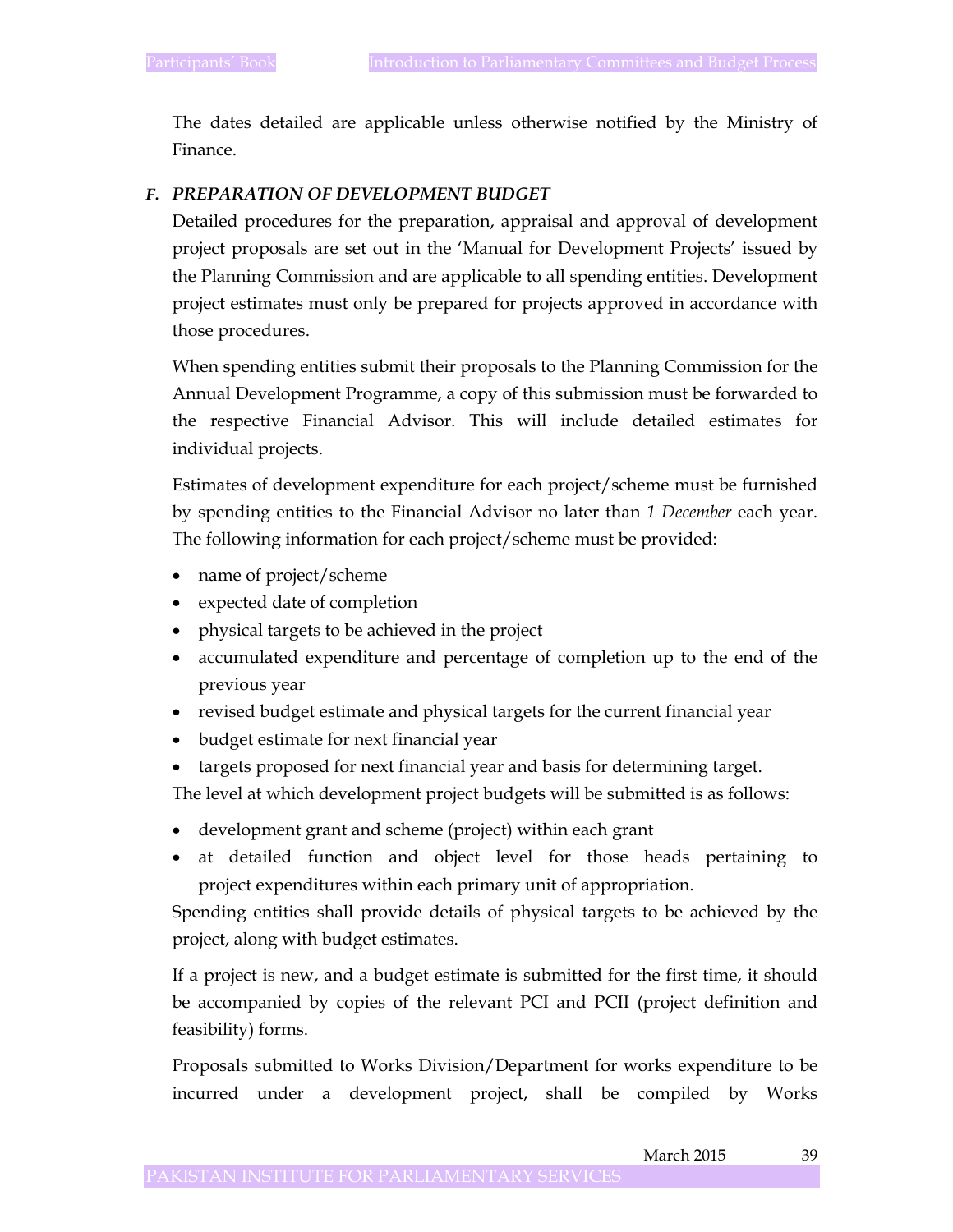The dates detailed are applicable unless otherwise notified by the Ministry of Finance.

### *F. PREPARATION OF DEVELOPMENT BUDGET*

Detailed procedures for the preparation, appraisal and approval of development project proposals are set out in the 'Manual for Development Projects' issued by the Planning Commission and are applicable to all spending entities. Development project estimates must only be prepared for projects approved in accordance with those procedures.

When spending entities submit their proposals to the Planning Commission for the Annual Development Programme, a copy of this submission must be forwarded to the respective Financial Advisor. This will include detailed estimates for individual projects.

Estimates of development expenditure for each project/scheme must be furnished by spending entities to the Financial Advisor no later than *1 December* each year. The following information for each project/scheme must be provided:

- name of project/scheme
- expected date of completion
- physical targets to be achieved in the project
- accumulated expenditure and percentage of completion up to the end of the previous year
- revised budget estimate and physical targets for the current financial year
- budget estimate for next financial year
- targets proposed for next financial year and basis for determining target.

The level at which development project budgets will be submitted is as follows:

- development grant and scheme (project) within each grant
- at detailed function and object level for those heads pertaining to project expenditures within each primary unit of appropriation.

Spending entities shall provide details of physical targets to be achieved by the project, along with budget estimates.

If a project is new, and a budget estimate is submitted for the first time, it should be accompanied by copies of the relevant PCI and PCII (project definition and feasibility) forms.

Proposals submitted to Works Division/Department for works expenditure to be incurred under a development project, shall be compiled by Works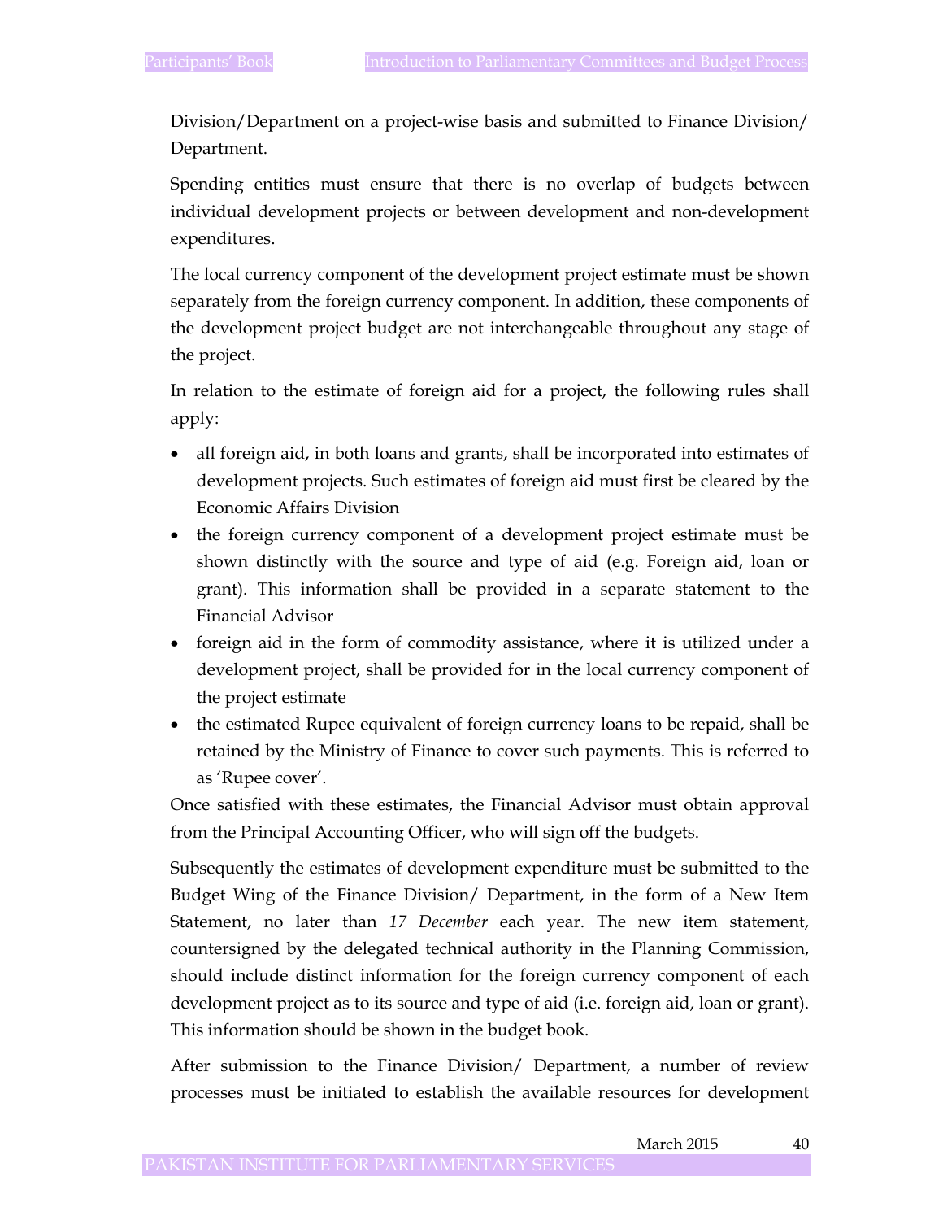Division/Department on a project-wise basis and submitted to Finance Division/ Department.

Spending entities must ensure that there is no overlap of budgets between individual development projects or between development and non-development expenditures.

The local currency component of the development project estimate must be shown separately from the foreign currency component. In addition, these components of the development project budget are not interchangeable throughout any stage of the project.

In relation to the estimate of foreign aid for a project, the following rules shall apply:

- all foreign aid, in both loans and grants, shall be incorporated into estimates of development projects. Such estimates of foreign aid must first be cleared by the Economic Affairs Division
- the foreign currency component of a development project estimate must be shown distinctly with the source and type of aid (e.g. Foreign aid, loan or grant). This information shall be provided in a separate statement to the Financial Advisor
- foreign aid in the form of commodity assistance, where it is utilized under a development project, shall be provided for in the local currency component of the project estimate
- the estimated Rupee equivalent of foreign currency loans to be repaid, shall be retained by the Ministry of Finance to cover such payments. This is referred to as 'Rupee cover'.

Once satisfied with these estimates, the Financial Advisor must obtain approval from the Principal Accounting Officer, who will sign off the budgets.

Subsequently the estimates of development expenditure must be submitted to the Budget Wing of the Finance Division/ Department, in the form of a New Item Statement, no later than *17 December* each year. The new item statement, countersigned by the delegated technical authority in the Planning Commission, should include distinct information for the foreign currency component of each development project as to its source and type of aid (i.e. foreign aid, loan or grant). This information should be shown in the budget book.

After submission to the Finance Division/ Department, a number of review processes must be initiated to establish the available resources for development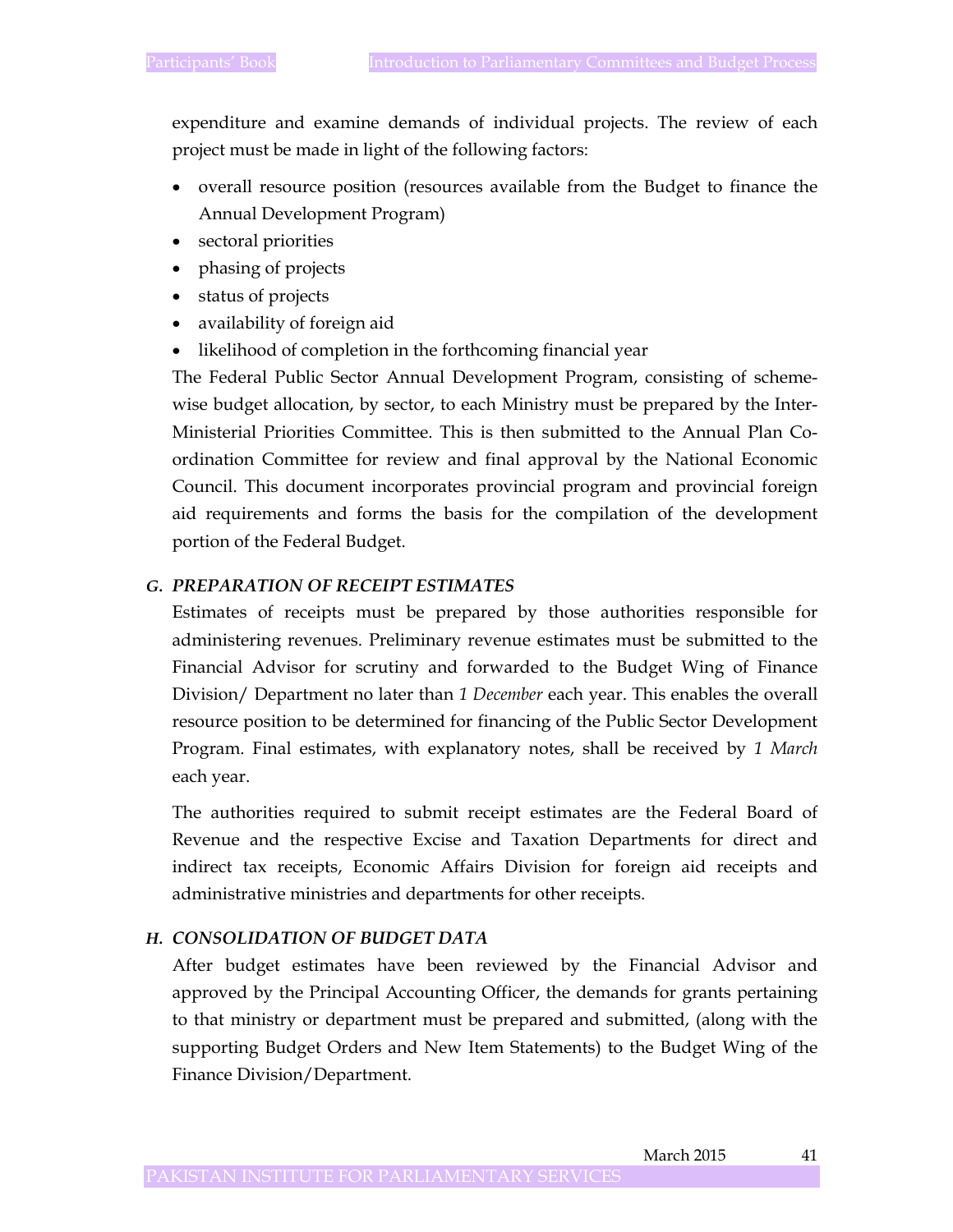expenditure and examine demands of individual projects. The review of each project must be made in light of the following factors:

- overall resource position (resources available from the Budget to finance the Annual Development Program)
- sectoral priorities
- phasing of projects
- status of projects
- availability of foreign aid
- likelihood of completion in the forthcoming financial year

The Federal Public Sector Annual Development Program, consisting of scheme-wise budget allocation, by sector, to each Ministry must be prepared by the Inter-Ministerial Priorities Committee. This is then submitted to the Annual Plan Co-ordination Committee for review and final approval by the National Economic Council. This document incorporates provincial program and provincial foreign aid requirements and forms the basis for the compilation of the development portion of the Federal Budget.

### *G. PREPARATION OF RECEIPT ESTIMATES*

Estimates of receipts must be prepared by those authorities responsible for administering revenues. Preliminary revenue estimates must be submitted to the Financial Advisor for scrutiny and forwarded to the Budget Wing of Finance Division/ Department no later than *1 December* each year. This enables the overall resource position to be determined for financing of the Public Sector Development Program. Final estimates, with explanatory notes, shall be received by *1 March* each year.

The authorities required to submit receipt estimates are the Federal Board of Revenue and the respective Excise and Taxation Departments for direct and indirect tax receipts, Economic Affairs Division for foreign aid receipts and administrative ministries and departments for other receipts.

### *H. CONSOLIDATION OF BUDGET DATA*

After budget estimates have been reviewed by the Financial Advisor and approved by the Principal Accounting Officer, the demands for grants pertaining to that ministry or department must be prepared and submitted, (along with the supporting Budget Orders and New Item Statements) to the Budget Wing of the Finance Division/Department.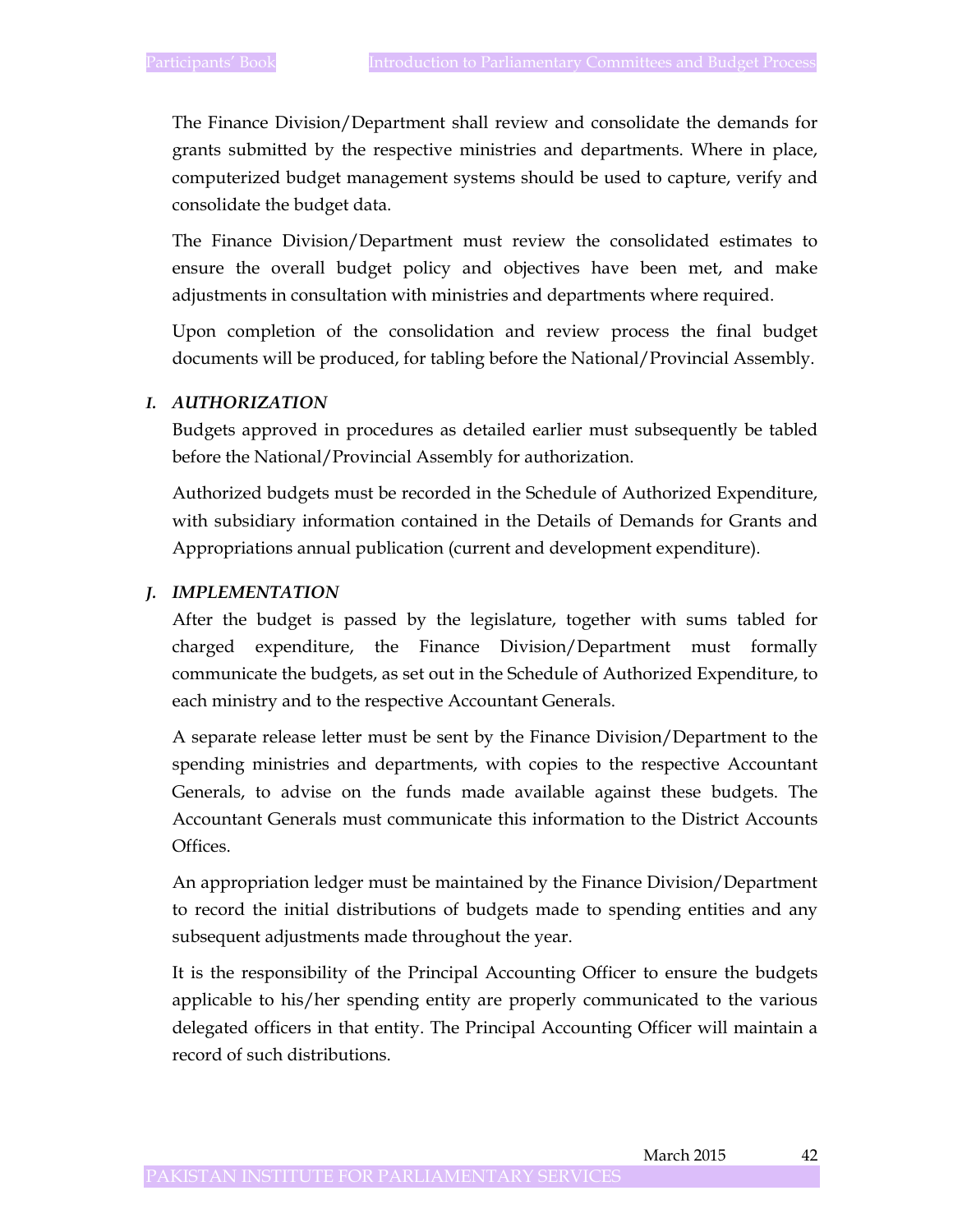The Finance Division/Department shall review and consolidate the demands for grants submitted by the respective ministries and departments. Where in place, computerized budget management systems should be used to capture, verify and consolidate the budget data.

The Finance Division/Department must review the consolidated estimates to ensure the overall budget policy and objectives have been met, and make adjustments in consultation with ministries and departments where required.

Upon completion of the consolidation and review process the final budget documents will be produced, for tabling before the National/Provincial Assembly.

### *I. AUTHORIZATION*

Budgets approved in procedures as detailed earlier must subsequently be tabled before the National/Provincial Assembly for authorization.

Authorized budgets must be recorded in the Schedule of Authorized Expenditure, with subsidiary information contained in the Details of Demands for Grants and Appropriations annual publication (current and development expenditure).

### *J. IMPLEMENTATION*

After the budget is passed by the legislature, together with sums tabled for charged expenditure, the Finance Division/Department must formally communicate the budgets, as set out in the Schedule of Authorized Expenditure, to each ministry and to the respective Accountant Generals.

A separate release letter must be sent by the Finance Division/Department to the spending ministries and departments, with copies to the respective Accountant Generals, to advise on the funds made available against these budgets. The Accountant Generals must communicate this information to the District Accounts Offices.

An appropriation ledger must be maintained by the Finance Division/Department to record the initial distributions of budgets made to spending entities and any subsequent adjustments made throughout the year.

It is the responsibility of the Principal Accounting Officer to ensure the budgets applicable to his/her spending entity are properly communicated to the various delegated officers in that entity. The Principal Accounting Officer will maintain a record of such distributions.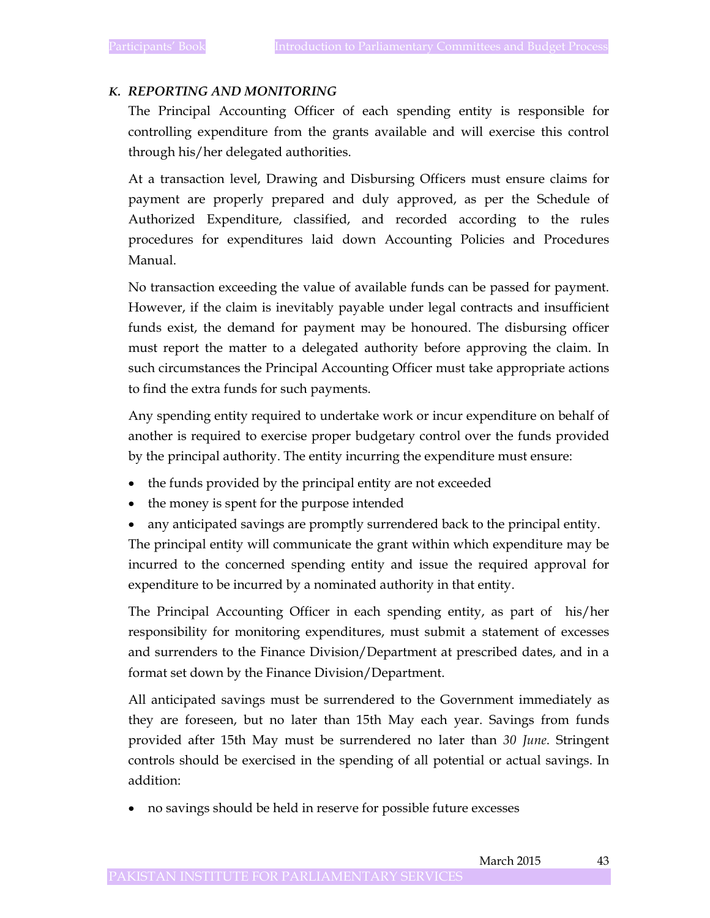### *K. REPORTING AND MONITORING*

The Principal Accounting Officer of each spending entity is responsible for controlling expenditure from the grants available and will exercise this control through his/her delegated authorities.

At a transaction level, Drawing and Disbursing Officers must ensure claims for payment are properly prepared and duly approved, as per the Schedule of Authorized Expenditure, classified, and recorded according to the rules procedures for expenditures laid down Accounting Policies and Procedures Manual.

No transaction exceeding the value of available funds can be passed for payment. However, if the claim is inevitably payable under legal contracts and insufficient funds exist, the demand for payment may be honoured. The disbursing officer must report the matter to a delegated authority before approving the claim. In such circumstances the Principal Accounting Officer must take appropriate actions to find the extra funds for such payments.

Any spending entity required to undertake work or incur expenditure on behalf of another is required to exercise proper budgetary control over the funds provided by the principal authority. The entity incurring the expenditure must ensure:

- the funds provided by the principal entity are not exceeded
- the money is spent for the purpose intended
- any anticipated savings are promptly surrendered back to the principal entity.

The principal entity will communicate the grant within which expenditure may be incurred to the concerned spending entity and issue the required approval for expenditure to be incurred by a nominated authority in that entity.

The Principal Accounting Officer in each spending entity, as part of his/her responsibility for monitoring expenditures, must submit a statement of excesses and surrenders to the Finance Division/Department at prescribed dates, and in a format set down by the Finance Division/Department.

All anticipated savings must be surrendered to the Government immediately as they are foreseen, but no later than 15th May each year. Savings from funds provided after 15th May must be surrendered no later than *30 June*. Stringent controls should be exercised in the spending of all potential or actual savings. In addition:

- no savings should be held in reserve for possible future excesses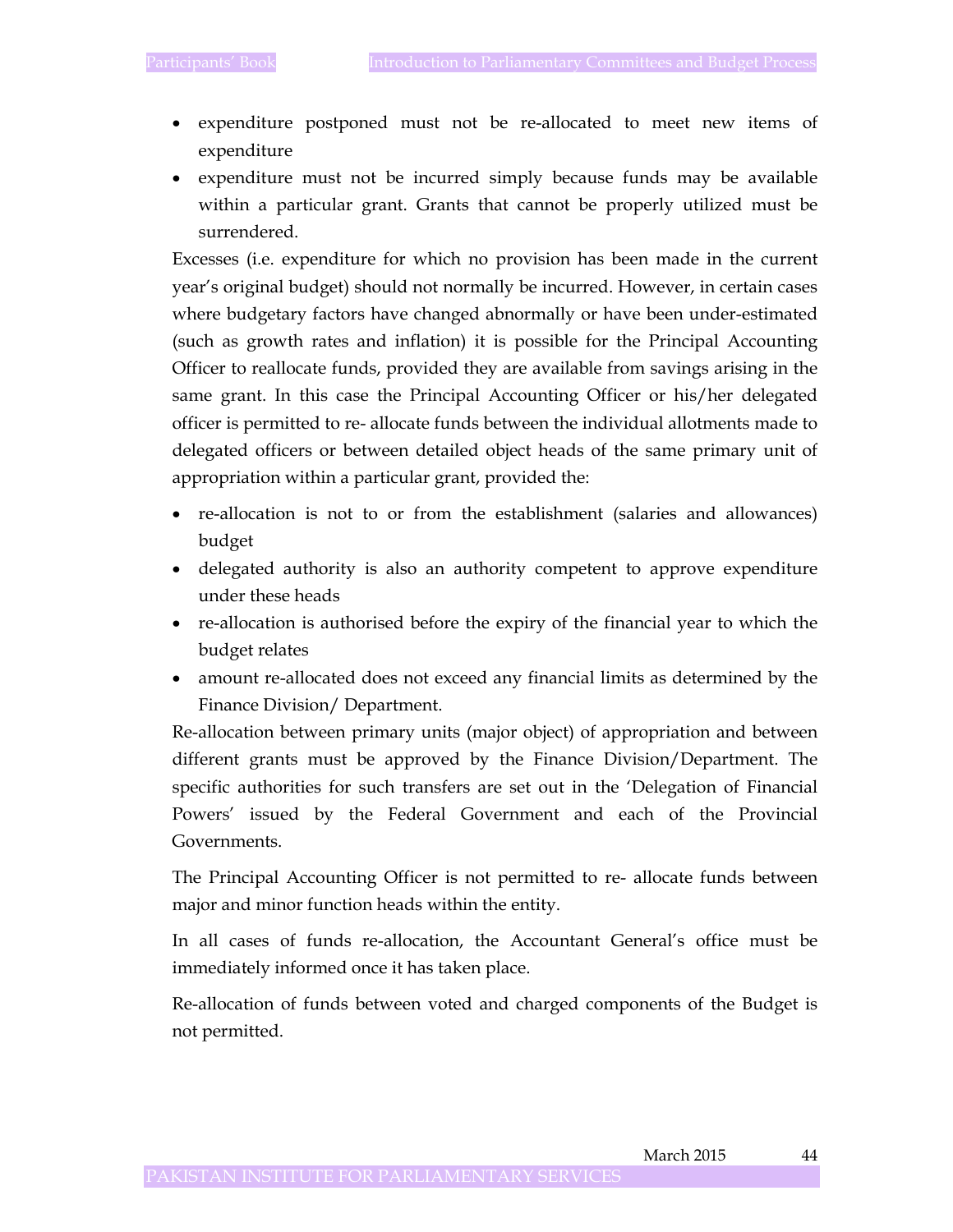- expenditure postponed must not be re-allocated to meet new items of expenditure
- expenditure must not be incurred simply because funds may be available within a particular grant. Grants that cannot be properly utilized must be surrendered.

Excesses (i.e. expenditure for which no provision has been made in the current year's original budget) should not normally be incurred. However, in certain cases where budgetary factors have changed abnormally or have been under-estimated (such as growth rates and inflation) it is possible for the Principal Accounting Officer to reallocate funds, provided they are available from savings arising in the same grant. In this case the Principal Accounting Officer or his/her delegated officer is permitted to re- allocate funds between the individual allotments made to delegated officers or between detailed object heads of the same primary unit of appropriation within a particular grant, provided the:

- re-allocation is not to or from the establishment (salaries and allowances) budget
- delegated authority is also an authority competent to approve expenditure under these heads
- re-allocation is authorised before the expiry of the financial year to which the budget relates
- amount re-allocated does not exceed any financial limits as determined by the Finance Division/ Department.

Re-allocation between primary units (major object) of appropriation and between different grants must be approved by the Finance Division/Department. The specific authorities for such transfers are set out in the 'Delegation of Financial Powers' issued by the Federal Government and each of the Provincial Governments.

The Principal Accounting Officer is not permitted to re- allocate funds between major and minor function heads within the entity.

In all cases of funds re-allocation, the Accountant General's office must be immediately informed once it has taken place.

Re-allocation of funds between voted and charged components of the Budget is not permitted.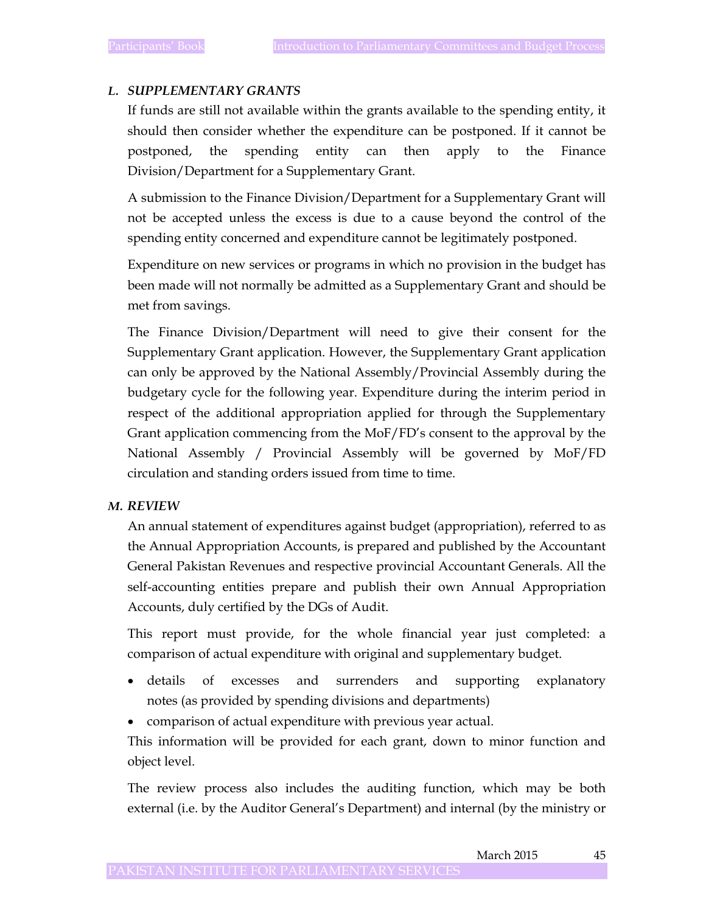### *L. SUPPLEMENTARY GRANTS*

If funds are still not available within the grants available to the spending entity, it should then consider whether the expenditure can be postponed. If it cannot be postponed, the spending entity can then apply to the Finance Division/Department for a Supplementary Grant.

A submission to the Finance Division/Department for a Supplementary Grant will not be accepted unless the excess is due to a cause beyond the control of the spending entity concerned and expenditure cannot be legitimately postponed.

Expenditure on new services or programs in which no provision in the budget has been made will not normally be admitted as a Supplementary Grant and should be met from savings.

The Finance Division/Department will need to give their consent for the Supplementary Grant application. However, the Supplementary Grant application can only be approved by the National Assembly/Provincial Assembly during the budgetary cycle for the following year. Expenditure during the interim period in respect of the additional appropriation applied for through the Supplementary Grant application commencing from the MoF/FD's consent to the approval by the National Assembly / Provincial Assembly will be governed by MoF/FD circulation and standing orders issued from time to time.

### *M. REVIEW*

An annual statement of expenditures against budget (appropriation), referred to as the Annual Appropriation Accounts, is prepared and published by the Accountant General Pakistan Revenues and respective provincial Accountant Generals. All the self-accounting entities prepare and publish their own Annual Appropriation Accounts, duly certified by the DGs of Audit.

This report must provide, for the whole financial year just completed: a comparison of actual expenditure with original and supplementary budget.

- details of excesses and surrenders and supporting explanatory notes (as provided by spending divisions and departments)
- comparison of actual expenditure with previous year actual.

This information will be provided for each grant, down to minor function and object level.

The review process also includes the auditing function, which may be both external (i.e. by the Auditor General's Department) and internal (by the ministry or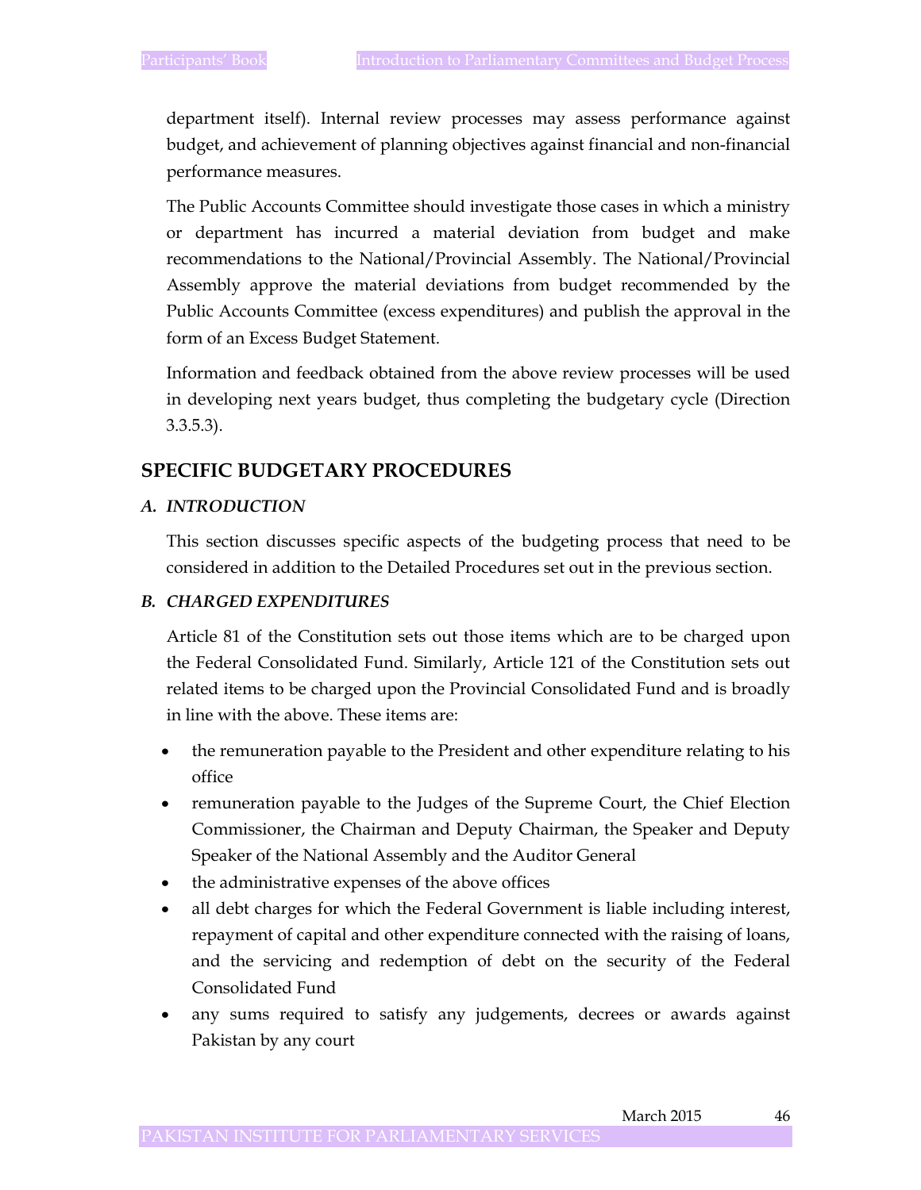department itself). Internal review processes may assess performance against budget, and achievement of planning objectives against financial and non-financial performance measures.

The Public Accounts Committee should investigate those cases in which a ministry or department has incurred a material deviation from budget and make recommendations to the National/Provincial Assembly. The National/Provincial Assembly approve the material deviations from budget recommended by the Public Accounts Committee (excess expenditures) and publish the approval in the form of an Excess Budget Statement.

Information and feedback obtained from the above review processes will be used in developing next years budget, thus completing the budgetary cycle (Direction 3.3.5.3).

## SPECIFIC BUDGETARY PROCEDURES

### *A. INTRODUCTION*

This section discusses specific aspects of the budgeting process that need to be considered in addition to the Detailed Procedures set out in the previous section.

### *B. CHARGED EXPENDITURES*

Article 81 of the Constitution sets out those items which are to be charged upon the Federal Consolidated Fund. Similarly, Article 121 of the Constitution sets out related items to be charged upon the Provincial Consolidated Fund and is broadly in line with the above. These items are:

- the remuneration payable to the President and other expenditure relating to his office
- remuneration payable to the Judges of the Supreme Court, the Chief Election Commissioner, the Chairman and Deputy Chairman, the Speaker and Deputy Speaker of the National Assembly and the Auditor General
- the administrative expenses of the above offices
- all debt charges for which the Federal Government is liable including interest, repayment of capital and other expenditure connected with the raising of loans, and the servicing and redemption of debt on the security of the Federal Consolidated Fund
- any sums required to satisfy any judgements, decrees or awards against Pakistan by any court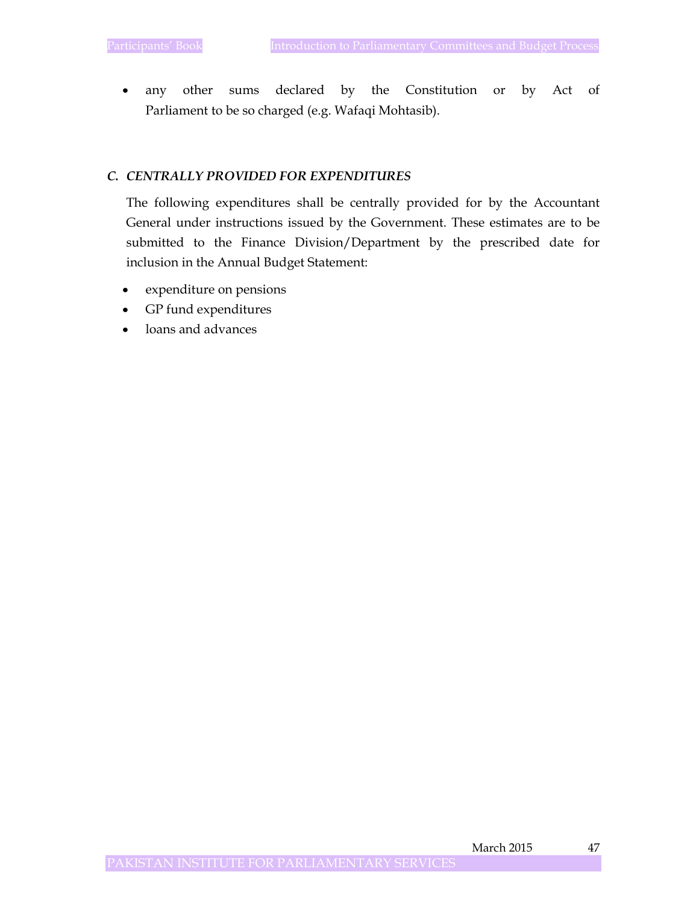- any other sums declared by the Constitution or by Act of Parliament to be so charged (e.g. Wafaqi Mohtasib).

### *C. CENTRALLY PROVIDED FOR EXPENDITURES*

The following expenditures shall be centrally provided for by the Accountant General under instructions issued by the Government. These estimates are to be submitted to the Finance Division/Department by the prescribed date for inclusion in the Annual Budget Statement:

- expenditure on pensions
- GP fund expenditures
- loans and advances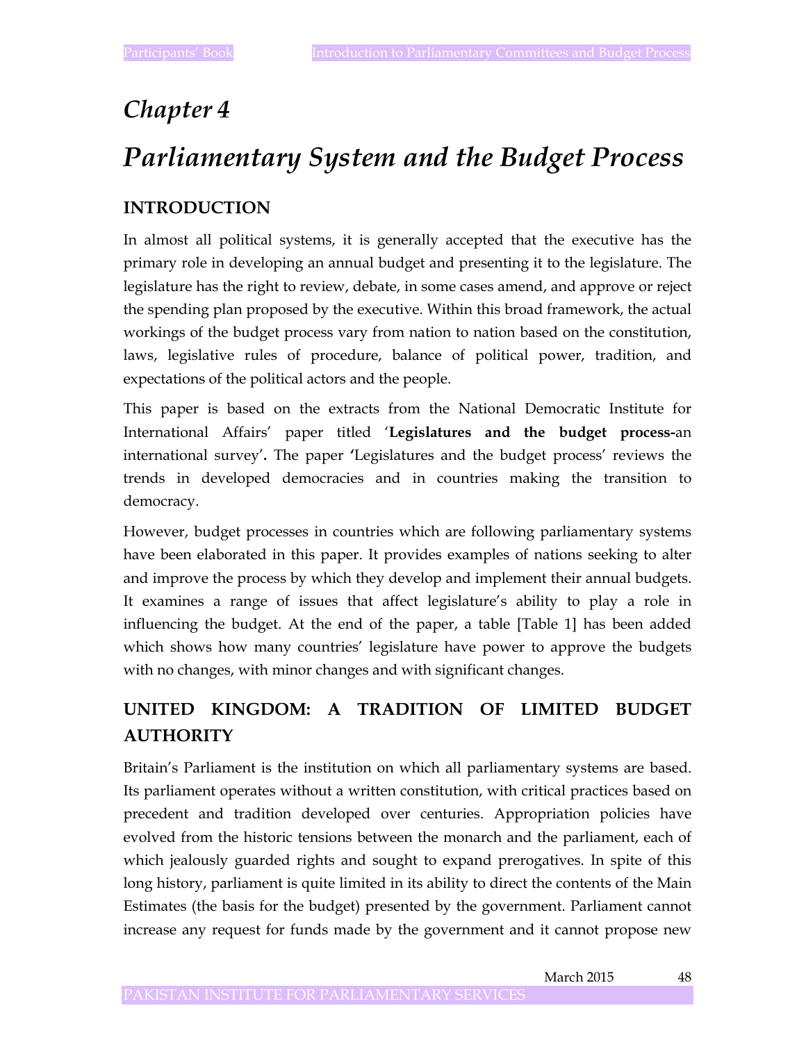# *Chapter 4*

# *Parliamentary System and the Budget Process*

## INTRODUCTION

In almost all political systems, it is generally accepted that the executive has the primary role in developing an annual budget and presenting it to the legislature. The legislature has the right to review, debate, in some cases amend, and approve or reject the spending plan proposed by the executive. Within this broad framework, the actual workings of the budget process vary from nation to nation based on the constitution, laws, legislative rules of procedure, balance of political power, tradition, and expectations of the political actors and the people.

This paper is based on the extracts from the National Democratic Institute for International Affairs' paper titled '**Legislatures and the budget process-**an international survey'**.** The paper **'**Legislatures and the budget process' reviews the trends in developed democracies and in countries making the transition to democracy.

However, budget processes in countries which are following parliamentary systems have been elaborated in this paper. It provides examples of nations seeking to alter and improve the process by which they develop and implement their annual budgets. It examines a range of issues that affect legislature's ability to play a role in influencing the budget. At the end of the paper, a table [Table 1] has been added which shows how many countries' legislature have power to approve the budgets with no changes, with minor changes and with significant changes.

## UNITED KINGDOM: A TRADITION OF LIMITED BUDGET AUTHORITY

Britain's Parliament is the institution on which all parliamentary systems are based. Its parliament operates without a written constitution, with critical practices based on precedent and tradition developed over centuries. Appropriation policies have evolved from the historic tensions between the monarch and the parliament, each of which jealously guarded rights and sought to expand prerogatives. In spite of this long history, parliament is quite limited in its ability to direct the contents of the Main Estimates (the basis for the budget) presented by the government. Parliament cannot increase any request for funds made by the government and it cannot propose new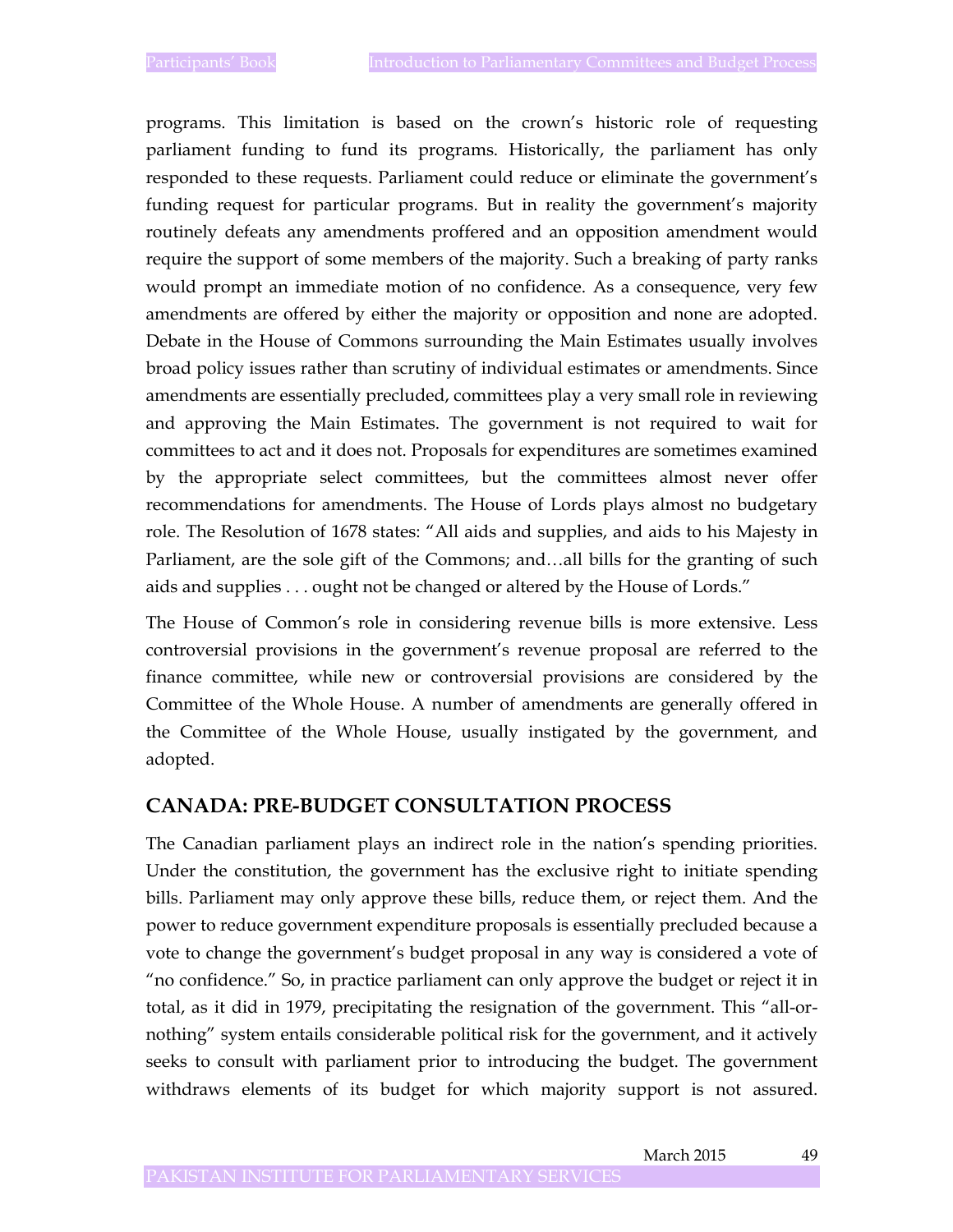programs. This limitation is based on the crown's historic role of requesting parliament funding to fund its programs. Historically, the parliament has only responded to these requests. Parliament could reduce or eliminate the government's funding request for particular programs. But in reality the government's majority routinely defeats any amendments proffered and an opposition amendment would require the support of some members of the majority. Such a breaking of party ranks would prompt an immediate motion of no confidence. As a consequence, very few amendments are offered by either the majority or opposition and none are adopted. Debate in the House of Commons surrounding the Main Estimates usually involves broad policy issues rather than scrutiny of individual estimates or amendments. Since amendments are essentially precluded, committees play a very small role in reviewing and approving the Main Estimates. The government is not required to wait for committees to act and it does not. Proposals for expenditures are sometimes examined by the appropriate select committees, but the committees almost never offer recommendations for amendments. The House of Lords plays almost no budgetary role. The Resolution of 1678 states: "All aids and supplies, and aids to his Majesty in Parliament, are the sole gift of the Commons; and…all bills for the granting of such aids and supplies . . . ought not be changed or altered by the House of Lords."

The House of Common's role in considering revenue bills is more extensive. Less controversial provisions in the government's revenue proposal are referred to the finance committee, while new or controversial provisions are considered by the Committee of the Whole House. A number of amendments are generally offered in the Committee of the Whole House, usually instigated by the government, and adopted.

## CANADA: PRE-BUDGET CONSULTATION PROCESS

The Canadian parliament plays an indirect role in the nation's spending priorities. Under the constitution, the government has the exclusive right to initiate spending bills. Parliament may only approve these bills, reduce them, or reject them. And the power to reduce government expenditure proposals is essentially precluded because a vote to change the government's budget proposal in any way is considered a vote of "no confidence." So, in practice parliament can only approve the budget or reject it in total, as it did in 1979, precipitating the resignation of the government. This "all-or-nothing" system entails considerable political risk for the government, and it actively seeks to consult with parliament prior to introducing the budget. The government withdraws elements of its budget for which majority support is not assured.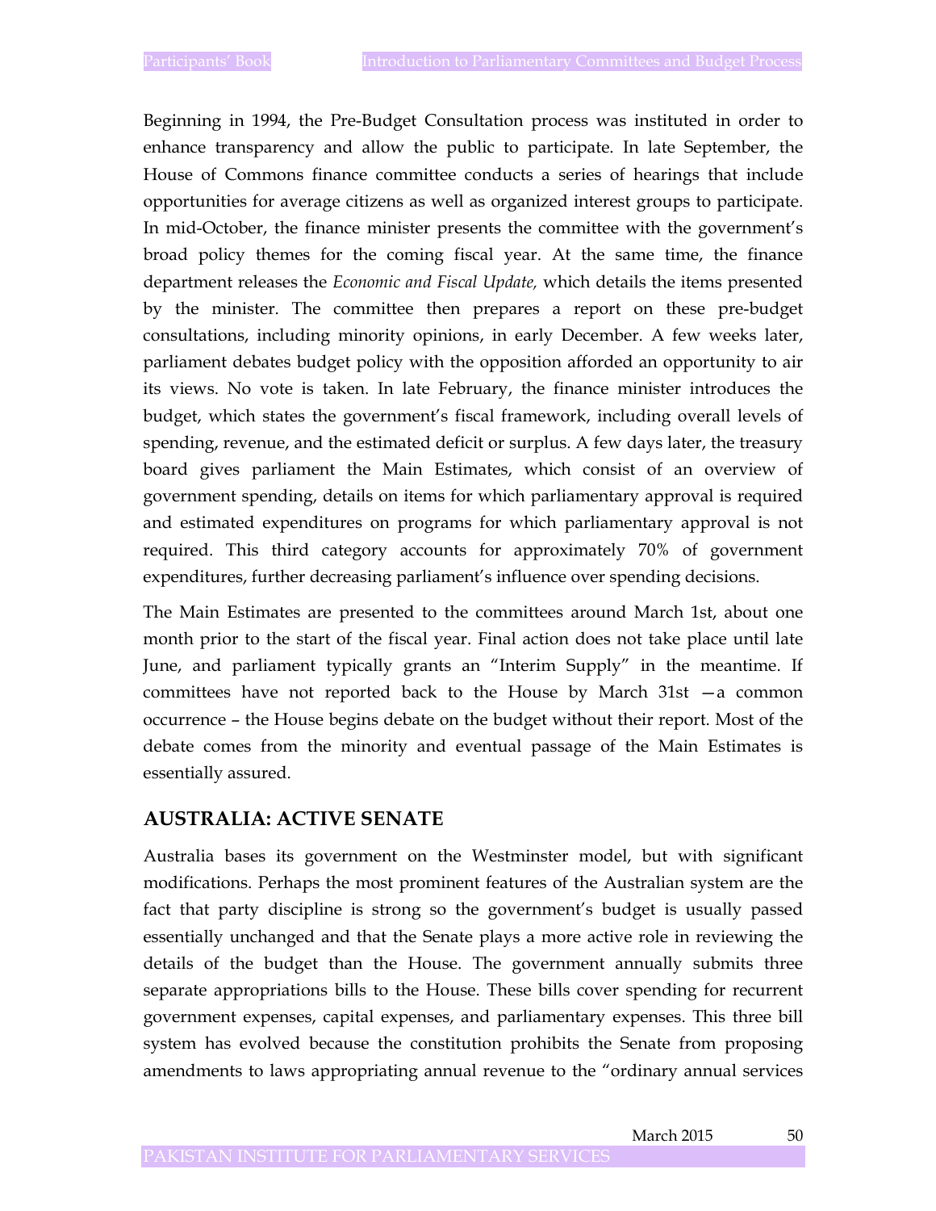Beginning in 1994, the Pre-Budget Consultation process was instituted in order to enhance transparency and allow the public to participate. In late September, the House of Commons finance committee conducts a series of hearings that include opportunities for average citizens as well as organized interest groups to participate. In mid-October, the finance minister presents the committee with the government's broad policy themes for the coming fiscal year. At the same time, the finance department releases the *Economic and Fiscal Update,* which details the items presented by the minister. The committee then prepares a report on these pre-budget consultations, including minority opinions, in early December. A few weeks later, parliament debates budget policy with the opposition afforded an opportunity to air its views. No vote is taken. In late February, the finance minister introduces the budget, which states the government's fiscal framework, including overall levels of spending, revenue, and the estimated deficit or surplus. A few days later, the treasury board gives parliament the Main Estimates, which consist of an overview of government spending, details on items for which parliamentary approval is required and estimated expenditures on programs for which parliamentary approval is not required. This third category accounts for approximately 70% of government expenditures, further decreasing parliament's influence over spending decisions.

The Main Estimates are presented to the committees around March 1st, about one month prior to the start of the fiscal year. Final action does not take place until late June, and parliament typically grants an "Interim Supply" in the meantime. If committees have not reported back to the House by March 31st —a common occurrence – the House begins debate on the budget without their report. Most of the debate comes from the minority and eventual passage of the Main Estimates is essentially assured.

## AUSTRALIA: ACTIVE SENATE

Australia bases its government on the Westminster model, but with significant modifications. Perhaps the most prominent features of the Australian system are the fact that party discipline is strong so the government's budget is usually passed essentially unchanged and that the Senate plays a more active role in reviewing the details of the budget than the House. The government annually submits three separate appropriations bills to the House. These bills cover spending for recurrent government expenses, capital expenses, and parliamentary expenses. This three bill system has evolved because the constitution prohibits the Senate from proposing amendments to laws appropriating annual revenue to the "ordinary annual services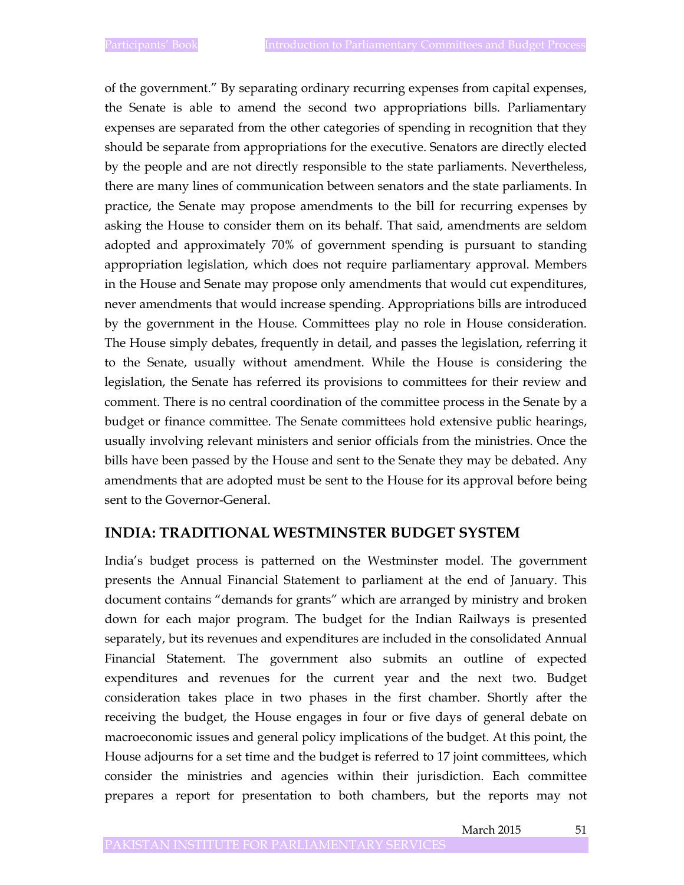of the government." By separating ordinary recurring expenses from capital expenses, the Senate is able to amend the second two appropriations bills. Parliamentary expenses are separated from the other categories of spending in recognition that they should be separate from appropriations for the executive. Senators are directly elected by the people and are not directly responsible to the state parliaments. Nevertheless, there are many lines of communication between senators and the state parliaments. In practice, the Senate may propose amendments to the bill for recurring expenses by asking the House to consider them on its behalf. That said, amendments are seldom adopted and approximately 70% of government spending is pursuant to standing appropriation legislation, which does not require parliamentary approval. Members in the House and Senate may propose only amendments that would cut expenditures, never amendments that would increase spending. Appropriations bills are introduced by the government in the House. Committees play no role in House consideration. The House simply debates, frequently in detail, and passes the legislation, referring it to the Senate, usually without amendment. While the House is considering the legislation, the Senate has referred its provisions to committees for their review and comment. There is no central coordination of the committee process in the Senate by a budget or finance committee. The Senate committees hold extensive public hearings, usually involving relevant ministers and senior officials from the ministries. Once the bills have been passed by the House and sent to the Senate they may be debated. Any amendments that are adopted must be sent to the House for its approval before being sent to the Governor-General.

## INDIA: TRADITIONAL WESTMINSTER BUDGET SYSTEM

India's budget process is patterned on the Westminster model. The government presents the Annual Financial Statement to parliament at the end of January. This document contains "demands for grants" which are arranged by ministry and broken down for each major program. The budget for the Indian Railways is presented separately, but its revenues and expenditures are included in the consolidated Annual Financial Statement. The government also submits an outline of expected expenditures and revenues for the current year and the next two. Budget consideration takes place in two phases in the first chamber. Shortly after the receiving the budget, the House engages in four or five days of general debate on macroeconomic issues and general policy implications of the budget. At this point, the House adjourns for a set time and the budget is referred to 17 joint committees, which consider the ministries and agencies within their jurisdiction. Each committee prepares a report for presentation to both chambers, but the reports may not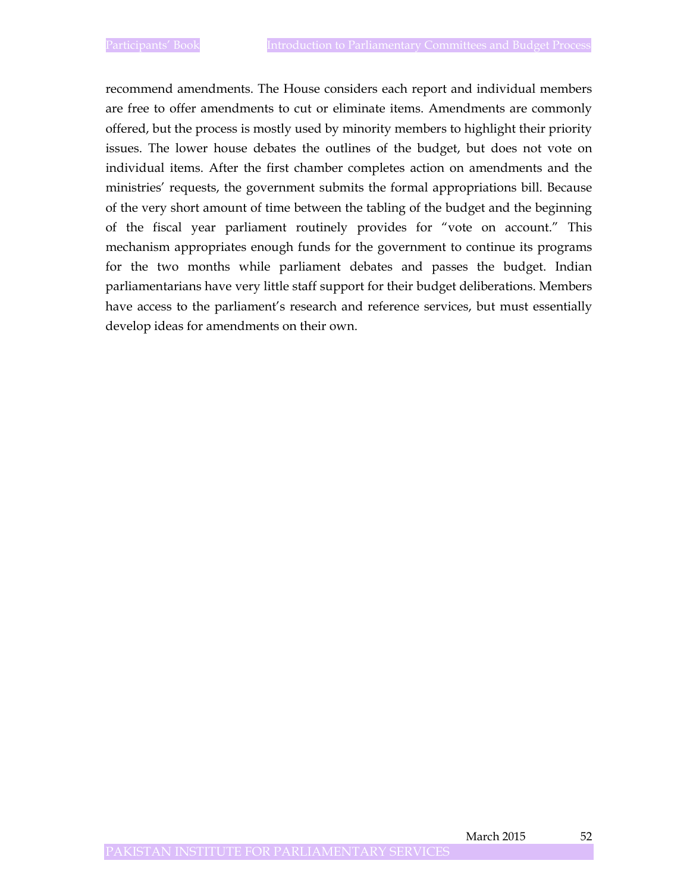recommend amendments. The House considers each report and individual members are free to offer amendments to cut or eliminate items. Amendments are commonly offered, but the process is mostly used by minority members to highlight their priority issues. The lower house debates the outlines of the budget, but does not vote on individual items. After the first chamber completes action on amendments and the ministries' requests, the government submits the formal appropriations bill. Because of the very short amount of time between the tabling of the budget and the beginning of the fiscal year parliament routinely provides for "vote on account." This mechanism appropriates enough funds for the government to continue its programs for the two months while parliament debates and passes the budget. Indian parliamentarians have very little staff support for their budget deliberations. Members have access to the parliament's research and reference services, but must essentially develop ideas for amendments on their own.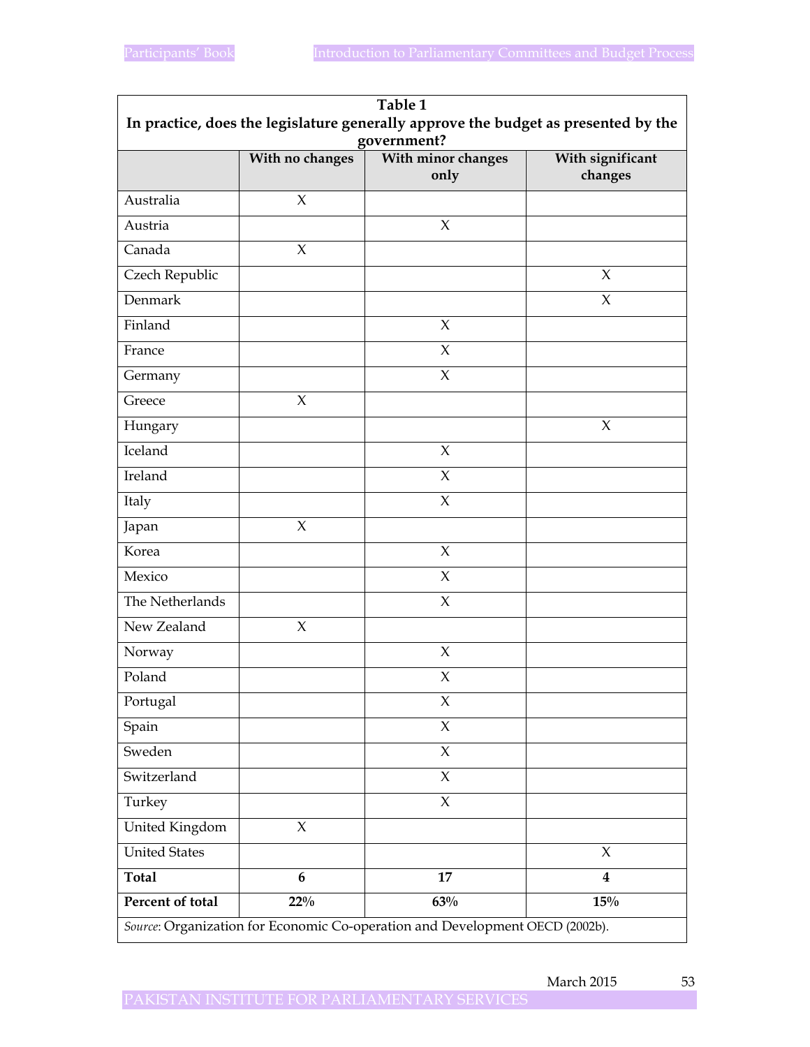**Table 1**

**In practice, does the legislature generally approve the budget as presented by the government?**

| | With no changes | With minor changes only | With significant changes |
|---|---|---|---|
| Australia | X | | |
| Austria | | X | |
| Canada | X | | |
| Czech Republic | | | X |
| Denmark | | | X |
| Finland | | X | |
| France | | X | |
| Germany | | X | |
| Greece | X | | |
| Hungary | | | X |
| Iceland | | X | |
| Ireland | | X | |
| Italy | | X | |
| Japan | X | | |
| Korea | | X | |
| Mexico | | X | |
| The Netherlands | | X | |
| New Zealand | X | | |
| Norway | | X | |
| Poland | | X | |
| Portugal | | X | |
| Spain | | X | |
| Sweden | | X | |
| Switzerland | | X | |
| Turkey | | X | |
| United Kingdom | X | | |
| United States | | | X |
| **Total** | **6** | **17** | **4** |
| **Percent of total** | **22%** | **63%** | **15%** |

*Source*: Organization for Economic Co-operation and Development OECD (2002b).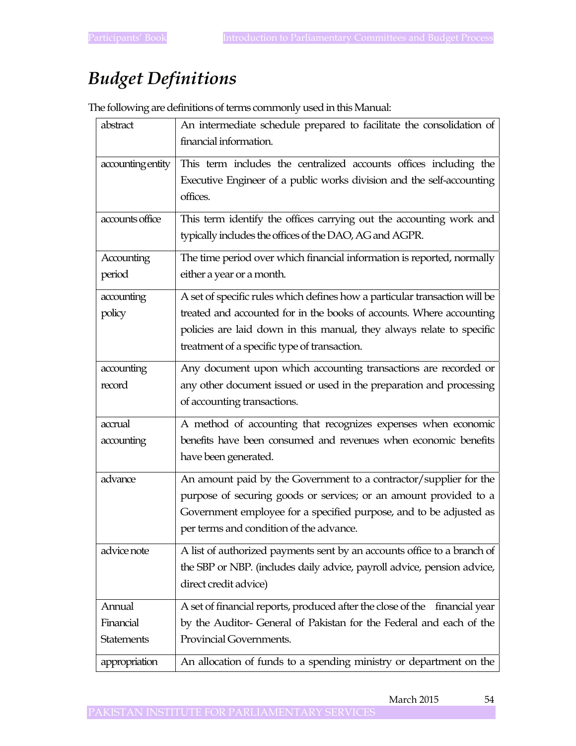# *Budget Definitions*

The following are definitions of terms commonly used in this Manual:

| | |
|---|---|
| abstract | An intermediate schedule prepared to facilitate the consolidation of financial information. |
| accounting entity | This term includes the centralized accounts offices including the Executive Engineer of a public works division and the self-accounting offices. |
| accounts office | This term identify the offices carrying out the accounting work and typically includes the offices of the DAO, AG and AGPR. |
| Accounting period | The time period over which financial information is reported, normally either a year or a month. |
| accounting policy | A set of specific rules which defines how a particular transaction will be treated and accounted for in the books of accounts. Where accounting policies are laid down in this manual, they always relate to specific treatment of a specific type of transaction. |
| accounting record | Any document upon which accounting transactions are recorded or any other document issued or used in the preparation and processing of accounting transactions. |
| accrual accounting | A method of accounting that recognizes expenses when economic benefits have been consumed and revenues when economic benefits have been generated. |
| advance | An amount paid by the Government to a contractor/supplier for the purpose of securing goods or services; or an amount provided to a Government employee for a specified purpose, and to be adjusted as per terms and condition of the advance. |
| advice note | A list of authorized payments sent by an accounts office to a branch of the SBP or NBP. (includes daily advice, payroll advice, pension advice, direct credit advice) |
| Annual Financial Statements | A set of financial reports, produced after the close of the financial year by the Auditor- General of Pakistan for the Federal and each of the Provincial Governments. |
| appropriation | An allocation of funds to a spending ministry or department on the |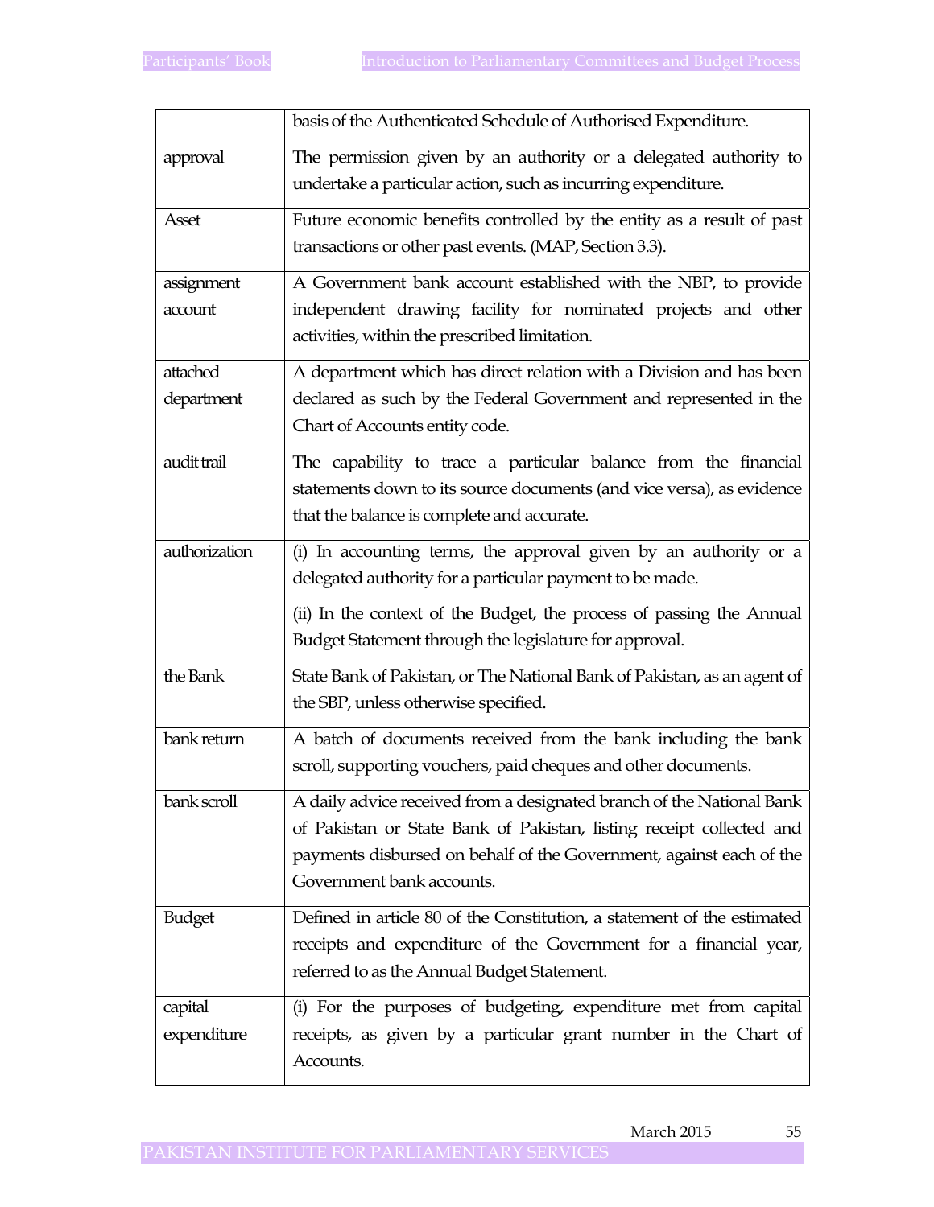| | |
|---|---|
| | basis of the Authenticated Schedule of Authorised Expenditure. |
| approval | The permission given by an authority or a delegated authority to undertake a particular action, such as incurring expenditure. |
| Asset | Future economic benefits controlled by the entity as a result of past transactions or other past events. (MAP, Section 3.3). |
| assignment account | A Government bank account established with the NBP, to provide independent drawing facility for nominated projects and other activities, within the prescribed limitation. |
| attached department | A department which has direct relation with a Division and has been declared as such by the Federal Government and represented in the Chart of Accounts entity code. |
| audit trail | The capability to trace a particular balance from the financial statements down to its source documents (and vice versa), as evidence that the balance is complete and accurate. |
| authorization | (i) In accounting terms, the approval given by an authority or a delegated authority for a particular payment to be made.<br><br>(ii) In the context of the Budget, the process of passing the Annual Budget Statement through the legislature for approval. |
| the Bank | State Bank of Pakistan, or The National Bank of Pakistan, as an agent of the SBP, unless otherwise specified. |
| bank return | A batch of documents received from the bank including the bank scroll, supporting vouchers, paid cheques and other documents. |
| bank scroll | A daily advice received from a designated branch of the National Bank of Pakistan or State Bank of Pakistan, listing receipt collected and payments disbursed on behalf of the Government, against each of the Government bank accounts. |
| Budget | Defined in article 80 of the Constitution, a statement of the estimated receipts and expenditure of the Government for a financial year, referred to as the Annual Budget Statement. |
| capital expenditure | (i) For the purposes of budgeting, expenditure met from capital receipts, as given by a particular grant number in the Chart of Accounts. |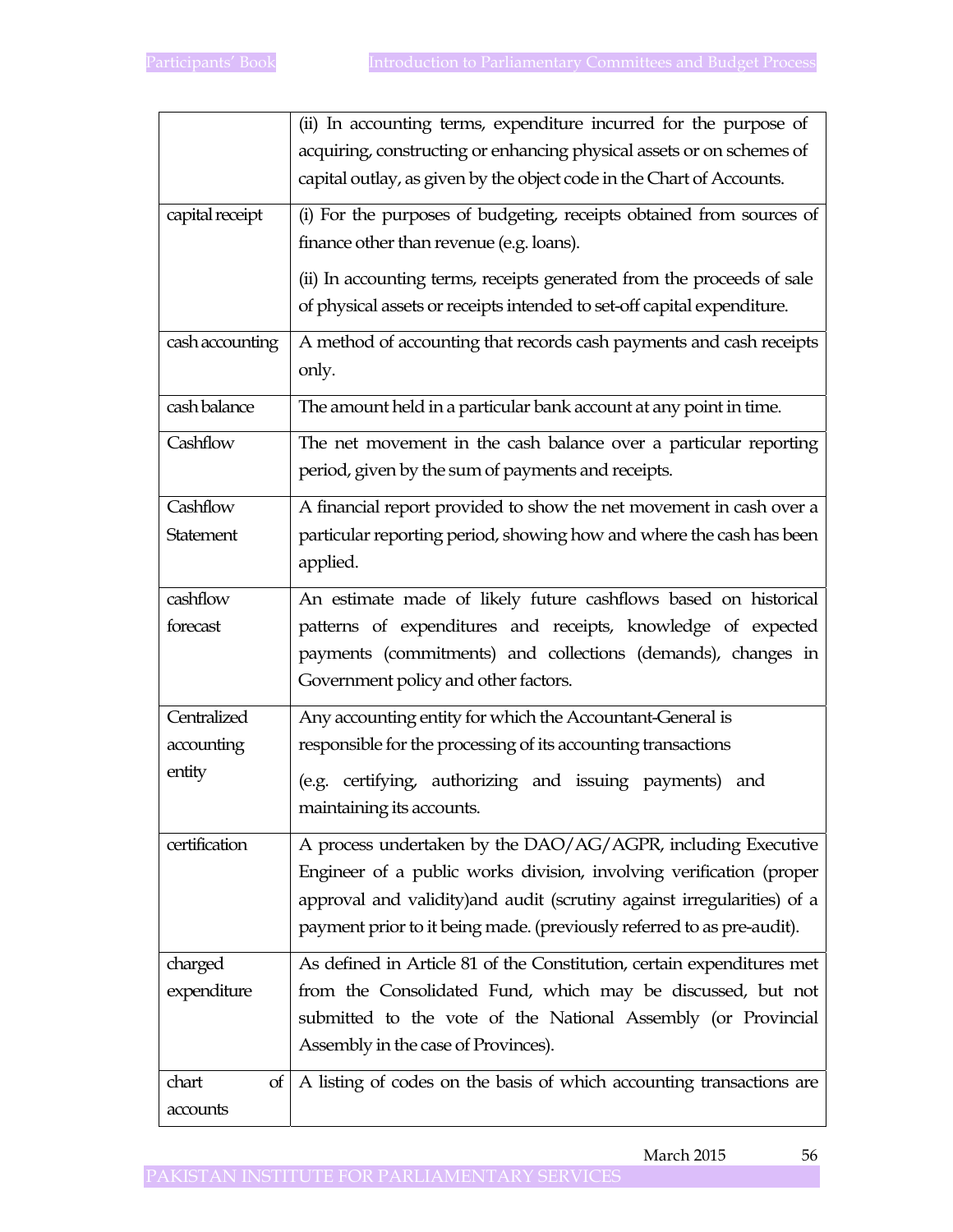| | |
|---|---|
| | (ii) In accounting terms, expenditure incurred for the purpose of acquiring, constructing or enhancing physical assets or on schemes of capital outlay, as given by the object code in the Chart of Accounts. |
| capital receipt | (i) For the purposes of budgeting, receipts obtained from sources of finance other than revenue (e.g. loans).<br><br>(ii) In accounting terms, receipts generated from the proceeds of sale of physical assets or receipts intended to set-off capital expenditure. |
| cash accounting | A method of accounting that records cash payments and cash receipts only. |
| cash balance | The amount held in a particular bank account at any point in time. |
| Cashflow | The net movement in the cash balance over a particular reporting period, given by the sum of payments and receipts. |
| Cashflow Statement | A financial report provided to show the net movement in cash over a particular reporting period, showing how and where the cash has been applied. |
| cashflow forecast | An estimate made of likely future cashflows based on historical patterns of expenditures and receipts, knowledge of expected payments (commitments) and collections (demands), changes in Government policy and other factors. |
| Centralized accounting entity | Any accounting entity for which the Accountant-General is responsible for the processing of its accounting transactions<br><br>(e.g. certifying, authorizing and issuing payments) and maintaining its accounts. |
| certification | A process undertaken by the DAO/AG/AGPR, including Executive Engineer of a public works division, involving verification (proper approval and validity)and audit (scrutiny against irregularities) of a payment prior to it being made. (previously referred to as pre-audit). |
| charged expenditure | As defined in Article 81 of the Constitution, certain expenditures met from the Consolidated Fund, which may be discussed, but not submitted to the vote of the National Assembly (or Provincial Assembly in the case of Provinces). |
| chart of accounts | A listing of codes on the basis of which accounting transactions are |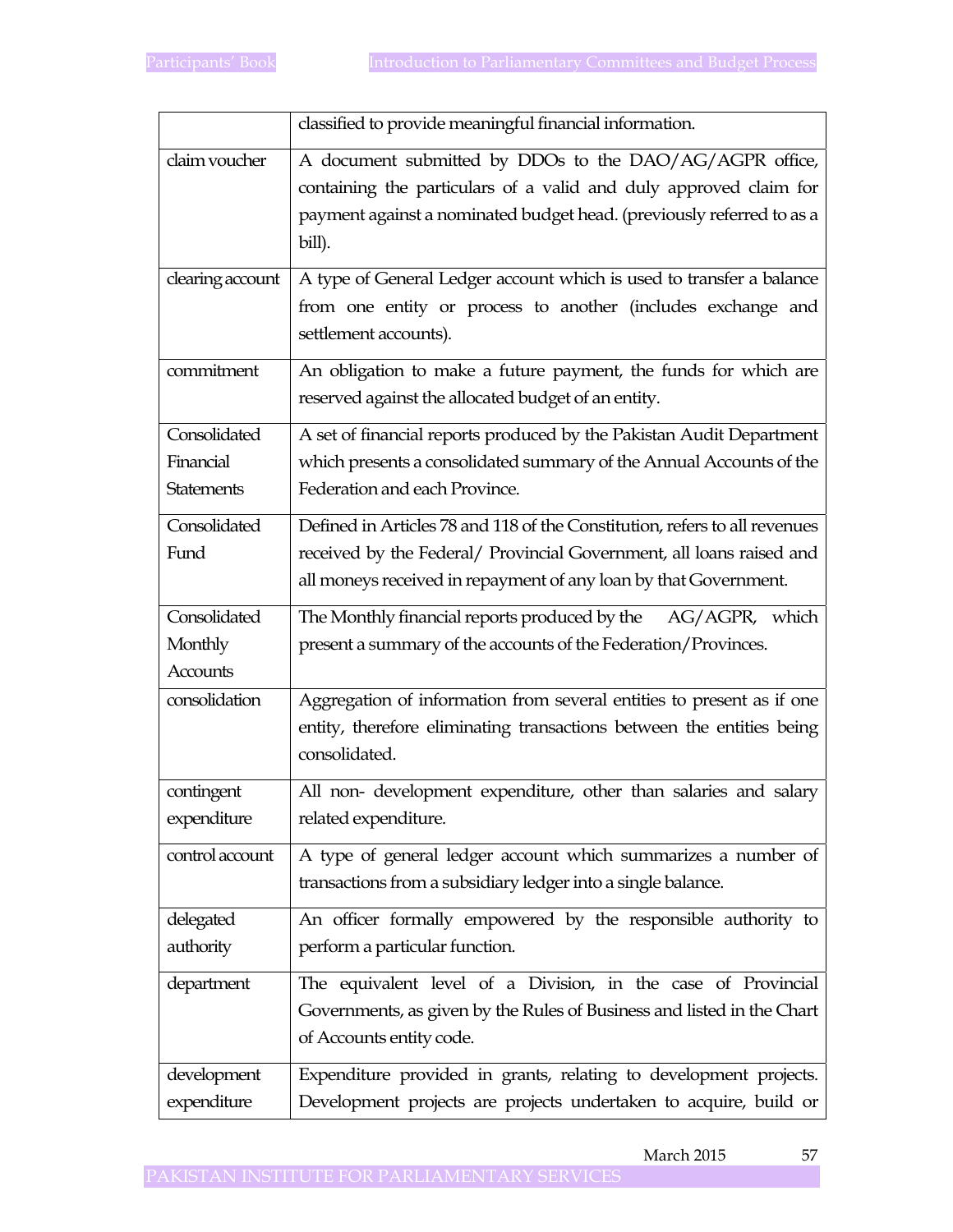| | |
|---|---|
| | classified to provide meaningful financial information. |
| claim voucher | A document submitted by DDOs to the DAO/AG/AGPR office, containing the particulars of a valid and duly approved claim for payment against a nominated budget head. (previously referred to as a bill). |
| clearing account | A type of General Ledger account which is used to transfer a balance from one entity or process to another (includes exchange and settlement accounts). |
| commitment | An obligation to make a future payment, the funds for which are reserved against the allocated budget of an entity. |
| Consolidated Financial Statements | A set of financial reports produced by the Pakistan Audit Department which presents a consolidated summary of the Annual Accounts of the Federation and each Province. |
| Consolidated Fund | Defined in Articles 78 and 118 of the Constitution, refers to all revenues received by the Federal/ Provincial Government, all loans raised and all moneys received in repayment of any loan by that Government. |
| Consolidated Monthly Accounts | The Monthly financial reports produced by the AG/AGPR, which present a summary of the accounts of the Federation/Provinces. |
| consolidation | Aggregation of information from several entities to present as if one entity, therefore eliminating transactions between the entities being consolidated. |
| contingent expenditure | All non- development expenditure, other than salaries and salary related expenditure. |
| control account | A type of general ledger account which summarizes a number of transactions from a subsidiary ledger into a single balance. |
| delegated authority | An officer formally empowered by the responsible authority to perform a particular function. |
| department | The equivalent level of a Division, in the case of Provincial Governments, as given by the Rules of Business and listed in the Chart of Accounts entity code. |
| development expenditure | Expenditure provided in grants, relating to development projects. Development projects are projects undertaken to acquire, build or |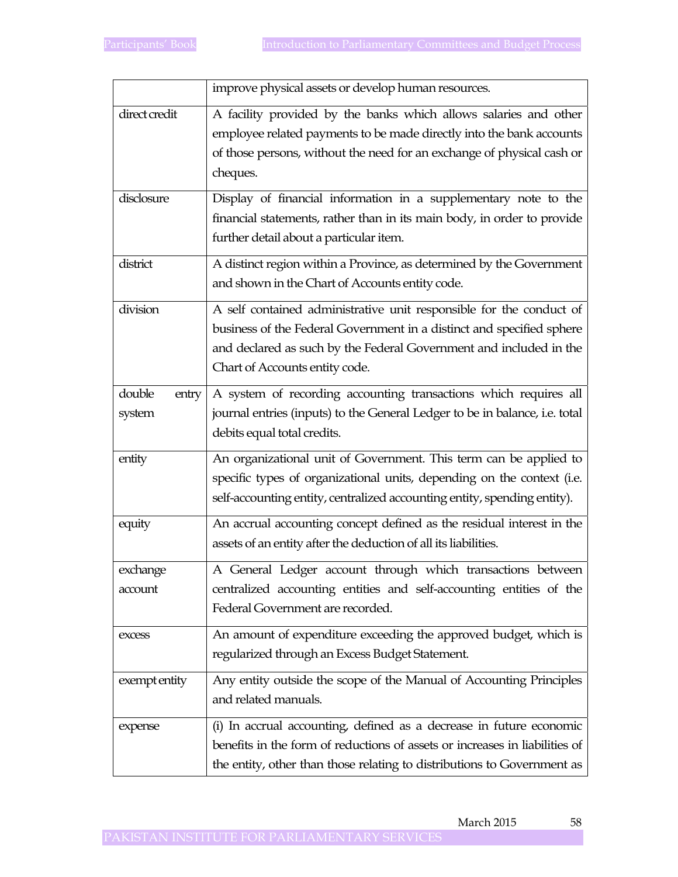| | |
|---|---|
| | improve physical assets or develop human resources. |
| direct credit | A facility provided by the banks which allows salaries and other employee related payments to be made directly into the bank accounts of those persons, without the need for an exchange of physical cash or cheques. |
| disclosure | Display of financial information in a supplementary note to the financial statements, rather than in its main body, in order to provide further detail about a particular item. |
| district | A distinct region within a Province, as determined by the Government and shown in the Chart of Accounts entity code. |
| division | A self contained administrative unit responsible for the conduct of business of the Federal Government in a distinct and specified sphere and declared as such by the Federal Government and included in the Chart of Accounts entity code. |
| double entry system | A system of recording accounting transactions which requires all journal entries (inputs) to the General Ledger to be in balance, i.e. total debits equal total credits. |
| entity | An organizational unit of Government. This term can be applied to specific types of organizational units, depending on the context (i.e. self-accounting entity, centralized accounting entity, spending entity). |
| equity | An accrual accounting concept defined as the residual interest in the assets of an entity after the deduction of all its liabilities. |
| exchange account | A General Ledger account through which transactions between centralized accounting entities and self-accounting entities of the Federal Government are recorded. |
| excess | An amount of expenditure exceeding the approved budget, which is regularized through an Excess Budget Statement. |
| exempt entity | Any entity outside the scope of the Manual of Accounting Principles and related manuals. |
| expense | (i) In accrual accounting, defined as a decrease in future economic benefits in the form of reductions of assets or increases in liabilities of the entity, other than those relating to distributions to Government as |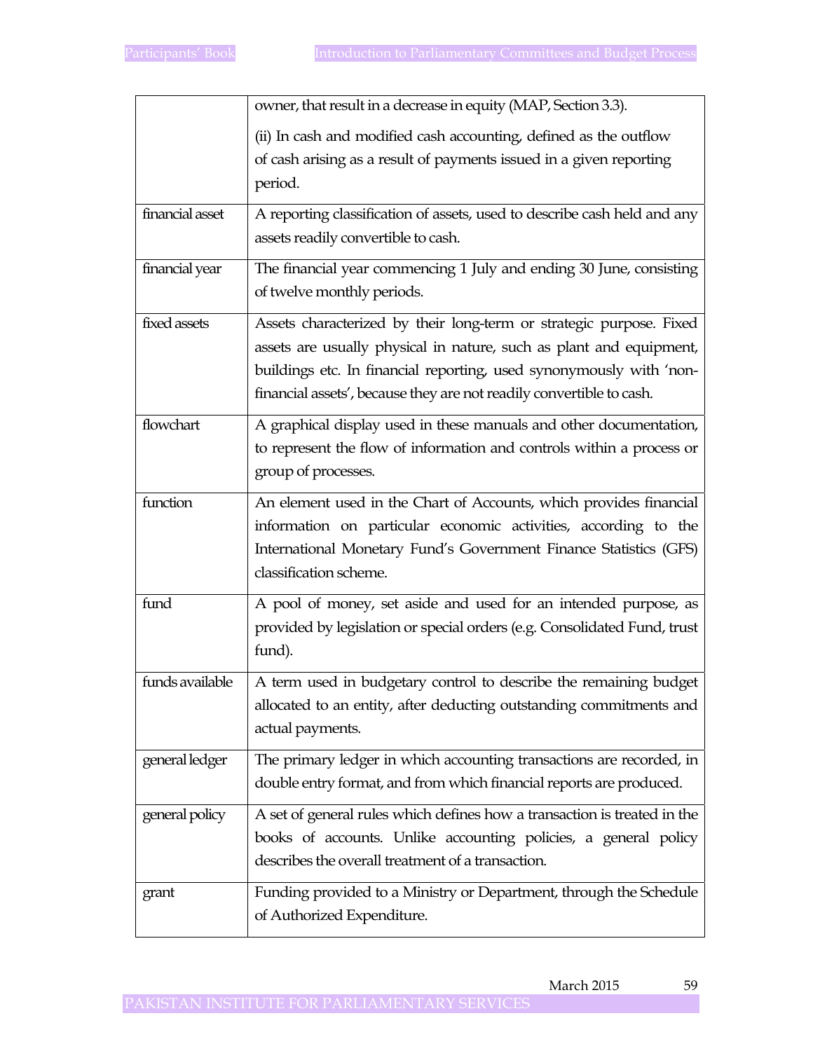| | |
|---|---|
| | owner, that result in a decrease in equity (MAP, Section 3.3).<br>(ii) In cash and modified cash accounting, defined as the outflow of cash arising as a result of payments issued in a given reporting period. |
| financial asset | A reporting classification of assets, used to describe cash held and any assets readily convertible to cash. |
| financial year | The financial year commencing 1 July and ending 30 June, consisting of twelve monthly periods. |
| fixed assets | Assets characterized by their long-term or strategic purpose. Fixed assets are usually physical in nature, such as plant and equipment, buildings etc. In financial reporting, used synonymously with 'non-financial assets', because they are not readily convertible to cash. |
| flowchart | A graphical display used in these manuals and other documentation, to represent the flow of information and controls within a process or group of processes. |
| function | An element used in the Chart of Accounts, which provides financial information on particular economic activities, according to the International Monetary Fund's Government Finance Statistics (GFS) classification scheme. |
| fund | A pool of money, set aside and used for an intended purpose, as provided by legislation or special orders (e.g. Consolidated Fund, trust fund). |
| funds available | A term used in budgetary control to describe the remaining budget allocated to an entity, after deducting outstanding commitments and actual payments. |
| general ledger | The primary ledger in which accounting transactions are recorded, in double entry format, and from which financial reports are produced. |
| general policy | A set of general rules which defines how a transaction is treated in the books of accounts. Unlike accounting policies, a general policy describes the overall treatment of a transaction. |
| grant | Funding provided to a Ministry or Department, through the Schedule of Authorized Expenditure. |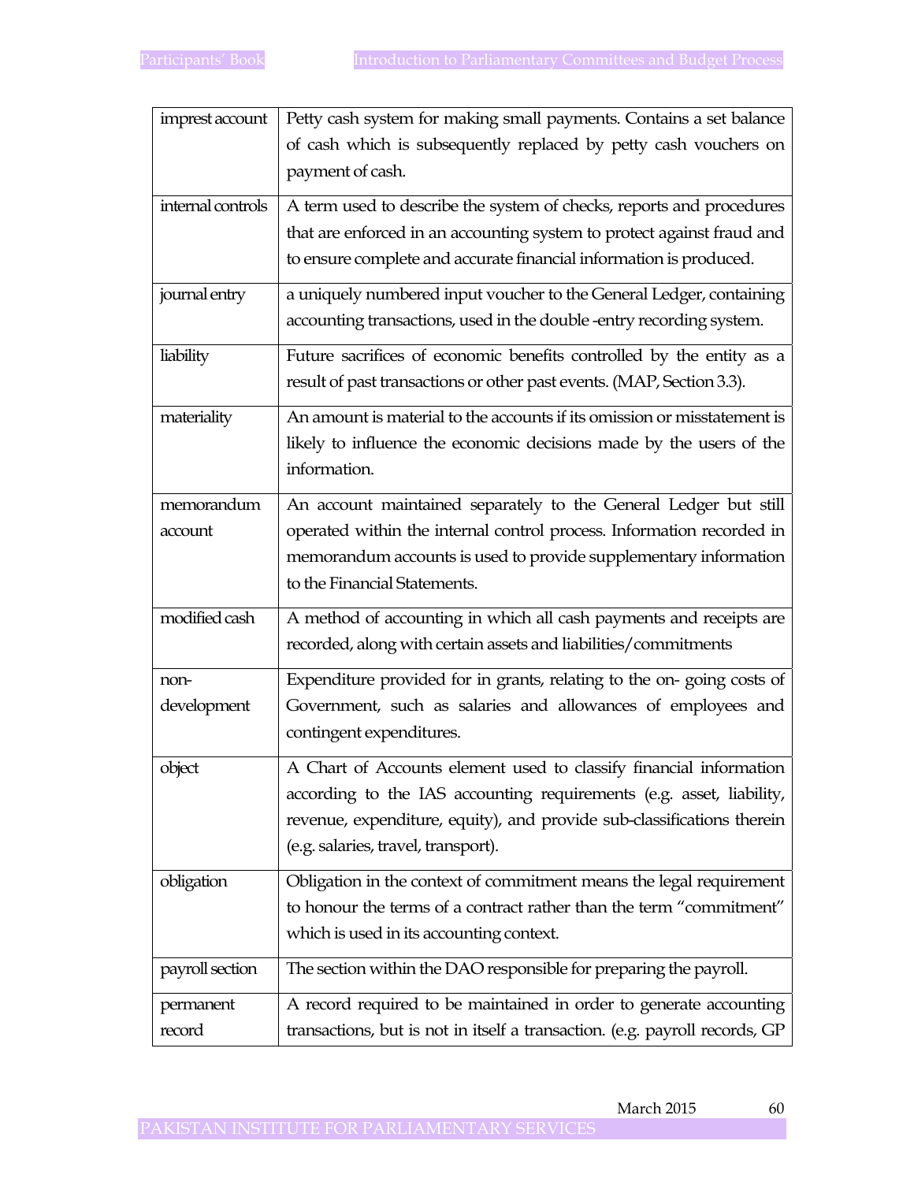| | |
|---|---|
| imprest account | Petty cash system for making small payments. Contains a set balance of cash which is subsequently replaced by petty cash vouchers on payment of cash. |
| internal controls | A term used to describe the system of checks, reports and procedures that are enforced in an accounting system to protect against fraud and to ensure complete and accurate financial information is produced. |
| journal entry | a uniquely numbered input voucher to the General Ledger, containing accounting transactions, used in the double -entry recording system. |
| liability | Future sacrifices of economic benefits controlled by the entity as a result of past transactions or other past events. (MAP, Section 3.3). |
| materiality | An amount is material to the accounts if its omission or misstatement is likely to influence the economic decisions made by the users of the information. |
| memorandum account | An account maintained separately to the General Ledger but still operated within the internal control process. Information recorded in memorandum accounts is used to provide supplementary information to the Financial Statements. |
| modified cash | A method of accounting in which all cash payments and receipts are recorded, along with certain assets and liabilities/commitments |
| non-development | Expenditure provided for in grants, relating to the on- going costs of Government, such as salaries and allowances of employees and contingent expenditures. |
| object | A Chart of Accounts element used to classify financial information according to the IAS accounting requirements (e.g. asset, liability, revenue, expenditure, equity), and provide sub-classifications therein (e.g. salaries, travel, transport). |
| obligation | Obligation in the context of commitment means the legal requirement to honour the terms of a contract rather than the term "commitment" which is used in its accounting context. |
| payroll section | The section within the DAO responsible for preparing the payroll. |
| permanent record | A record required to be maintained in order to generate accounting transactions, but is not in itself a transaction. (e.g. payroll records, GP |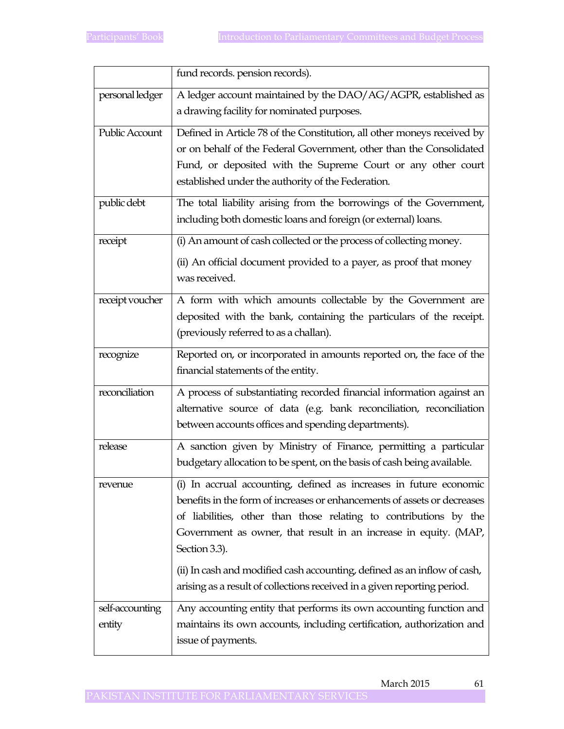| | |
|---|---|
| | fund records. pension records). |
| personal ledger | A ledger account maintained by the DAO/AG/AGPR, established as a drawing facility for nominated purposes. |
| Public Account | Defined in Article 78 of the Constitution, all other moneys received by or on behalf of the Federal Government, other than the Consolidated Fund, or deposited with the Supreme Court or any other court established under the authority of the Federation. |
| public debt | The total liability arising from the borrowings of the Government, including both domestic loans and foreign (or external) loans. |
| receipt | (i) An amount of cash collected or the process of collecting money.<br>(ii) An official document provided to a payer, as proof that money was received. |
| receipt voucher | A form with which amounts collectable by the Government are deposited with the bank, containing the particulars of the receipt. (previously referred to as a challan). |
| recognize | Reported on, or incorporated in amounts reported on, the face of the financial statements of the entity. |
| reconciliation | A process of substantiating recorded financial information against an alternative source of data (e.g. bank reconciliation, reconciliation between accounts offices and spending departments). |
| release | A sanction given by Ministry of Finance, permitting a particular budgetary allocation to be spent, on the basis of cash being available. |
| revenue | (i) In accrual accounting, defined as increases in future economic benefits in the form of increases or enhancements of assets or decreases of liabilities, other than those relating to contributions by the Government as owner, that result in an increase in equity. (MAP, Section 3.3).<br>(ii) In cash and modified cash accounting, defined as an inflow of cash, arising as a result of collections received in a given reporting period. |
| self-accounting entity | Any accounting entity that performs its own accounting function and maintains its own accounts, including certification, authorization and issue of payments. |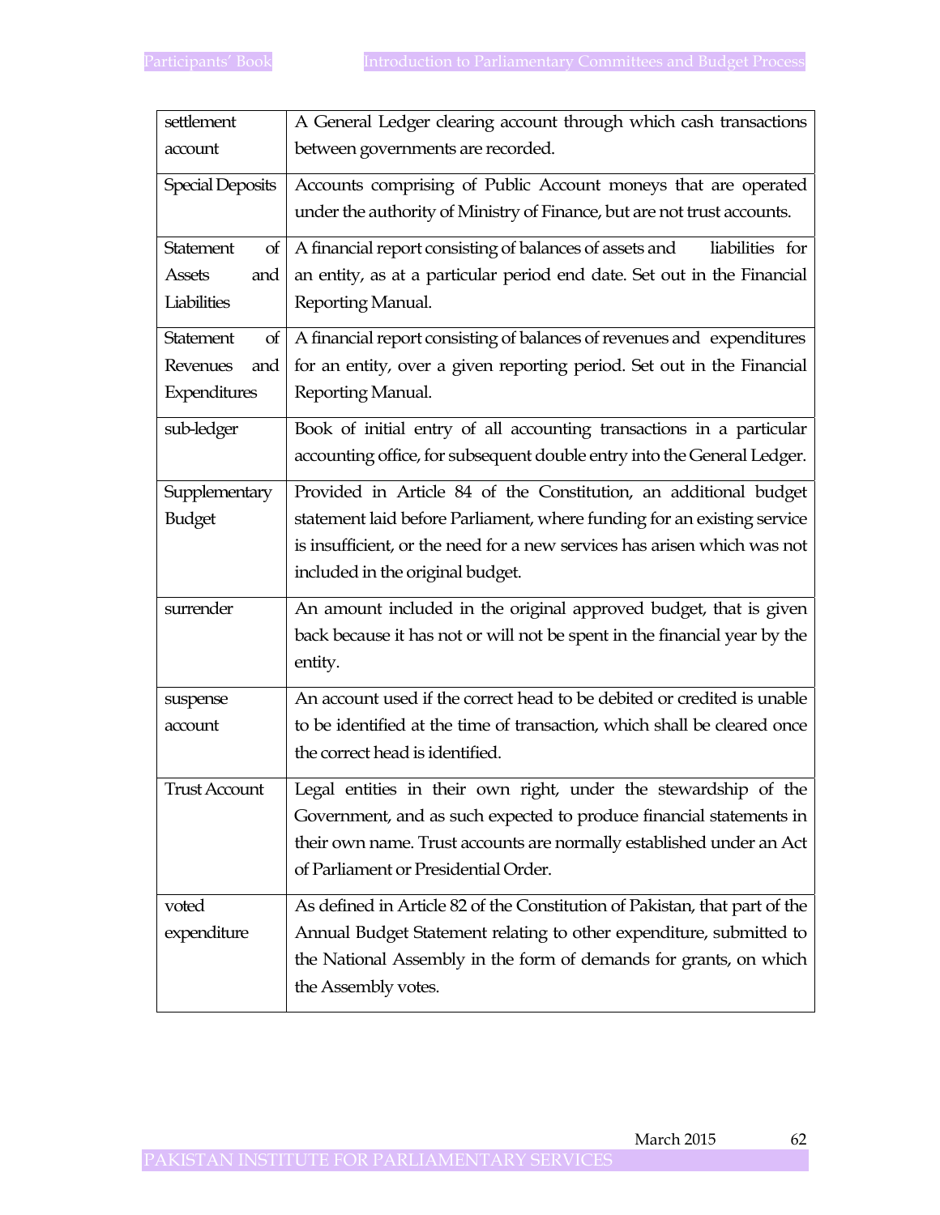| | |
|---|---|
| settlement account | A General Ledger clearing account through which cash transactions between governments are recorded. |
| Special Deposits | Accounts comprising of Public Account moneys that are operated under the authority of Ministry of Finance, but are not trust accounts. |
| Statement of Assets and Liabilities | A financial report consisting of balances of assets and liabilities for an entity, as at a particular period end date. Set out in the Financial Reporting Manual. |
| Statement of Revenues and Expenditures | A financial report consisting of balances of revenues and expenditures for an entity, over a given reporting period. Set out in the Financial Reporting Manual. |
| sub-ledger | Book of initial entry of all accounting transactions in a particular accounting office, for subsequent double entry into the General Ledger. |
| Supplementary Budget | Provided in Article 84 of the Constitution, an additional budget statement laid before Parliament, where funding for an existing service is insufficient, or the need for a new services has arisen which was not included in the original budget. |
| surrender | An amount included in the original approved budget, that is given back because it has not or will not be spent in the financial year by the entity. |
| suspense account | An account used if the correct head to be debited or credited is unable to be identified at the time of transaction, which shall be cleared once the correct head is identified. |
| Trust Account | Legal entities in their own right, under the stewardship of the Government, and as such expected to produce financial statements in their own name. Trust accounts are normally established under an Act of Parliament or Presidential Order. |
| voted expenditure | As defined in Article 82 of the Constitution of Pakistan, that part of the Annual Budget Statement relating to other expenditure, submitted to the National Assembly in the form of demands for grants, on which the Assembly votes. |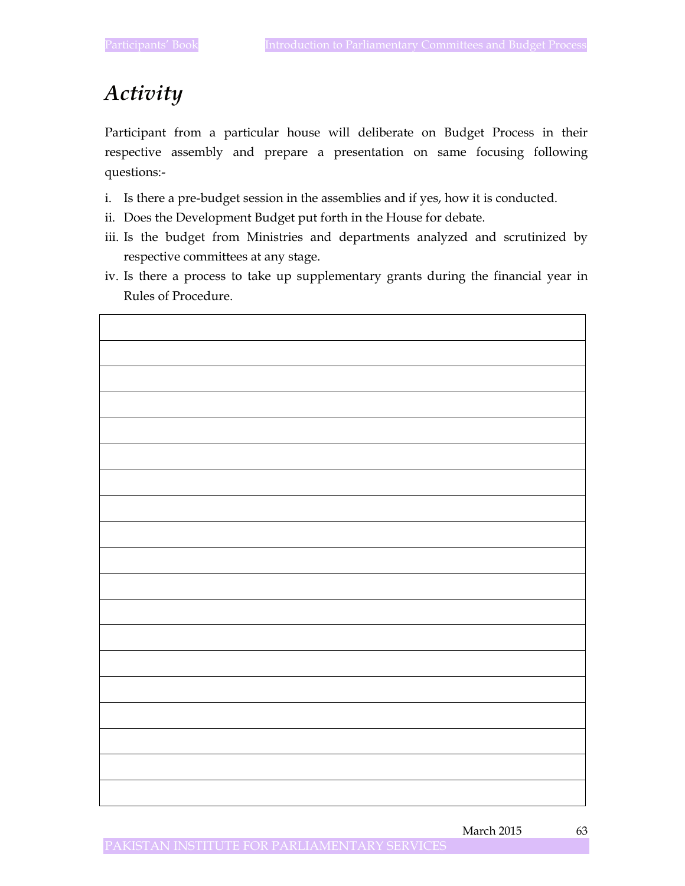# Activity

Participant from a particular house will deliberate on Budget Process in their respective assembly and prepare a presentation on same focusing following questions:-

i. Is there a pre-budget session in the assemblies and if yes, how it is conducted.
ii. Does the Development Budget put forth in the House for debate.
iii. Is the budget from Ministries and departments analyzed and scrutinized by respective committees at any stage.
iv. Is there a process to take up supplementary grants during the financial year in Rules of Procedure.

| |
|---|
| |
| |
| |
| |
| |
| |
| |
| |
| |
| |
| |
| |
| |
| |
| |
| |
| |
| |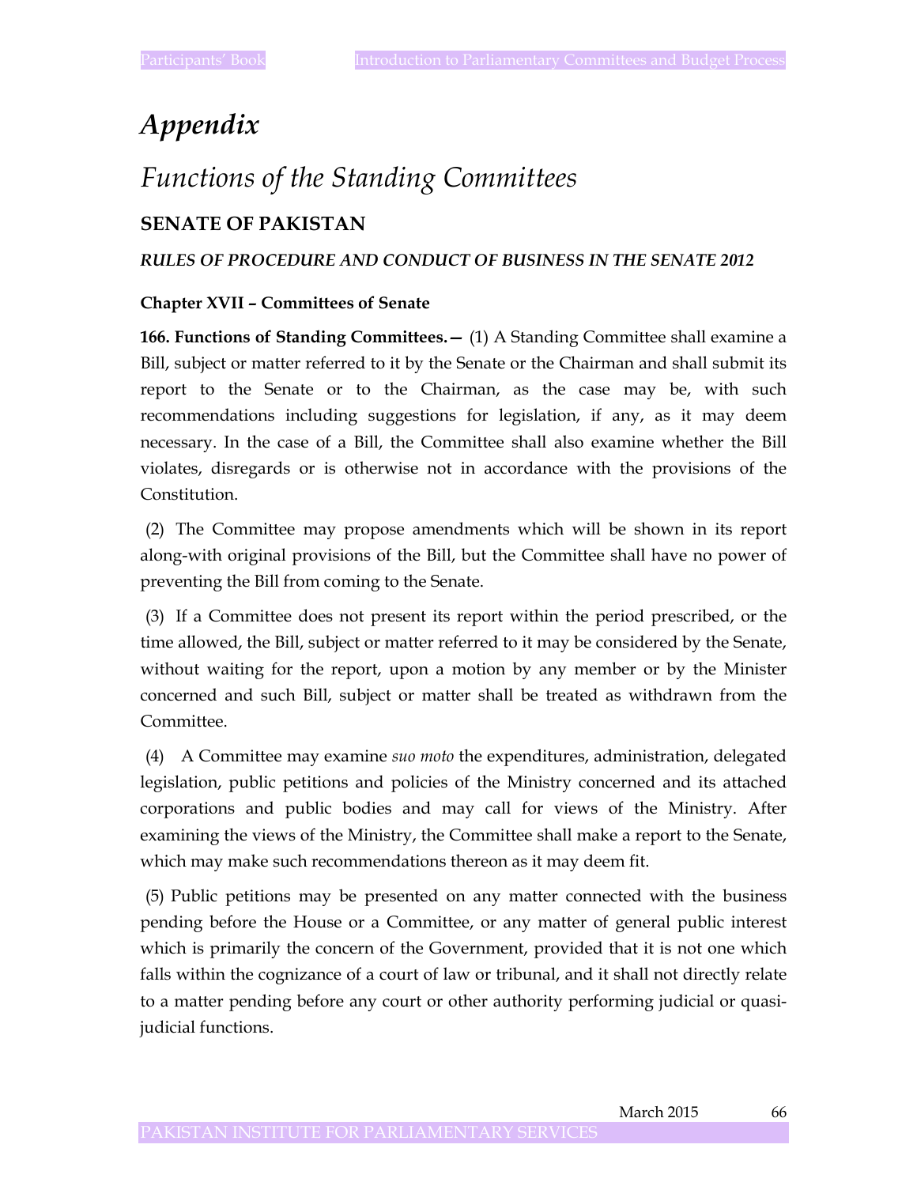# *Appendix*

## *Functions of the Standing Committees*

### SENATE OF PAKISTAN

***RULES OF PROCEDURE AND CONDUCT OF BUSINESS IN THE SENATE 2012***

**Chapter XVII – Committees of Senate**

**166. Functions of Standing Committees.—** (1) A Standing Committee shall examine a Bill, subject or matter referred to it by the Senate or the Chairman and shall submit its report to the Senate or to the Chairman, as the case may be, with such recommendations including suggestions for legislation, if any, as it may deem necessary. In the case of a Bill, the Committee shall also examine whether the Bill violates, disregards or is otherwise not in accordance with the provisions of the Constitution.

(2) The Committee may propose amendments which will be shown in its report along-with original provisions of the Bill, but the Committee shall have no power of preventing the Bill from coming to the Senate.

(3) If a Committee does not present its report within the period prescribed, or the time allowed, the Bill, subject or matter referred to it may be considered by the Senate, without waiting for the report, upon a motion by any member or by the Minister concerned and such Bill, subject or matter shall be treated as withdrawn from the Committee.

(4) A Committee may examine *suo moto* the expenditures, administration, delegated legislation, public petitions and policies of the Ministry concerned and its attached corporations and public bodies and may call for views of the Ministry. After examining the views of the Ministry, the Committee shall make a report to the Senate, which may make such recommendations thereon as it may deem fit.

(5) Public petitions may be presented on any matter connected with the business pending before the House or a Committee, or any matter of general public interest which is primarily the concern of the Government, provided that it is not one which falls within the cognizance of a court of law or tribunal, and it shall not directly relate to a matter pending before any court or other authority performing judicial or quasi-judicial functions.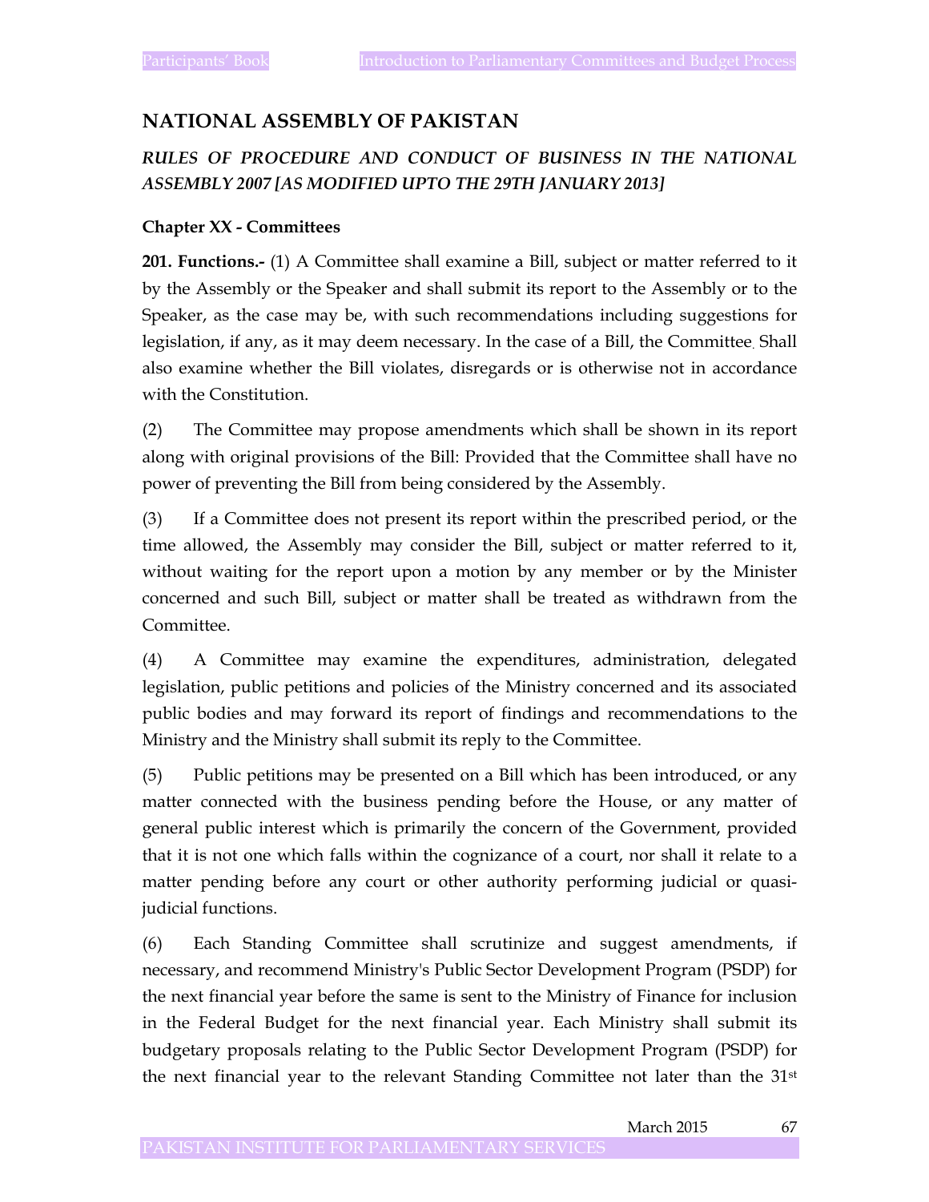## NATIONAL ASSEMBLY OF PAKISTAN

### *RULES OF PROCEDURE AND CONDUCT OF BUSINESS IN THE NATIONAL ASSEMBLY 2007 [AS MODIFIED UPTO THE 29TH JANUARY 2013]*

**Chapter XX - Committees**

**201. Functions.-** (1) A Committee shall examine a Bill, subject or matter referred to it by the Assembly or the Speaker and shall submit its report to the Assembly or to the Speaker, as the case may be, with such recommendations including suggestions for legislation, if any, as it may deem necessary. In the case of a Bill, the Committee. Shall also examine whether the Bill violates, disregards or is otherwise not in accordance with the Constitution.

(2) The Committee may propose amendments which shall be shown in its report along with original provisions of the Bill: Provided that the Committee shall have no power of preventing the Bill from being considered by the Assembly.

(3) If a Committee does not present its report within the prescribed period, or the time allowed, the Assembly may consider the Bill, subject or matter referred to it, without waiting for the report upon a motion by any member or by the Minister concerned and such Bill, subject or matter shall be treated as withdrawn from the Committee.

(4) A Committee may examine the expenditures, administration, delegated legislation, public petitions and policies of the Ministry concerned and its associated public bodies and may forward its report of findings and recommendations to the Ministry and the Ministry shall submit its reply to the Committee.

(5) Public petitions may be presented on a Bill which has been introduced, or any matter connected with the business pending before the House, or any matter of general public interest which is primarily the concern of the Government, provided that it is not one which falls within the cognizance of a court, nor shall it relate to a matter pending before any court or other authority performing judicial or quasi-judicial functions.

(6) Each Standing Committee shall scrutinize and suggest amendments, if necessary, and recommend Ministry's Public Sector Development Program (PSDP) for the next financial year before the same is sent to the Ministry of Finance for inclusion in the Federal Budget for the next financial year. Each Ministry shall submit its budgetary proposals relating to the Public Sector Development Program (PSDP) for the next financial year to the relevant Standing Committee not later than the 31st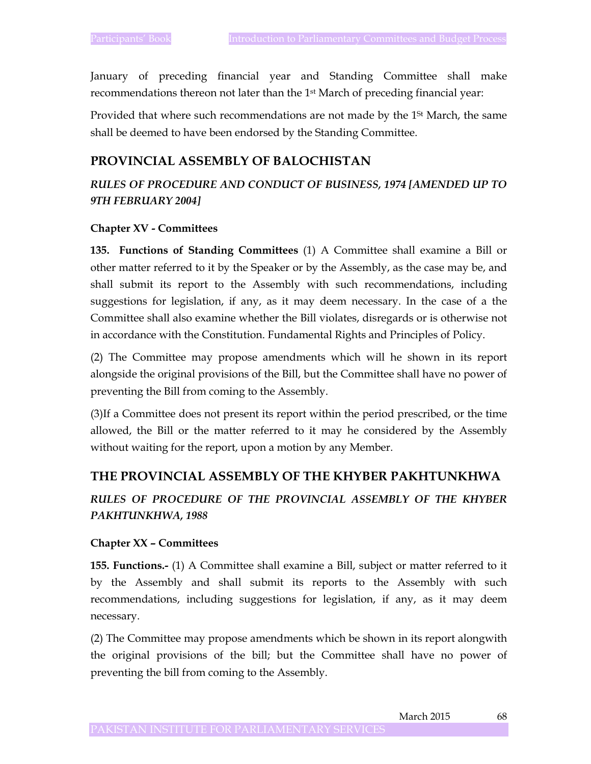January of preceding financial year and Standing Committee shall make recommendations thereon not later than the 1st March of preceding financial year:

Provided that where such recommendations are not made by the 1St March, the same shall be deemed to have been endorsed by the Standing Committee.

## PROVINCIAL ASSEMBLY OF BALOCHISTAN

### *RULES OF PROCEDURE AND CONDUCT OF BUSINESS, 1974 [AMENDED UP TO 9TH FEBRUARY 2004]*

**Chapter XV - Committees**

**135. Functions of Standing Committees** (1) A Committee shall examine a Bill or other matter referred to it by the Speaker or by the Assembly, as the case may be, and shall submit its report to the Assembly with such recommendations, including suggestions for legislation, if any, as it may deem necessary. In the case of a the Committee shall also examine whether the Bill violates, disregards or is otherwise not in accordance with the Constitution. Fundamental Rights and Principles of Policy.

(2) The Committee may propose amendments which will he shown in its report alongside the original provisions of the Bill, but the Committee shall have no power of preventing the Bill from coming to the Assembly.

(3)If a Committee does not present its report within the period prescribed, or the time allowed, the Bill or the matter referred to it may he considered by the Assembly without waiting for the report, upon a motion by any Member.

## THE PROVINCIAL ASSEMBLY OF THE KHYBER PAKHTUNKHWA

### *RULES OF PROCEDURE OF THE PROVINCIAL ASSEMBLY OF THE KHYBER PAKHTUNKHWA, 1988*

**Chapter XX – Committees**

**155. Functions.-** (1) A Committee shall examine a Bill, subject or matter referred to it by the Assembly and shall submit its reports to the Assembly with such recommendations, including suggestions for legislation, if any, as it may deem necessary.

(2) The Committee may propose amendments which be shown in its report alongwith the original provisions of the bill; but the Committee shall have no power of preventing the bill from coming to the Assembly.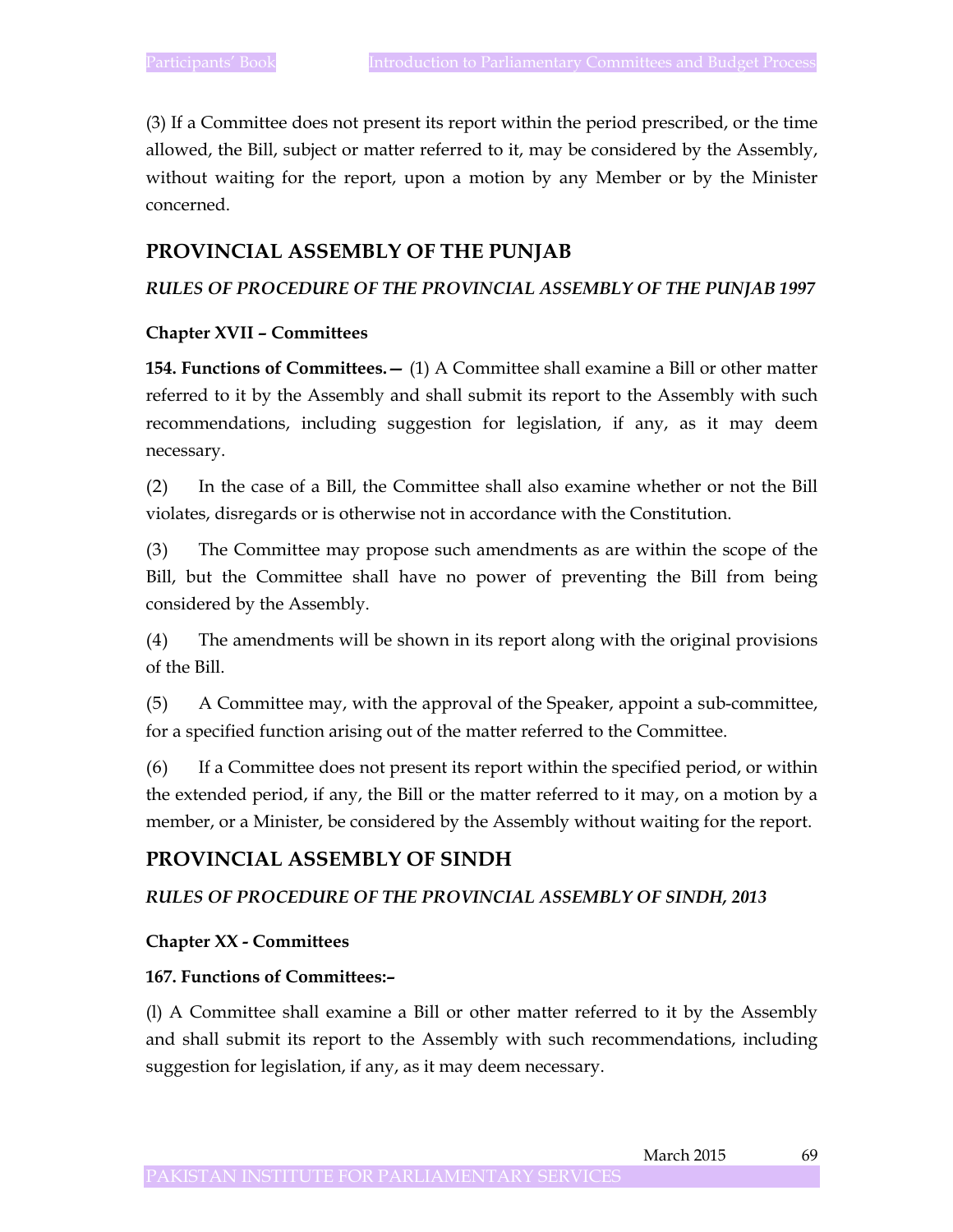(3) If a Committee does not present its report within the period prescribed, or the time allowed, the Bill, subject or matter referred to it, may be considered by the Assembly, without waiting for the report, upon a motion by any Member or by the Minister concerned.

## PROVINCIAL ASSEMBLY OF THE PUNJAB

***RULES OF PROCEDURE OF THE PROVINCIAL ASSEMBLY OF THE PUNJAB 1997***

**Chapter XVII – Committees**

**154. Functions of Committees.—** (1) A Committee shall examine a Bill or other matter referred to it by the Assembly and shall submit its report to the Assembly with such recommendations, including suggestion for legislation, if any, as it may deem necessary.

(2) In the case of a Bill, the Committee shall also examine whether or not the Bill violates, disregards or is otherwise not in accordance with the Constitution.

(3) The Committee may propose such amendments as are within the scope of the Bill, but the Committee shall have no power of preventing the Bill from being considered by the Assembly.

(4) The amendments will be shown in its report along with the original provisions of the Bill.

(5) A Committee may, with the approval of the Speaker, appoint a sub-committee, for a specified function arising out of the matter referred to the Committee.

(6) If a Committee does not present its report within the specified period, or within the extended period, if any, the Bill or the matter referred to it may, on a motion by a member, or a Minister, be considered by the Assembly without waiting for the report.

## PROVINCIAL ASSEMBLY OF SINDH

***RULES OF PROCEDURE OF THE PROVINCIAL ASSEMBLY OF SINDH, 2013***

**Chapter XX - Committees**

**167. Functions of Committees:–**

(l) A Committee shall examine a Bill or other matter referred to it by the Assembly and shall submit its report to the Assembly with such recommendations, including suggestion for legislation, if any, as it may deem necessary.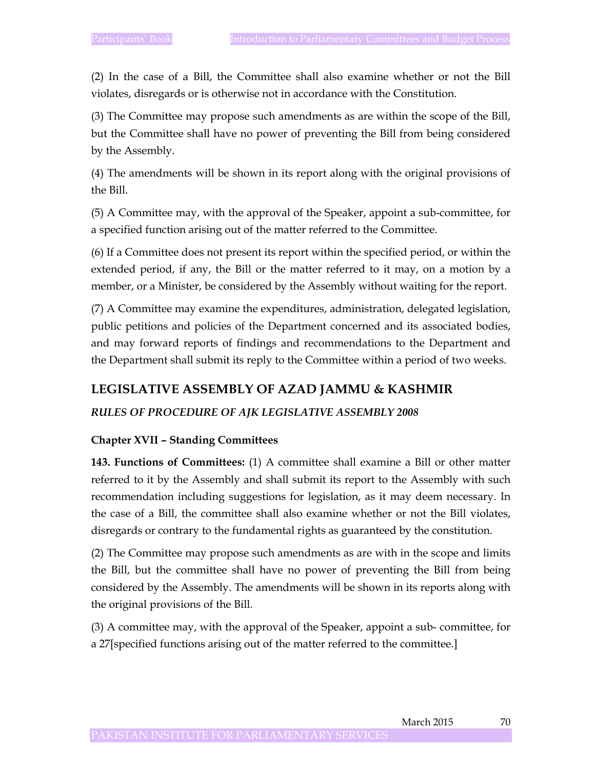(2) In the case of a Bill, the Committee shall also examine whether or not the Bill violates, disregards or is otherwise not in accordance with the Constitution.

(3) The Committee may propose such amendments as are within the scope of the Bill, but the Committee shall have no power of preventing the Bill from being considered by the Assembly.

(4) The amendments will be shown in its report along with the original provisions of the Bill.

(5) A Committee may, with the approval of the Speaker, appoint a sub-committee, for a specified function arising out of the matter referred to the Committee.

(6) If a Committee does not present its report within the specified period, or within the extended period, if any, the Bill or the matter referred to it may, on a motion by a member, or a Minister, be considered by the Assembly without waiting for the report.

(7) A Committee may examine the expenditures, administration, delegated legislation, public petitions and policies of the Department concerned and its associated bodies, and may forward reports of findings and recommendations to the Department and the Department shall submit its reply to the Committee within a period of two weeks.

## LEGISLATIVE ASSEMBLY OF AZAD JAMMU & KASHMIR

***RULES OF PROCEDURE OF AJK LEGISLATIVE ASSEMBLY 2008***

**Chapter XVII – Standing Committees**

**143. Functions of Committees:** (1) A committee shall examine a Bill or other matter referred to it by the Assembly and shall submit its report to the Assembly with such recommendation including suggestions for legislation, as it may deem necessary. In the case of a Bill, the committee shall also examine whether or not the Bill violates, disregards or contrary to the fundamental rights as guaranteed by the constitution.

(2) The Committee may propose such amendments as are with in the scope and limits the Bill, but the committee shall have no power of preventing the Bill from being considered by the Assembly. The amendments will be shown in its reports along with the original provisions of the Bill.

(3) A committee may, with the approval of the Speaker, appoint a sub- committee, for a 27[specified functions arising out of the matter referred to the committee.]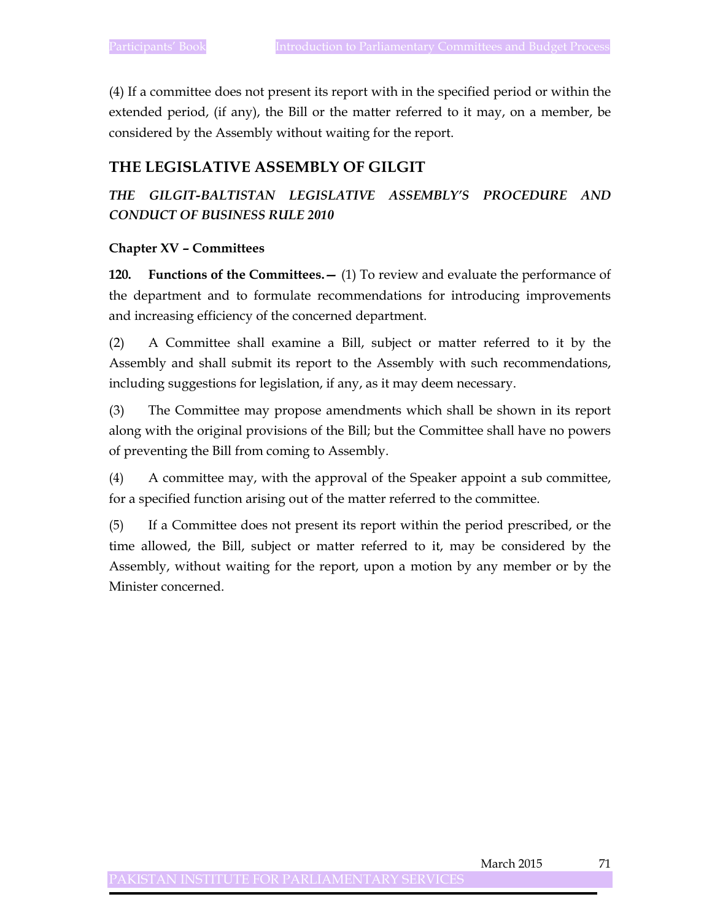(4) If a committee does not present its report with in the specified period or within the extended period, (if any), the Bill or the matter referred to it may, on a member, be considered by the Assembly without waiting for the report.

## THE LEGISLATIVE ASSEMBLY OF GILGIT

### *THE GILGIT-BALTISTAN LEGISLATIVE ASSEMBLY'S PROCEDURE AND CONDUCT OF BUSINESS RULE 2010*

**Chapter XV – Committees**

**120. Functions of the Committees.—** (1) To review and evaluate the performance of the department and to formulate recommendations for introducing improvements and increasing efficiency of the concerned department.

(2) A Committee shall examine a Bill, subject or matter referred to it by the Assembly and shall submit its report to the Assembly with such recommendations, including suggestions for legislation, if any, as it may deem necessary.

(3) The Committee may propose amendments which shall be shown in its report along with the original provisions of the Bill; but the Committee shall have no powers of preventing the Bill from coming to Assembly.

(4) A committee may, with the approval of the Speaker appoint a sub committee, for a specified function arising out of the matter referred to the committee.

(5) If a Committee does not present its report within the period prescribed, or the time allowed, the Bill, subject or matter referred to it, may be considered by the Assembly, without waiting for the report, upon a motion by any member or by the Minister concerned.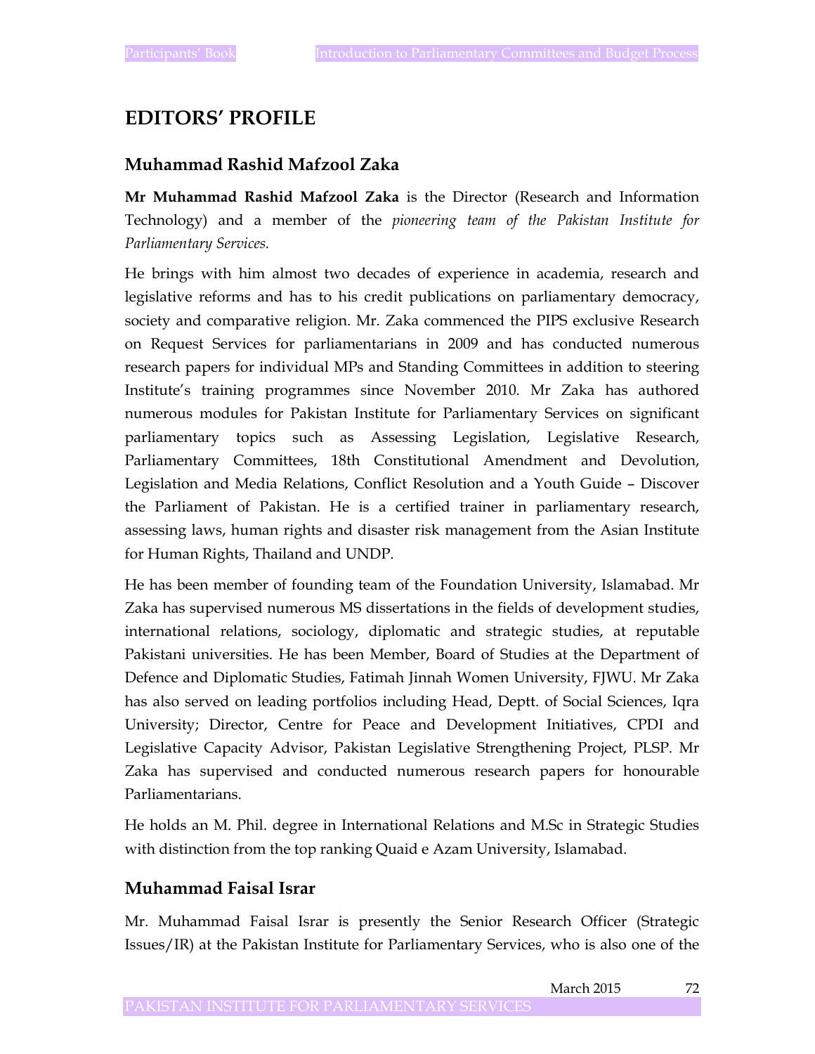# EDITORS' PROFILE

## Muhammad Rashid Mafzool Zaka

**Mr Muhammad Rashid Mafzool Zaka** is the Director (Research and Information Technology) and a member of the *pioneering team of the Pakistan Institute for Parliamentary Services.*

He brings with him almost two decades of experience in academia, research and legislative reforms and has to his credit publications on parliamentary democracy, society and comparative religion. Mr. Zaka commenced the PIPS exclusive Research on Request Services for parliamentarians in 2009 and has conducted numerous research papers for individual MPs and Standing Committees in addition to steering Institute's training programmes since November 2010. Mr Zaka has authored numerous modules for Pakistan Institute for Parliamentary Services on significant parliamentary topics such as Assessing Legislation, Legislative Research, Parliamentary Committees, 18th Constitutional Amendment and Devolution, Legislation and Media Relations, Conflict Resolution and a Youth Guide – Discover the Parliament of Pakistan. He is a certified trainer in parliamentary research, assessing laws, human rights and disaster risk management from the Asian Institute for Human Rights, Thailand and UNDP.

He has been member of founding team of the Foundation University, Islamabad. Mr Zaka has supervised numerous MS dissertations in the fields of development studies, international relations, sociology, diplomatic and strategic studies, at reputable Pakistani universities. He has been Member, Board of Studies at the Department of Defence and Diplomatic Studies, Fatimah Jinnah Women University, FJWU. Mr Zaka has also served on leading portfolios including Head, Deptt. of Social Sciences, Iqra University; Director, Centre for Peace and Development Initiatives, CPDI and Legislative Capacity Advisor, Pakistan Legislative Strengthening Project, PLSP. Mr Zaka has supervised and conducted numerous research papers for honourable Parliamentarians.

He holds an M. Phil. degree in International Relations and M.Sc in Strategic Studies with distinction from the top ranking Quaid e Azam University, Islamabad.

## Muhammad Faisal Israr

Mr. Muhammad Faisal Israr is presently the Senior Research Officer (Strategic Issues/IR) at the Pakistan Institute for Parliamentary Services, who is also one of the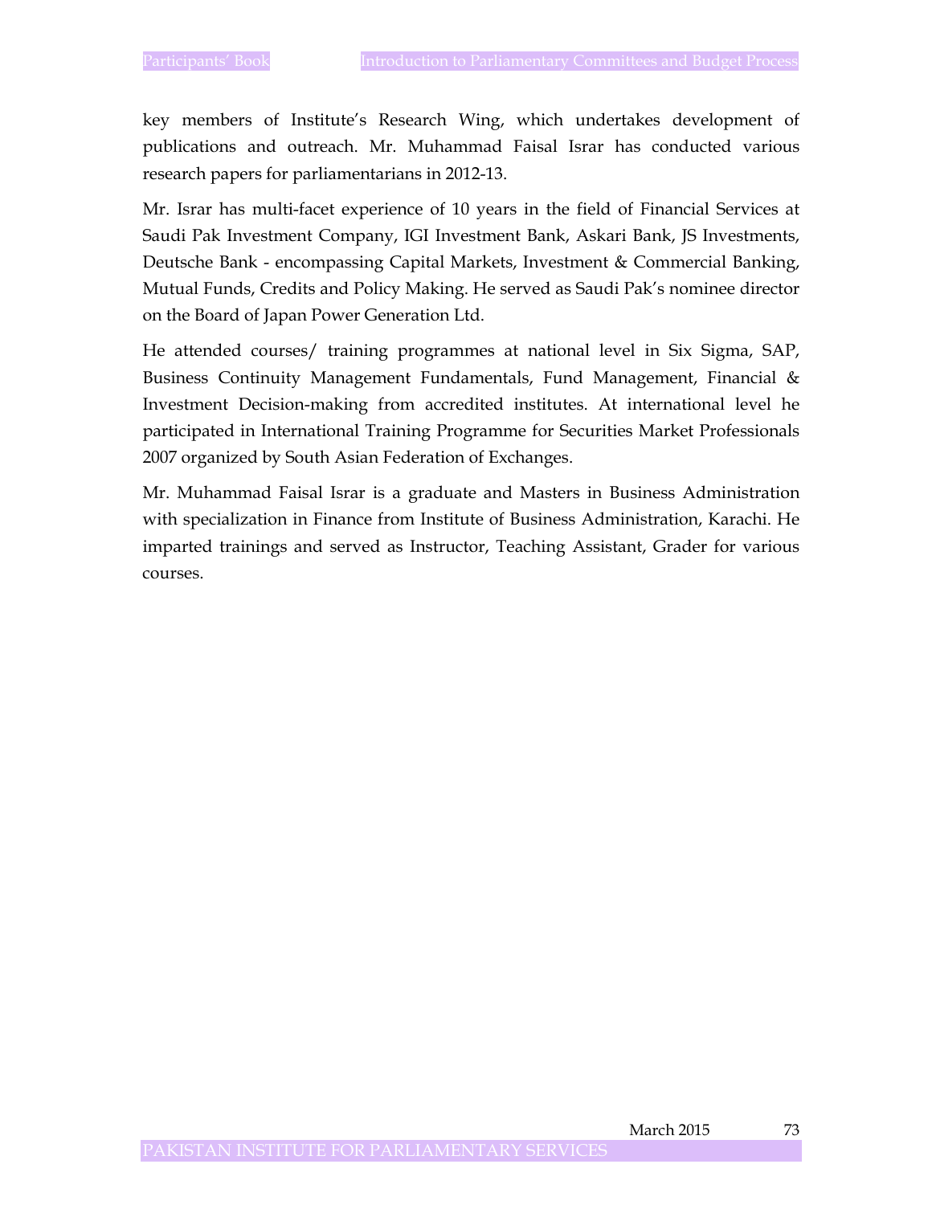key members of Institute's Research Wing, which undertakes development of publications and outreach. Mr. Muhammad Faisal Israr has conducted various research papers for parliamentarians in 2012-13.

Mr. Israr has multi-facet experience of 10 years in the field of Financial Services at Saudi Pak Investment Company, IGI Investment Bank, Askari Bank, JS Investments, Deutsche Bank - encompassing Capital Markets, Investment & Commercial Banking, Mutual Funds, Credits and Policy Making. He served as Saudi Pak's nominee director on the Board of Japan Power Generation Ltd.

He attended courses/ training programmes at national level in Six Sigma, SAP, Business Continuity Management Fundamentals, Fund Management, Financial & Investment Decision-making from accredited institutes. At international level he participated in International Training Programme for Securities Market Professionals 2007 organized by South Asian Federation of Exchanges.

Mr. Muhammad Faisal Israr is a graduate and Masters in Business Administration with specialization in Finance from Institute of Business Administration, Karachi. He imparted trainings and served as Instructor, Teaching Assistant, Grader for various courses.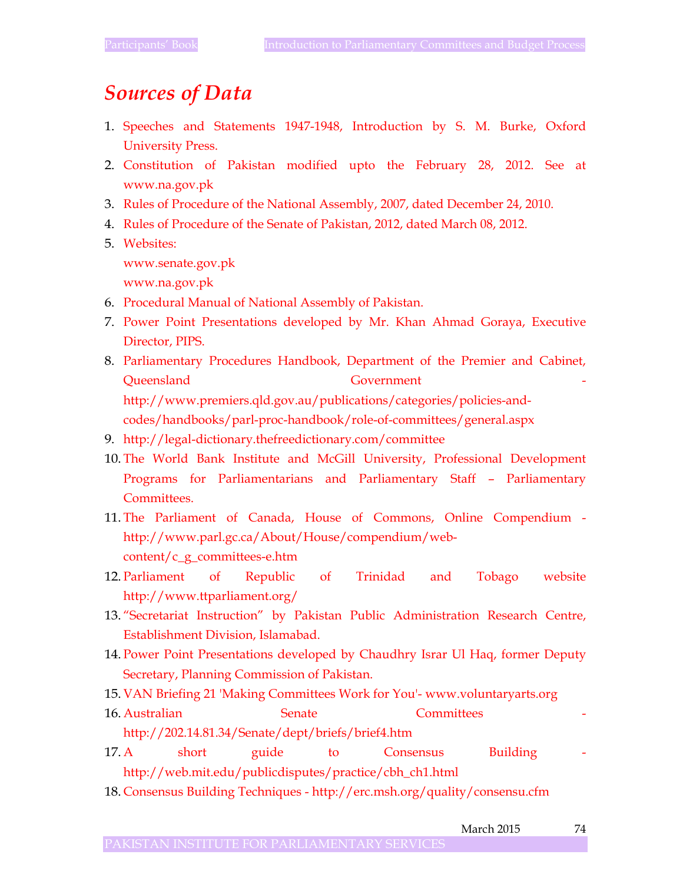# *Sources of Data*

1. Speeches and Statements 1947-1948, Introduction by S. M. Burke, Oxford University Press.
2. Constitution of Pakistan modified upto the February 28, 2012. See at www.na.gov.pk
3. Rules of Procedure of the National Assembly, 2007, dated December 24, 2010.
4. Rules of Procedure of the Senate of Pakistan, 2012, dated March 08, 2012.
5. Websites:
   www.senate.gov.pk
   www.na.gov.pk
6. Procedural Manual of National Assembly of Pakistan.
7. Power Point Presentations developed by Mr. Khan Ahmad Goraya, Executive Director, PIPS.
8. Parliamentary Procedures Handbook, Department of the Premier and Cabinet, Queensland Government - http://www.premiers.qld.gov.au/publications/categories/policies-and-codes/handbooks/parl-proc-handbook/role-of-committees/general.aspx
9. http://legal-dictionary.thefreedictionary.com/committee
10. The World Bank Institute and McGill University, Professional Development Programs for Parliamentarians and Parliamentary Staff – Parliamentary Committees.
11. The Parliament of Canada, House of Commons, Online Compendium - http://www.parl.gc.ca/About/House/compendium/web-content/c_g_committees-e.htm
12. Parliament of Republic of Trinidad and Tobago website http://www.ttparliament.org/
13. "Secretariat Instruction" by Pakistan Public Administration Research Centre, Establishment Division, Islamabad.
14. Power Point Presentations developed by Chaudhry Israr Ul Haq, former Deputy Secretary, Planning Commission of Pakistan.
15. VAN Briefing 21 'Making Committees Work for You'- www.voluntaryarts.org
16. Australian Senate Committees - http://202.14.81.34/Senate/dept/briefs/brief4.htm
17. A short guide to Consensus Building - http://web.mit.edu/publicdisputes/practice/cbh_ch1.html
18. Consensus Building Techniques - http://erc.msh.org/quality/consensu.cfm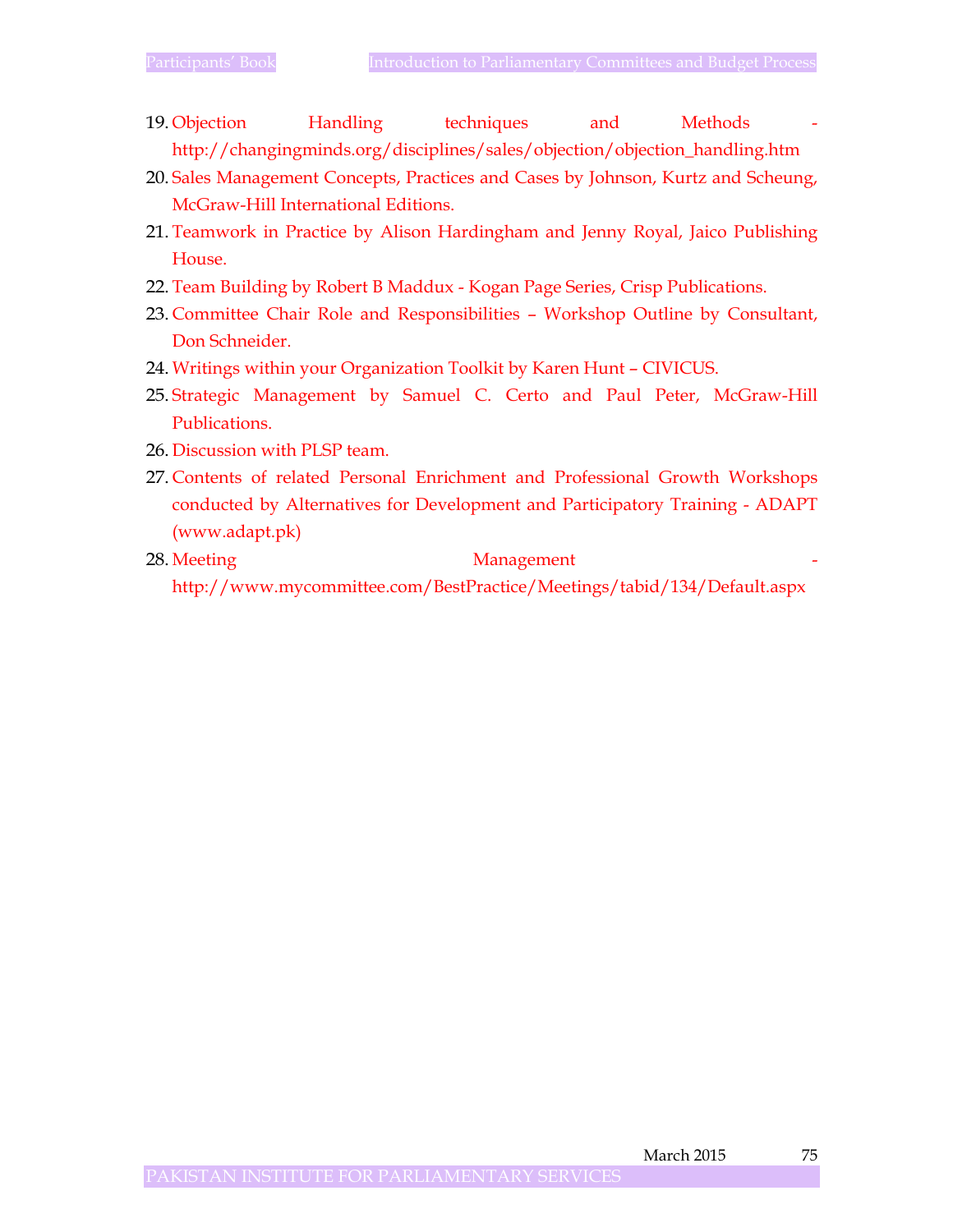19. Objection Handling techniques and Methods - http://changingminds.org/disciplines/sales/objection/objection_handling.htm
20. Sales Management Concepts, Practices and Cases by Johnson, Kurtz and Scheung, McGraw-Hill International Editions.
21. Teamwork in Practice by Alison Hardingham and Jenny Royal, Jaico Publishing House.
22. Team Building by Robert B Maddux - Kogan Page Series, Crisp Publications.
23. Committee Chair Role and Responsibilities – Workshop Outline by Consultant, Don Schneider.
24. Writings within your Organization Toolkit by Karen Hunt – CIVICUS.
25. Strategic Management by Samuel C. Certo and Paul Peter, McGraw-Hill Publications.
26. Discussion with PLSP team.
27. Contents of related Personal Enrichment and Professional Growth Workshops conducted by Alternatives for Development and Participatory Training - ADAPT (www.adapt.pk)
28. Meeting Management - http://www.mycommittee.com/BestPractice/Meetings/tabid/134/Default.aspx